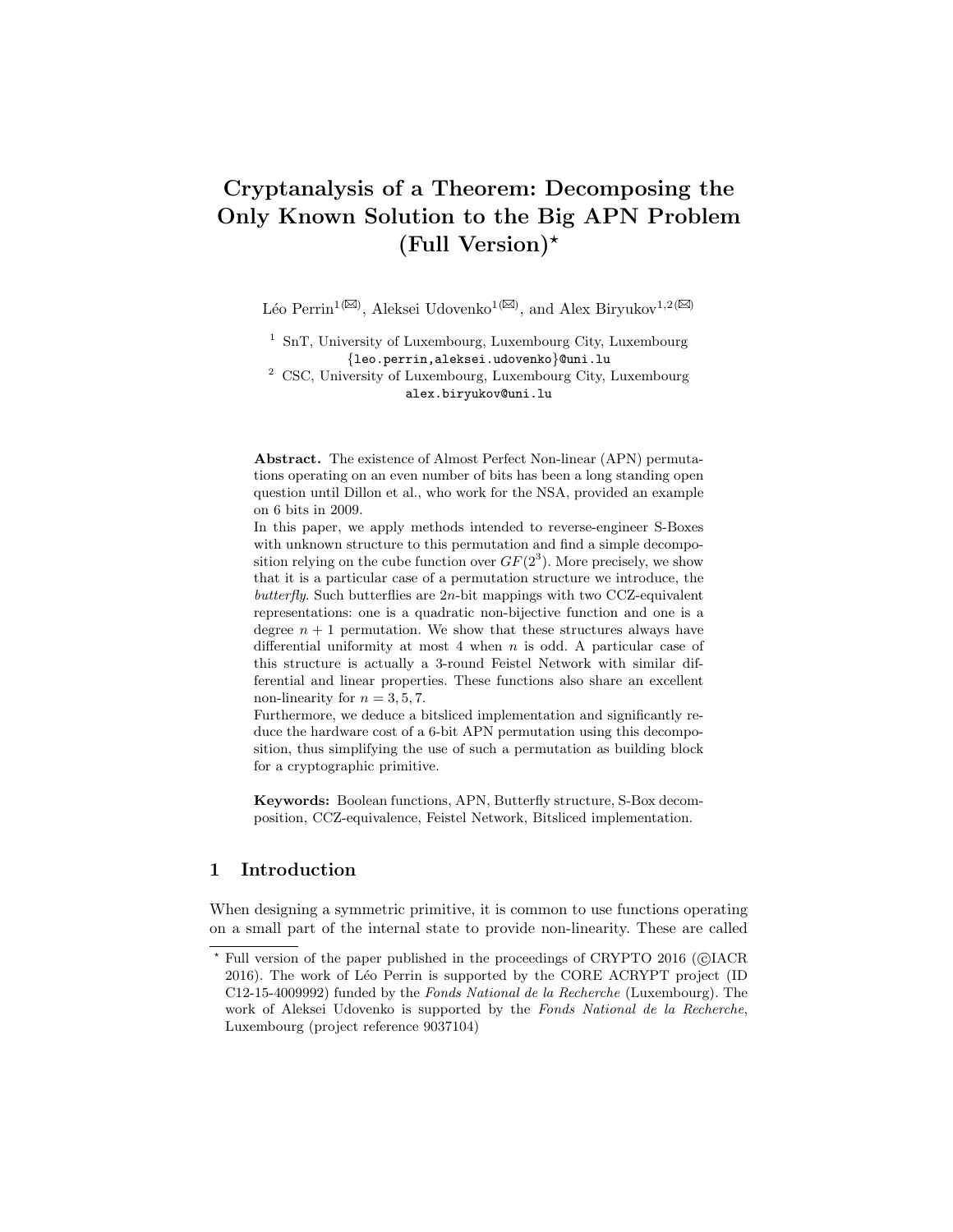# Cryptanalysis of a Theorem: Decomposing the Only Known Solution to the Big APN Problem (Full Version)*

Léo Perrin[1(✉)], Aleksei Udovenko[1(✉)], and Alex Biryukov[1,2(✉)]

[1] SnT, University of Luxembourg, Luxembourg City, Luxembourg
{leo.perrin,aleksei.udovenko}@uni.lu

[2] CSC, University of Luxembourg, Luxembourg City, Luxembourg
alex.biryukov@uni.lu

**Abstract.** The existence of Almost Perfect Non-linear (APN) permutations operating on an even number of bits has been a long standing open question until Dillon et al., who work for the NSA, provided an example on 6 bits in 2009.

In this paper, we apply methods intended to reverse-engineer S-Boxes with unknown structure to this permutation and find a simple decomposition relying on the cube function over $GF(2^3)$. More precisely, we show that it is a particular case of a permutation structure we introduce, the *butterfly*. Such butterflies are $2n$-bit mappings with two CCZ-equivalent representations: one is a quadratic non-bijective function and one is a degree $n+1$ permutation. We show that these structures always have differential uniformity at most 4 when $n$ is odd. A particular case of this structure is actually a 3-round Feistel Network with similar differential and linear properties. These functions also share an excellent non-linearity for $n = 3, 5, 7$.

Furthermore, we deduce a bitsliced implementation and significantly reduce the hardware cost of a 6-bit APN permutation using this decomposition, thus simplifying the use of such a permutation as building block for a cryptographic primitive.

**Keywords:** Boolean functions, APN, Butterfly structure, S-Box decomposition, CCZ-equivalence, Feistel Network, Bitsliced implementation.

## 1 Introduction

When designing a symmetric primitive, it is common to use functions operating on a small part of the internal state to provide non-linearity. These are called

---

* Full version of the paper published in the proceedings of CRYPTO 2016 (©IACR 2016). The work of Léo Perrin is supported by the CORE ACRYPT project (ID C12-15-4009992) funded by the *Fonds National de la Recherche* (Luxembourg). The work of Aleksei Udovenko is supported by the *Fonds National de la Recherche*, Luxembourg (project reference 9037104)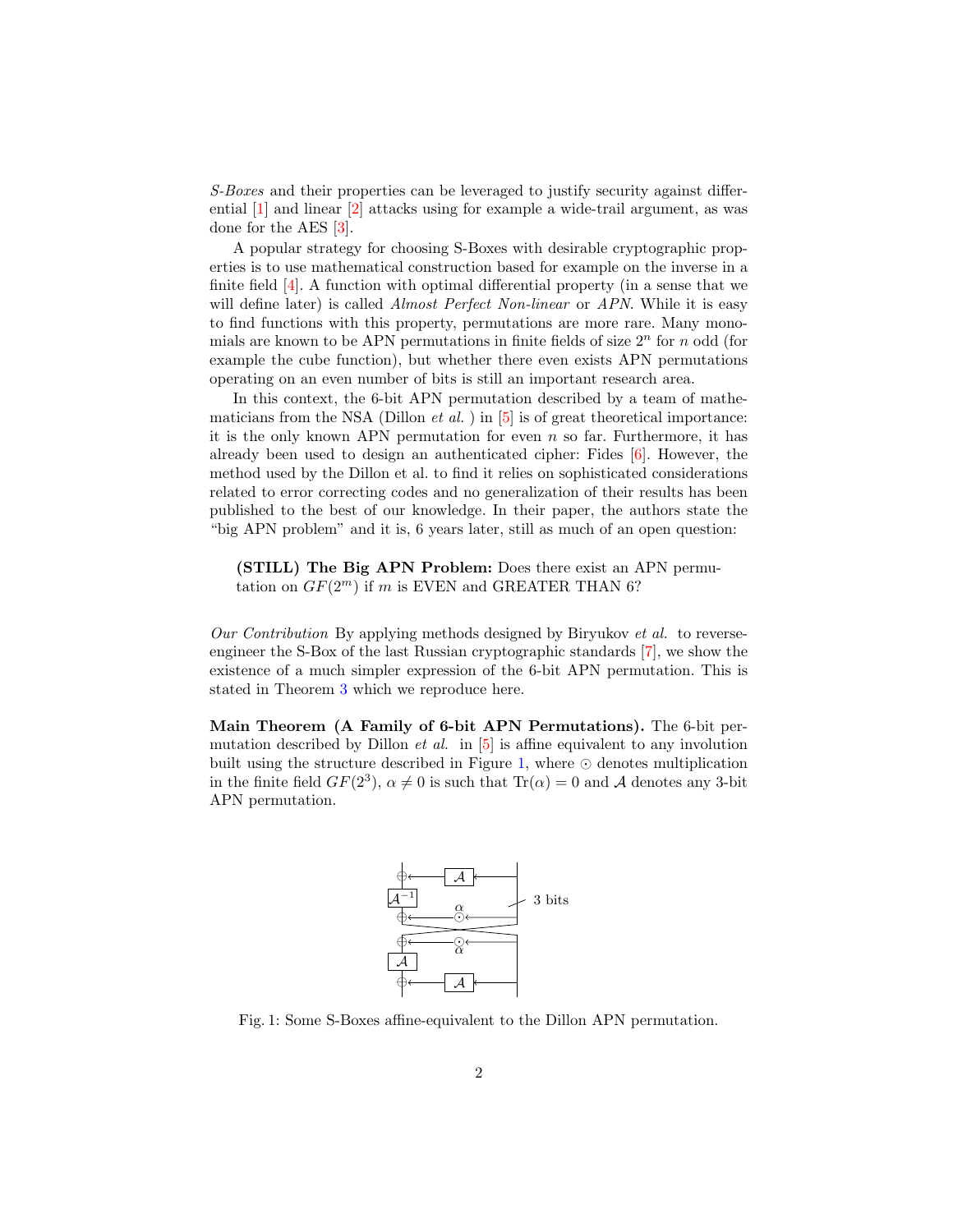*S-Boxes* and their properties can be leveraged to justify security against differential [1] and linear [2] attacks using for example a wide-trail argument, as was done for the AES [3].

A popular strategy for choosing S-Boxes with desirable cryptographic properties is to use mathematical construction based for example on the inverse in a finite field [4]. A function with optimal differential property (in a sense that we will define later) is called *Almost Perfect Non-linear* or *APN*. While it is easy to find functions with this property, permutations are more rare. Many monomials are known to be APN permutations in finite fields of size $2^n$ for $n$ odd (for example the cube function), but whether there even exists APN permutations operating on an even number of bits is still an important research area.

In this context, the 6-bit APN permutation described by a team of mathematicians from the NSA (Dillon *et al.* ) in [5] is of great theoretical importance: it is the only known APN permutation for even $n$ so far. Furthermore, it has already been used to design an authenticated cipher: Fides [6]. However, the method used by the Dillon et al. to find it relies on sophisticated considerations related to error correcting codes and no generalization of their results has been published to the best of our knowledge. In their paper, the authors state the "big APN problem" and it is, 6 years later, still as much of an open question:

> **(STILL) The Big APN Problem:** Does there exist an APN permutation on $GF(2^m)$ if $m$ is EVEN and GREATER THAN 6?

*Our Contribution* By applying methods designed by Biryukov *et al.* to reverse-engineer the S-Box of the last Russian cryptographic standards [7], we show the existence of a much simpler expression of the 6-bit APN permutation. This is stated in Theorem 3 which we reproduce here.

**Main Theorem (A Family of 6-bit APN Permutations).** The 6-bit permutation described by Dillon *et al.* in [5] is affine equivalent to any involution built using the structure described in Figure 1, where $\odot$ denotes multiplication in the finite field $GF(2^3)$, $\alpha \neq 0$ is such that $\text{Tr}(\alpha) = 0$ and $\mathcal{A}$ denotes any 3-bit APN permutation.

Fig. 1: Some S-Boxes affine-equivalent to the Dillon APN permutation.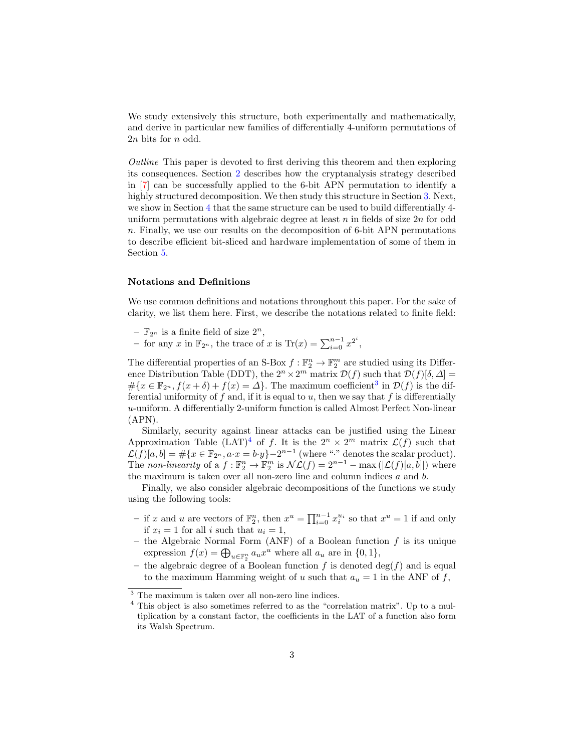We study extensively this structure, both experimentally and mathematically, and derive in particular new families of differentially 4-uniform permutations of $2n$ bits for $n$ odd.

*Outline* This paper is devoted to first deriving this theorem and then exploring its consequences. Section 2 describes how the cryptanalysis strategy described in [7] can be successfully applied to the 6-bit APN permutation to identify a highly structured decomposition. We then study this structure in Section 3. Next, we show in Section 4 that the same structure can be used to build differentially 4-uniform permutations with algebraic degree at least $n$ in fields of size $2n$ for odd $n$. Finally, we use our results on the decomposition of 6-bit APN permutations to describe efficient bit-sliced and hardware implementation of some of them in Section 5.

### Notations and Definitions

We use common definitions and notations throughout this paper. For the sake of clarity, we list them here. First, we describe the notations related to finite field:

- $\mathbb{F}_{2^n}$ is a finite field of size $2^n$,
- for any $x$ in $\mathbb{F}_{2^n}$, the trace of $x$ is $\text{Tr}(x) = \sum_{i=0}^{n-1} x^{2^i}$,

The differential properties of an S-Box $f : \mathbb{F}_2^n \to \mathbb{F}_2^m$ are studied using its Difference Distribution Table (DDT), the $2^n \times 2^m$ matrix $\mathcal{D}(f)$ such that $\mathcal{D}(f)[\delta, \Delta] = \#\{x \in \mathbb{F}_{2^n}, f(x+\delta) + f(x) = \Delta\}$. The maximum coefficient[3] in $\mathcal{D}(f)$ is the differential uniformity of $f$ and, if it is equal to $u$, then we say that $f$ is differentially $u$-uniform. A differentially 2-uniform function is called Almost Perfect Non-linear (APN).

Similarly, security against linear attacks can be justified using the Linear Approximation Table (LAT)[4] of $f$. It is the $2^n \times 2^m$ matrix $\mathcal{L}(f)$ such that $\mathcal{L}(f)[a, b] = \#\{x \in \mathbb{F}_{2^n}, a \cdot x = b \cdot y\} - 2^{n-1}$ (where "$\cdot$" denotes the scalar product). The *non-linearity* of a $f : \mathbb{F}_2^n \to \mathbb{F}_2^m$ is $\mathcal{NL}(f) = 2^{n-1} - \max\left(|\mathcal{L}(f)[a, b]|\right)$ where the maximum is taken over all non-zero line and column indices $a$ and $b$.

Finally, we also consider algebraic decompositions of the functions we study using the following tools:

- if $x$ and $u$ are vectors of $\mathbb{F}_2^n$, then $x^u = \prod_{i=0}^{n-1} x_i^{u_i}$ so that $x^u = 1$ if and only if $x_i = 1$ for all $i$ such that $u_i = 1$,
- the Algebraic Normal Form (ANF) of a Boolean function $f$ is its unique expression $f(x) = \bigoplus_{u \in \mathbb{F}_2^n} a_u x^u$ where all $a_u$ are in $\{0, 1\}$,
- the algebraic degree of a Boolean function $f$ is denoted $\deg(f)$ and is equal to the maximum Hamming weight of $u$ such that $a_u = 1$ in the ANF of $f$,

[3] The maximum is taken over all non-zero line indices.

[4] This object is also sometimes referred to as the "correlation matrix". Up to a multiplication by a constant factor, the coefficients in the LAT of a function also form its Walsh Spectrum.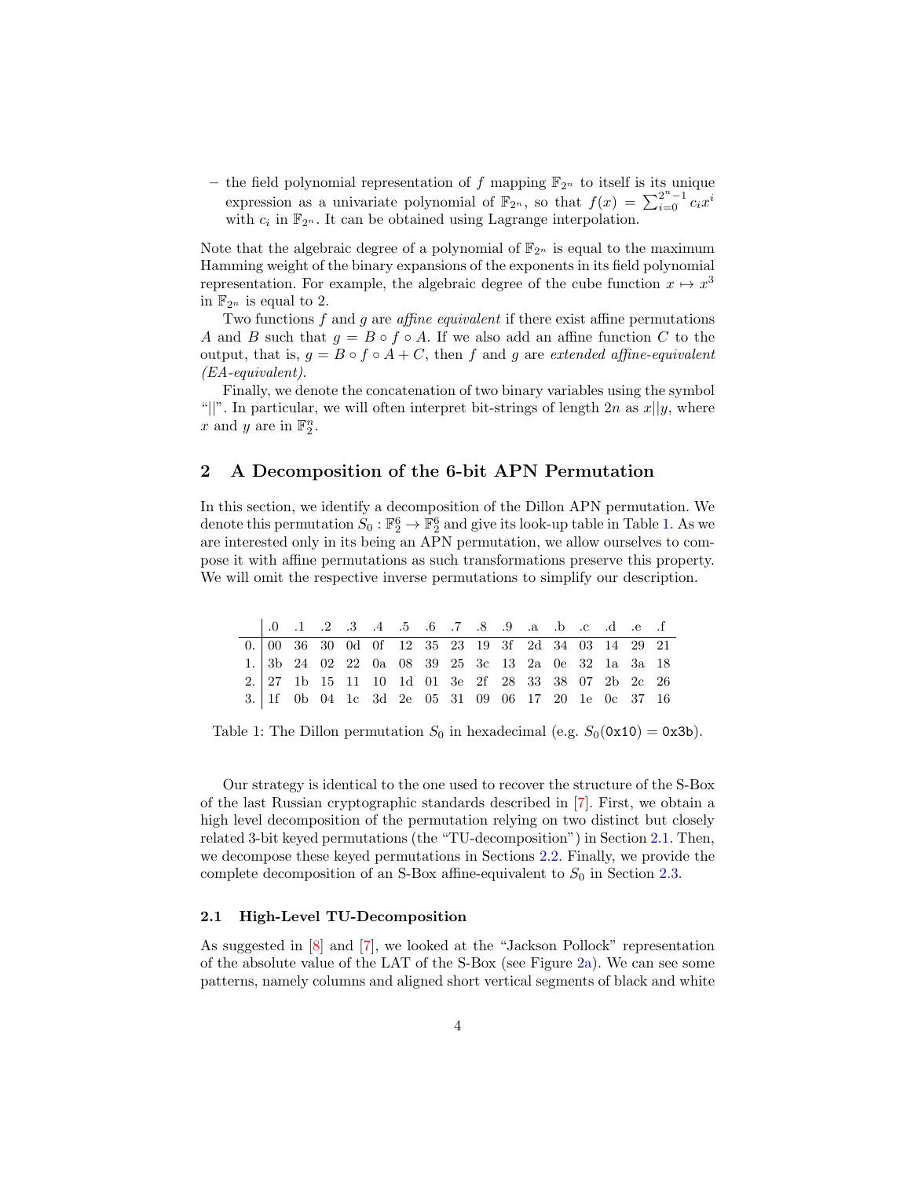– the field polynomial representation of $f$ mapping $\mathbb{F}_{2^n}$ to itself is its unique expression as a univariate polynomial of $\mathbb{F}_{2^n}$, so that $f(x) = \sum_{i=0}^{2^n-1} c_i x^i$ with $c_i$ in $\mathbb{F}_{2^n}$. It can be obtained using Lagrange interpolation.

Note that the algebraic degree of a polynomial of $\mathbb{F}_{2^n}$ is equal to the maximum Hamming weight of the binary expansions of the exponents in its field polynomial representation. For example, the algebraic degree of the cube function $x \mapsto x^3$ in $\mathbb{F}_{2^n}$ is equal to 2.

Two functions $f$ and $g$ are *affine equivalent* if there exist affine permutations $A$ and $B$ such that $g = B \circ f \circ A$. If we also add an affine function $C$ to the output, that is, $g = B \circ f \circ A + C$, then $f$ and $g$ are *extended affine-equivalent (EA-equivalent)*.

Finally, we denote the concatenation of two binary variables using the symbol "$||$". In particular, we will often interpret bit-strings of length $2n$ as $x||y$, where $x$ and $y$ are in $\mathbb{F}_2^n$.

## 2 A Decomposition of the 6-bit APN Permutation

In this section, we identify a decomposition of the Dillon APN permutation. We denote this permutation $S_0 : \mathbb{F}_2^6 \to \mathbb{F}_2^6$ and give its look-up table in Table 1. As we are interested only in its being an APN permutation, we allow ourselves to compose it with affine permutations as such transformations preserve this property. We will omit the respective inverse permutations to simplify our description.

| | .0 | .1 | .2 | .3 | .4 | .5 | .6 | .7 | .8 | .9 | .a | .b | .c | .d | .e | .f |
|---|---|---|---|---|---|---|---|---|---|---|---|---|---|---|---|---|
| 0. | 00 | 36 | 30 | 0d | 0f | 12 | 35 | 23 | 19 | 3f | 2d | 34 | 03 | 14 | 29 | 21 |
| 1. | 3b | 24 | 02 | 22 | 0a | 08 | 39 | 25 | 3c | 13 | 2a | 0e | 32 | 1a | 3a | 18 |
| 2. | 27 | 1b | 15 | 11 | 10 | 1d | 01 | 3e | 2f | 28 | 33 | 38 | 07 | 2b | 2c | 26 |
| 3. | 1f | 0b | 04 | 1c | 3d | 2e | 05 | 31 | 09 | 06 | 17 | 20 | 1e | 0c | 37 | 16 |

Table 1: The Dillon permutation $S_0$ in hexadecimal (e.g. $S_0(\texttt{0x10}) = \texttt{0x3b}$).

Our strategy is identical to the one used to recover the structure of the S-Box of the last Russian cryptographic standards described in [7]. First, we obtain a high level decomposition of the permutation relying on two distinct but closely related 3-bit keyed permutations (the "TU-decomposition") in Section 2.1. Then, we decompose these keyed permutations in Sections 2.2. Finally, we provide the complete decomposition of an S-Box affine-equivalent to $S_0$ in Section 2.3.

### 2.1 High-Level TU-Decomposition

As suggested in [8] and [7], we looked at the "Jackson Pollock" representation of the absolute value of the LAT of the S-Box (see Figure 2a). We can see some patterns, namely columns and aligned short vertical segments of black and white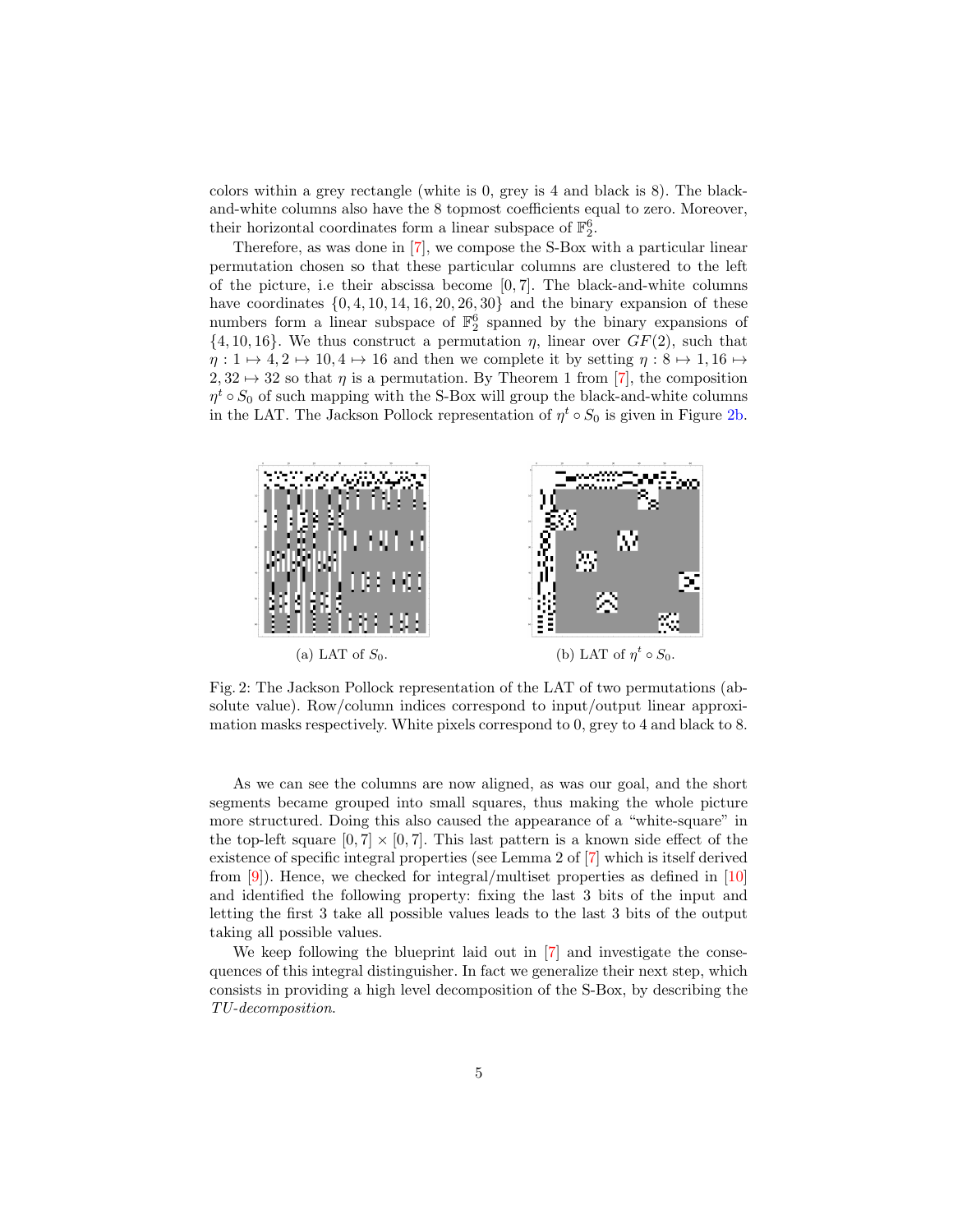colors within a grey rectangle (white is 0, grey is 4 and black is 8). The black-and-white columns also have the 8 topmost coefficients equal to zero. Moreover, their horizontal coordinates form a linear subspace of $\mathbb{F}_2^6$.

Therefore, as was done in [7], we compose the S-Box with a particular linear permutation chosen so that these particular columns are clustered to the left of the picture, i.e their abscissa become $[0, 7]$. The black-and-white columns have coordinates $\{0, 4, 10, 14, 16, 20, 26, 30\}$ and the binary expansion of these numbers form a linear subspace of $\mathbb{F}_2^6$ spanned by the binary expansions of $\{4, 10, 16\}$. We thus construct a permutation $\eta$, linear over $GF(2)$, such that $\eta : 1 \mapsto 4, 2 \mapsto 10, 4 \mapsto 16$ and then we complete it by setting $\eta : 8 \mapsto 1, 16 \mapsto 2, 32 \mapsto 32$ so that $\eta$ is a permutation. By Theorem 1 from [7], the composition $\eta^t \circ S_0$ of such mapping with the S-Box will group the black-and-white columns in the LAT. The Jackson Pollock representation of $\eta^t \circ S_0$ is given in Figure 2b.

(a) LAT of $S_0$.

(b) LAT of $\eta^t \circ S_0$.

Fig. 2: The Jackson Pollock representation of the LAT of two permutations (absolute value). Row/column indices correspond to input/output linear approximation masks respectively. White pixels correspond to 0, grey to 4 and black to 8.

As we can see the columns are now aligned, as was our goal, and the short segments became grouped into small squares, thus making the whole picture more structured. Doing this also caused the appearance of a "white-square" in the top-left square $[0, 7] \times [0, 7]$. This last pattern is a known side effect of the existence of specific integral properties (see Lemma 2 of [7] which is itself derived from [9]). Hence, we checked for integral/multiset properties as defined in [10] and identified the following property: fixing the last 3 bits of the input and letting the first 3 take all possible values leads to the last 3 bits of the output taking all possible values.

We keep following the blueprint laid out in [7] and investigate the consequences of this integral distinguisher. In fact we generalize their next step, which consists in providing a high level decomposition of the S-Box, by describing the *TU-decomposition*.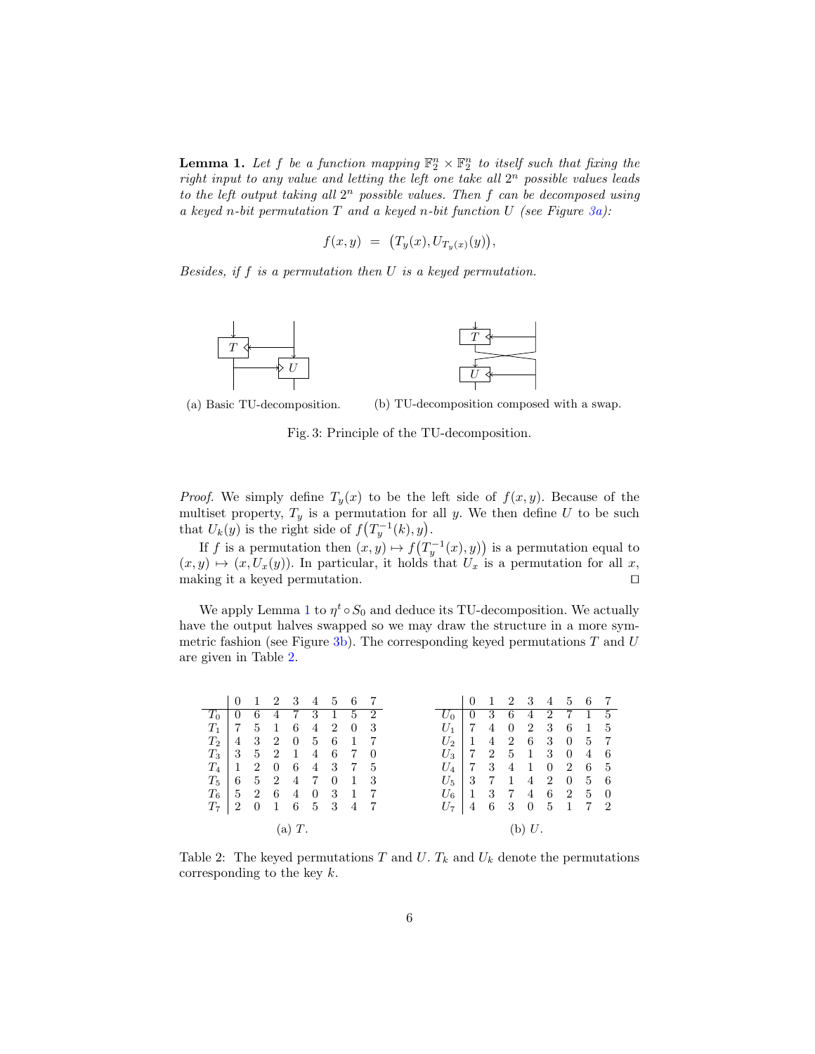**Lemma 1.** *Let $f$ be a function mapping $\mathbb{F}_2^n \times \mathbb{F}_2^n$ to itself such that fixing the right input to any value and letting the left one take all $2^n$ possible values leads to the left output taking all $2^n$ possible values. Then $f$ can be decomposed using a keyed $n$-bit permutation $T$ and a keyed $n$-bit function $U$ (see Figure 3a):*

$$f(x, y) \;=\; \big(T_y(x), U_{T_y(x)}(y)\big),$$

*Besides, if $f$ is a permutation then $U$ is a keyed permutation.*

(a) Basic TU-decomposition. (b) TU-decomposition composed with a swap.

Fig. 3: Principle of the TU-decomposition.

*Proof.* We simply define $T_y(x)$ to be the left side of $f(x, y)$. Because of the multiset property, $T_y$ is a permutation for all $y$. We then define $U$ to be such that $U_k(y)$ is the right side of $f\big(T_y^{-1}(k), y\big)$.

If $f$ is a permutation then $(x, y) \mapsto f\big(T_y^{-1}(x), y\big)$ is a permutation equal to $(x, y) \mapsto (x, U_x(y))$. In particular, it holds that $U_x$ is a permutation for all $x$, making it a keyed permutation. □

We apply Lemma 1 to $\eta^t \circ S_0$ and deduce its TU-decomposition. We actually have the output halves swapped so we may draw the structure in a more symmetric fashion (see Figure 3b). The corresponding keyed permutations $T$ and $U$ are given in Table 2.

(a) $T$.

| | 0 | 1 | 2 | 3 | 4 | 5 | 6 | 7 |
|---|---|---|---|---|---|---|---|---|
| $T_0$ | 0 | 6 | 4 | 7 | 3 | 1 | 5 | 2 |
| $T_1$ | 7 | 5 | 1 | 6 | 4 | 2 | 0 | 3 |
| $T_2$ | 4 | 3 | 2 | 0 | 5 | 6 | 1 | 7 |
| $T_3$ | 3 | 5 | 2 | 1 | 4 | 6 | 7 | 0 |
| $T_4$ | 1 | 2 | 0 | 6 | 4 | 3 | 7 | 5 |
| $T_5$ | 6 | 5 | 2 | 4 | 7 | 0 | 1 | 3 |
| $T_6$ | 5 | 2 | 6 | 4 | 0 | 3 | 1 | 7 |
| $T_7$ | 2 | 0 | 1 | 6 | 5 | 3 | 4 | 7 |

(b) $U$.

| | 0 | 1 | 2 | 3 | 4 | 5 | 6 | 7 |
|---|---|---|---|---|---|---|---|---|
| $U_0$ | 0 | 3 | 6 | 4 | 2 | 7 | 1 | 5 |
| $U_1$ | 7 | 4 | 0 | 2 | 3 | 6 | 1 | 5 |
| $U_2$ | 1 | 4 | 2 | 6 | 3 | 0 | 5 | 7 |
| $U_3$ | 7 | 2 | 5 | 1 | 3 | 0 | 4 | 6 |
| $U_4$ | 7 | 3 | 4 | 1 | 0 | 2 | 6 | 5 |
| $U_5$ | 3 | 7 | 1 | 4 | 2 | 0 | 5 | 6 |
| $U_6$ | 1 | 3 | 7 | 4 | 6 | 2 | 5 | 0 |
| $U_7$ | 4 | 6 | 3 | 0 | 5 | 1 | 7 | 2 |

Table 2: The keyed permutations $T$ and $U$. $T_k$ and $U_k$ denote the permutations corresponding to the key $k$.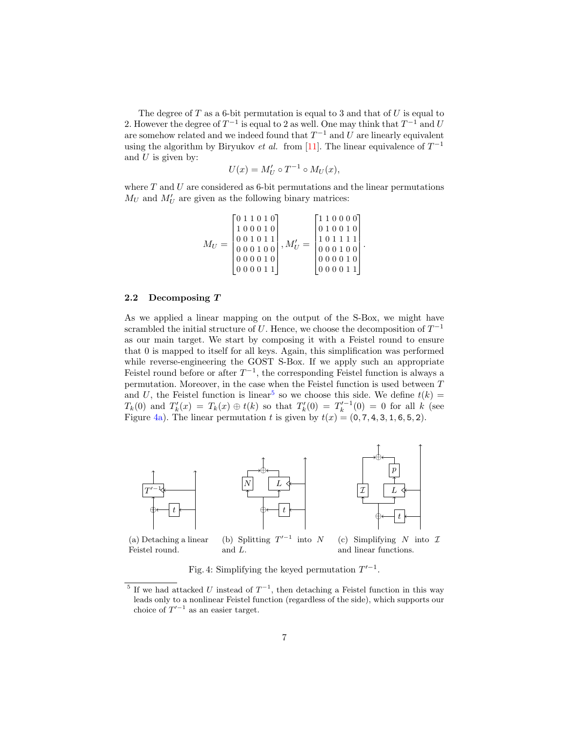The degree of $T$ as a 6-bit permutation is equal to 3 and that of $U$ is equal to 2. However the degree of $T^{-1}$ is equal to 2 as well. One may think that $T^{-1}$ and $U$ are somehow related and we indeed found that $T^{-1}$ and $U$ are linearly equivalent using the algorithm by Biryukov *et al.* from [11]. The linear equivalence of $T^{-1}$ and $U$ is given by:

$$U(x) = M'_U \circ T^{-1} \circ M_U(x),$$

where $T$ and $U$ are considered as 6-bit permutations and the linear permutations $M_U$ and $M'_U$ are given as the following binary matrices:

$$M_U = \begin{bmatrix} 0&1&1&0&1&0 \\ 1&0&0&0&1&0 \\ 0&0&1&0&1&1 \\ 0&0&0&1&0&0 \\ 0&0&0&0&1&0 \\ 0&0&0&0&1&1 \end{bmatrix}, M'_U = \begin{bmatrix} 1&1&0&0&0&0 \\ 0&1&0&0&1&0 \\ 1&0&1&1&1&1 \\ 0&0&0&1&0&0 \\ 0&0&0&0&1&0 \\ 0&0&0&0&1&1 \end{bmatrix}.$$

### 2.2 Decomposing $T$

As we applied a linear mapping on the output of the S-Box, we might have scrambled the initial structure of $U$. Hence, we choose the decomposition of $T^{-1}$ as our main target. We start by composing it with a Feistel round to ensure that 0 is mapped to itself for all keys. Again, this simplification was performed while reverse-engineering the GOST S-Box. If we apply such an appropriate Feistel round before or after $T^{-1}$, the corresponding Feistel function is always a permutation. Moreover, in the case when the Feistel function is used between $T$ and $U$, the Feistel function is linear[5] so we choose this side. We define $t(k) = T_k(0)$ and $T'_k(x) = T_k(x) \oplus t(k)$ so that $T'_k(0) = T'^{-1}_k(0) = 0$ for all $k$ (see Figure 4a). The linear permutation $t$ is given by $t(x) = (0, 7, 4, 3, 1, 6, 5, 2)$.

(a) Detaching a linear Feistel round.

(b) Splitting $T'^{-1}$ into $N$ and $L$.

(c) Simplifying $N$ into $\mathcal{I}$ and linear functions.

Fig. 4: Simplifying the keyed permutation $T'^{-1}$.

[5] If we had attacked $U$ instead of $T^{-1}$, then detaching a Feistel function in this way leads only to a nonlinear Feistel function (regardless of the side), which supports our choice of $T'^{-1}$ as an easier target.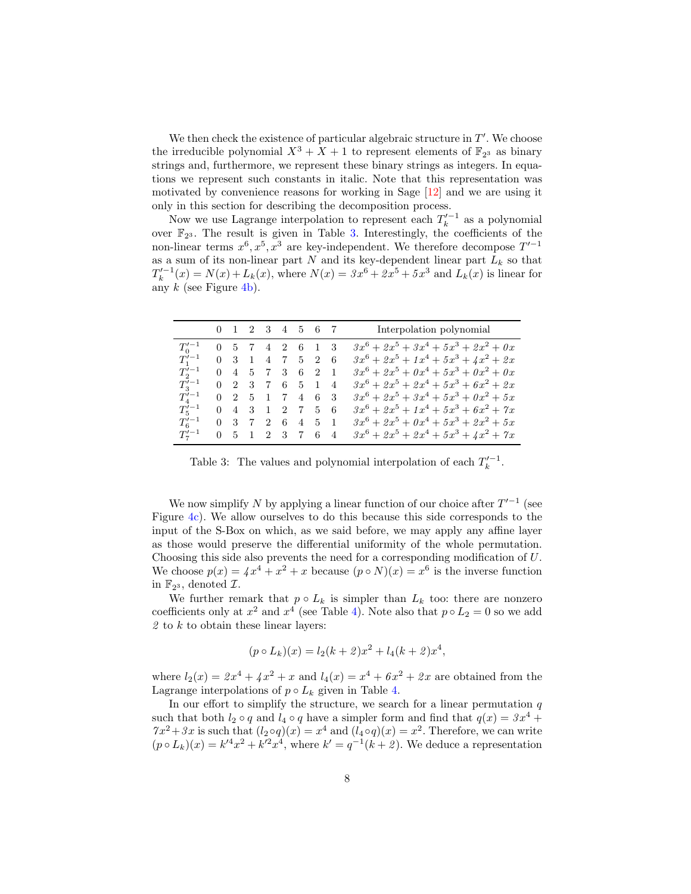We then check the existence of particular algebraic structure in $T'$. We choose the irreducible polynomial $X^3 + X + 1$ to represent elements of $\mathbb{F}_{2^3}$ as binary strings and, furthermore, we represent these binary strings as integers. In equations we represent such constants in italic. Note that this representation was motivated by convenience reasons for working in Sage [12] and we are using it only in this section for describing the decomposition process.

Now we use Lagrange interpolation to represent each $T_k'^{-1}$ as a polynomial over $\mathbb{F}_{2^3}$. The result is given in Table 3. Interestingly, the coefficients of the non-linear terms $x^6, x^5, x^3$ are key-independent. We therefore decompose $T'^{-1}$ as a sum of its non-linear part $N$ and its key-dependent linear part $L_k$ so that $T_k'^{-1}(x) = N(x) + L_k(x)$, where $N(x) = \mathit{3}x^6 + \mathit{2}x^5 + \mathit{5}x^3$ and $L_k(x)$ is linear for any $k$ (see Figure 4b).

| | 0 | 1 | 2 | 3 | 4 | 5 | 6 | 7 | Interpolation polynomial |
|---|---|---|---|---|---|---|---|---|---|
| $T_0'^{-1}$ | 0 | 5 | 7 | 4 | 2 | 6 | 1 | 3 | $\mathit{3}x^6 + \mathit{2}x^5 + \mathit{3}x^4 + \mathit{5}x^3 + \mathit{2}x^2 + \mathit{0}x$ |
| $T_1'^{-1}$ | 0 | 3 | 1 | 4 | 7 | 5 | 2 | 6 | $\mathit{3}x^6 + \mathit{2}x^5 + \mathit{1}x^4 + \mathit{5}x^3 + \mathit{4}x^2 + \mathit{2}x$ |
| $T_2'^{-1}$ | 0 | 4 | 5 | 7 | 3 | 6 | 2 | 1 | $\mathit{3}x^6 + \mathit{2}x^5 + \mathit{0}x^4 + \mathit{5}x^3 + \mathit{0}x^2 + \mathit{0}x$ |
| $T_3'^{-1}$ | 0 | 2 | 3 | 7 | 6 | 5 | 1 | 4 | $\mathit{3}x^6 + \mathit{2}x^5 + \mathit{2}x^4 + \mathit{5}x^3 + \mathit{6}x^2 + \mathit{2}x$ |
| $T_4'^{-1}$ | 0 | 2 | 5 | 1 | 7 | 4 | 6 | 3 | $\mathit{3}x^6 + \mathit{2}x^5 + \mathit{3}x^4 + \mathit{5}x^3 + \mathit{0}x^2 + \mathit{5}x$ |
| $T_5'^{-1}$ | 0 | 4 | 3 | 1 | 2 | 7 | 5 | 6 | $\mathit{3}x^6 + \mathit{2}x^5 + \mathit{1}x^4 + \mathit{5}x^3 + \mathit{6}x^2 + \mathit{7}x$ |
| $T_6'^{-1}$ | 0 | 3 | 7 | 2 | 6 | 4 | 5 | 1 | $\mathit{3}x^6 + \mathit{2}x^5 + \mathit{0}x^4 + \mathit{5}x^3 + \mathit{2}x^2 + \mathit{5}x$ |
| $T_7'^{-1}$ | 0 | 5 | 1 | 2 | 3 | 7 | 6 | 4 | $\mathit{3}x^6 + \mathit{2}x^5 + \mathit{2}x^4 + \mathit{5}x^3 + \mathit{4}x^2 + \mathit{7}x$ |

Table 3: The values and polynomial interpolation of each $T_k'^{-1}$.

We now simplify $N$ by applying a linear function of our choice after $T'^{-1}$ (see Figure 4c). We allow ourselves to do this because this side corresponds to the input of the S-Box on which, as we said before, we may apply any affine layer as those would preserve the differential uniformity of the whole permutation. Choosing this side also prevents the need for a corresponding modification of $U$. We choose $p(x) = \mathit{4}x^4 + x^2 + x$ because $(p \circ N)(x) = x^6$ is the inverse function in $\mathbb{F}_{2^3}$, denoted $\mathcal{I}$.

We further remark that $p \circ L_k$ is simpler than $L_k$ too: there are nonzero coefficients only at $x^2$ and $x^4$ (see Table 4). Note also that $p \circ L_2 = 0$ so we add $\mathit{2}$ to $k$ to obtain these linear layers:

$$(p \circ L_k)(x) = l_2(k + \mathit{2})x^2 + l_4(k + \mathit{2})x^4,$$

where $l_2(x) = \mathit{2}x^4 + \mathit{4}x^2 + x$ and $l_4(x) = x^4 + \mathit{6}x^2 + \mathit{2}x$ are obtained from the Lagrange interpolations of $p \circ L_k$ given in Table 4.

In our effort to simplify the structure, we search for a linear permutation $q$ such that both $l_2 \circ q$ and $l_4 \circ q$ have a simpler form and find that $q(x) = \mathit{3}x^4 + \mathit{7}x^2 + \mathit{3}x$ is such that $(l_2 \circ q)(x) = x^4$ and $(l_4 \circ q)(x) = x^2$. Therefore, we can write $(p \circ L_k)(x) = k'^4x^2 + k'^2x^4$, where $k' = q^{-1}(k + \mathit{2})$. We deduce a representation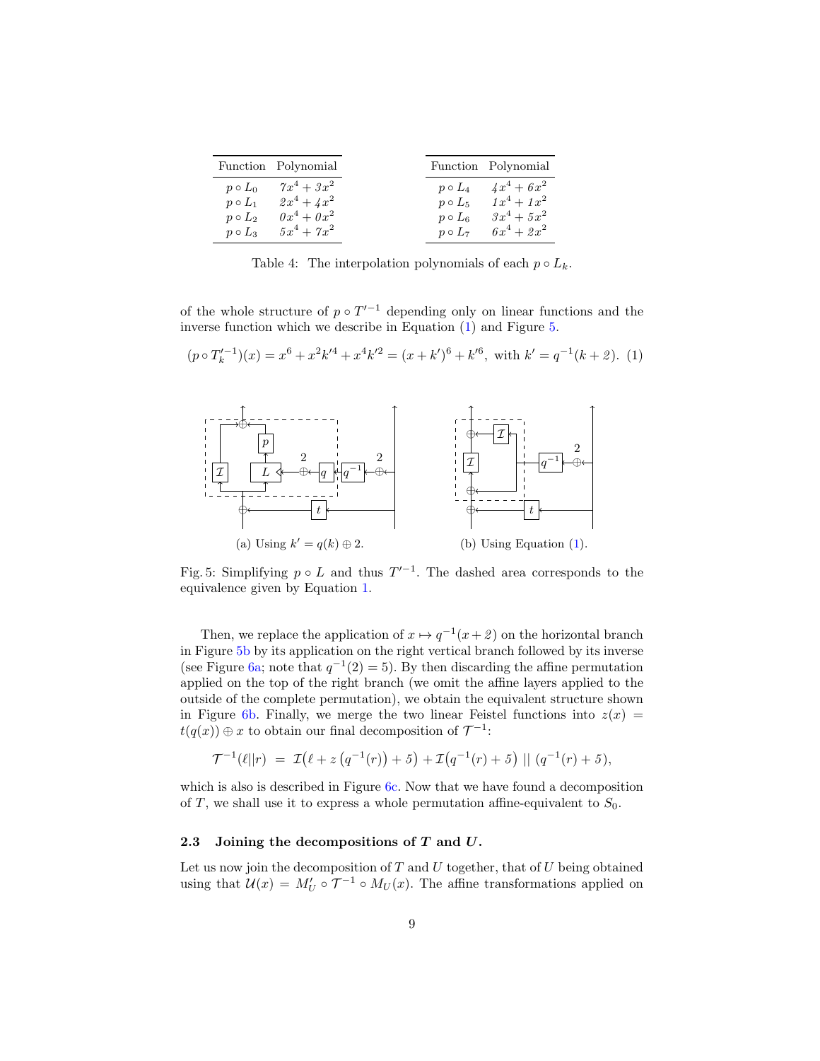| Function | Polynomial |
|---|---|
| $p \circ L_0$ | $7x^4 + 3x^2$ |
| $p \circ L_1$ | $2x^4 + 4x^2$ |
| $p \circ L_2$ | $0x^4 + 0x^2$ |
| $p \circ L_3$ | $5x^4 + 7x^2$ |

| Function | Polynomial |
|---|---|
| $p \circ L_4$ | $4x^4 + 6x^2$ |
| $p \circ L_5$ | $1x^4 + 1x^2$ |
| $p \circ L_6$ | $3x^4 + 5x^2$ |
| $p \circ L_7$ | $6x^4 + 2x^2$ |

Table 4: The interpolation polynomials of each $p \circ L_k$.

of the whole structure of $p \circ T'^{-1}$ depending only on linear functions and the inverse function which we describe in Equation (1) and Figure 5.

$$(p \circ T_k'^{-1})(x) = x^6 + x^2 k'^4 + x^4 k'^2 = (x + k')^6 + k'^6, \text{ with } k' = q^{-1}(k + 2). \quad (1)$$

(a) Using $k' = q(k) \oplus 2$.

(b) Using Equation (1).

Fig. 5: Simplifying $p \circ L$ and thus $T'^{-1}$. The dashed area corresponds to the equivalence given by Equation 1.

Then, we replace the application of $x \mapsto q^{-1}(x + 2)$ on the horizontal branch in Figure 5b by its application on the right vertical branch followed by its inverse (see Figure 6a; note that $q^{-1}(2) = 5$). By then discarding the affine permutation applied on the top of the right branch (we omit the affine layers applied to the outside of the complete permutation), we obtain the equivalent structure shown in Figure 6b. Finally, we merge the two linear Feistel functions into $z(x) = t(q(x)) \oplus x$ to obtain our final decomposition of $\mathcal{T}^{-1}$:

$$\mathcal{T}^{-1}(\ell || r) \; = \; \mathcal{I}\big(\ell + z\left(q^{-1}(r)\right) + 5\big) + \mathcal{I}\big(q^{-1}(r) + 5\big) \; || \; (q^{-1}(r) + 5),$$

which is also is described in Figure 6c. Now that we have found a decomposition of $T$, we shall use it to express a whole permutation affine-equivalent to $S_0$.

### 2.3 Joining the decompositions of $T$ and $U$.

Let us now join the decomposition of $T$ and $U$ together, that of $U$ being obtained using that $\mathcal{U}(x) = M'_U \circ \mathcal{T}^{-1} \circ M_U(x)$. The affine transformations applied on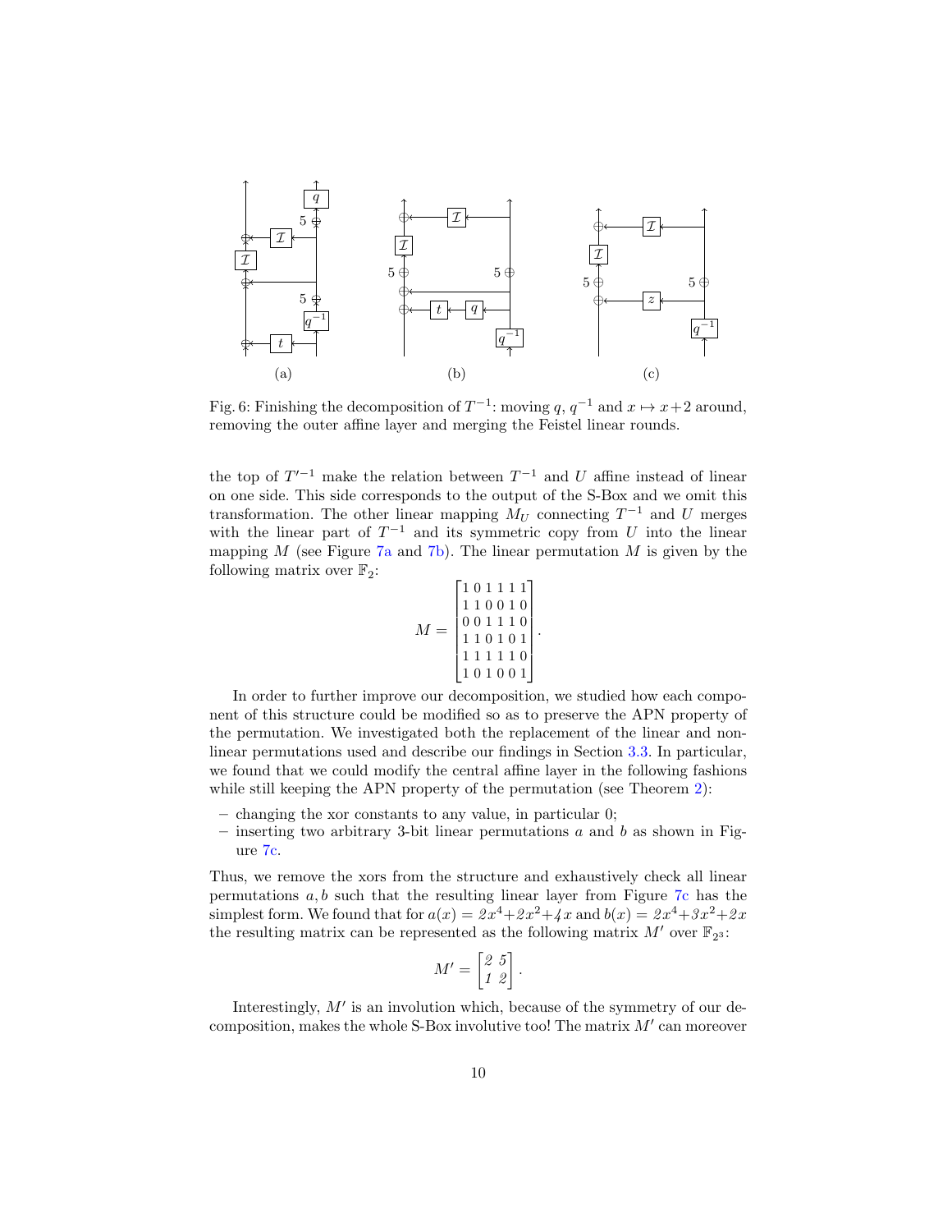Fig. 6: Finishing the decomposition of $T^{-1}$: moving $q$, $q^{-1}$ and $x \mapsto x+2$ around, removing the outer affine layer and merging the Feistel linear rounds.

the top of $T'^{-1}$ make the relation between $T^{-1}$ and $U$ affine instead of linear on one side. This side corresponds to the output of the S-Box and we omit this transformation. The other linear mapping $M_U$ connecting $T^{-1}$ and $U$ merges with the linear part of $T^{-1}$ and its symmetric copy from $U$ into the linear mapping $M$ (see Figure 7a and 7b). The linear permutation $M$ is given by the following matrix over $\mathbb{F}_2$:

$$M = \begin{bmatrix} 1 & 0 & 1 & 1 & 1 & 1 \\ 1 & 1 & 0 & 0 & 1 & 0 \\ 0 & 0 & 1 & 1 & 1 & 0 \\ 1 & 1 & 0 & 1 & 0 & 1 \\ 1 & 1 & 1 & 1 & 1 & 0 \\ 1 & 0 & 1 & 0 & 0 & 1 \end{bmatrix}.$$

In order to further improve our decomposition, we studied how each component of this structure could be modified so as to preserve the APN property of the permutation. We investigated both the replacement of the linear and non-linear permutations used and describe our findings in Section 3.3. In particular, we found that we could modify the central affine layer in the following fashions while still keeping the APN property of the permutation (see Theorem 2):

- changing the xor constants to any value, in particular 0;
- inserting two arbitrary 3-bit linear permutations $a$ and $b$ as shown in Figure 7c.

Thus, we remove the xors from the structure and exhaustively check all linear permutations $a, b$ such that the resulting linear layer from Figure 7c has the simplest form. We found that for $a(x) = 2x^4 + 2x^2 + 4x$ and $b(x) = 2x^4 + 3x^2 + 2x$ the resulting matrix can be represented as the following matrix $M'$ over $\mathbb{F}_{2^3}$:

$$M' = \begin{bmatrix} 2 & 5 \\ 1 & 2 \end{bmatrix}.$$

Interestingly, $M'$ is an involution which, because of the symmetry of our decomposition, makes the whole S-Box involutive too! The matrix $M'$ can moreover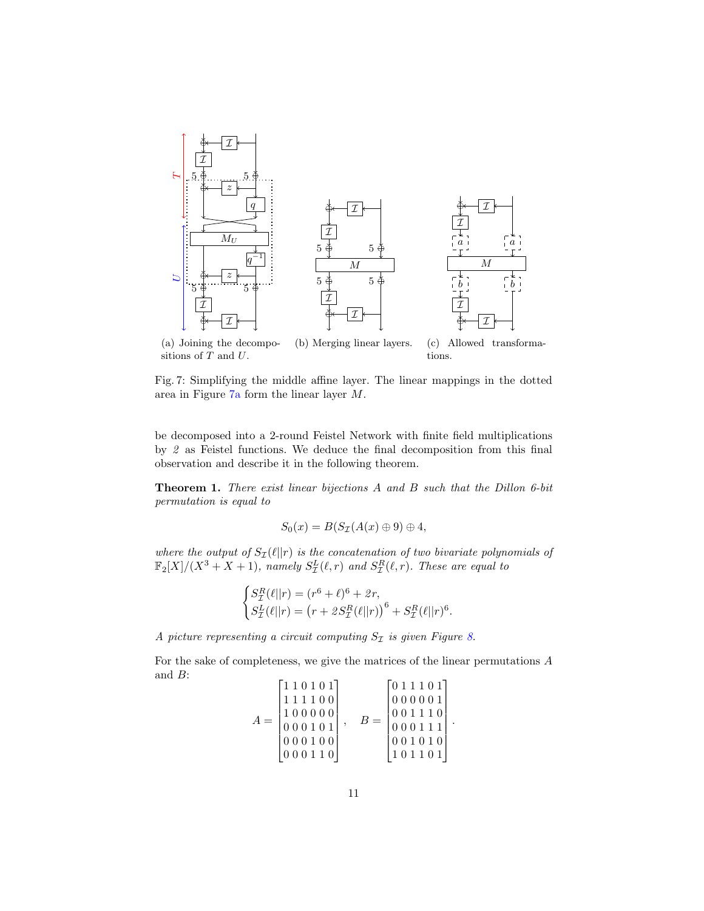(a) Joining the decompositions of $T$ and $U$.

(b) Merging linear layers.

(c) Allowed transformations.

Fig. 7: Simplifying the middle affine layer. The linear mappings in the dotted area in Figure 7a form the linear layer $M$.

be decomposed into a 2-round Feistel Network with finite field multiplications by *2* as Feistel functions. We deduce the final decomposition from this final observation and describe it in the following theorem.

**Theorem 1.** *There exist linear bijections $A$ and $B$ such that the Dillon 6-bit permutation is equal to*

$$S_0(x) = B(S_{\mathcal{I}}(A(x) \oplus 9) \oplus 4,$$

*where the output of $S_{\mathcal{I}}(\ell || r)$ is the concatenation of two bivariate polynomials of $\mathbb{F}_2[X]/(X^3 + X + 1)$, namely $S_{\mathcal{I}}^L(\ell, r)$ and $S_{\mathcal{I}}^R(\ell, r)$. These are equal to*

$$\begin{cases} S_{\mathcal{I}}^R(\ell || r) = (r^6 + \ell)^6 + 2r, \\ S_{\mathcal{I}}^L(\ell || r) = \left(r + 2S_{\mathcal{I}}^R(\ell || r)\right)^6 + S_{\mathcal{I}}^R(\ell || r)^6. \end{cases}$$

*A picture representing a circuit computing $S_{\mathcal{I}}$ is given Figure 8.*

For the sake of completeness, we give the matrices of the linear permutations $A$ and $B$:

$$A = \begin{bmatrix} 1\,1\,0\,1\,0\,1 \\ 1\,1\,1\,1\,0\,0 \\ 1\,0\,0\,0\,0\,0 \\ 0\,0\,0\,1\,0\,1 \\ 0\,0\,0\,1\,0\,0 \\ 0\,0\,0\,1\,1\,0 \end{bmatrix}, \quad B = \begin{bmatrix} 0\,1\,1\,1\,0\,1 \\ 0\,0\,0\,0\,0\,1 \\ 0\,0\,1\,1\,1\,0 \\ 0\,0\,0\,1\,1\,1 \\ 0\,0\,1\,0\,1\,0 \\ 1\,0\,1\,1\,0\,1 \end{bmatrix}.$$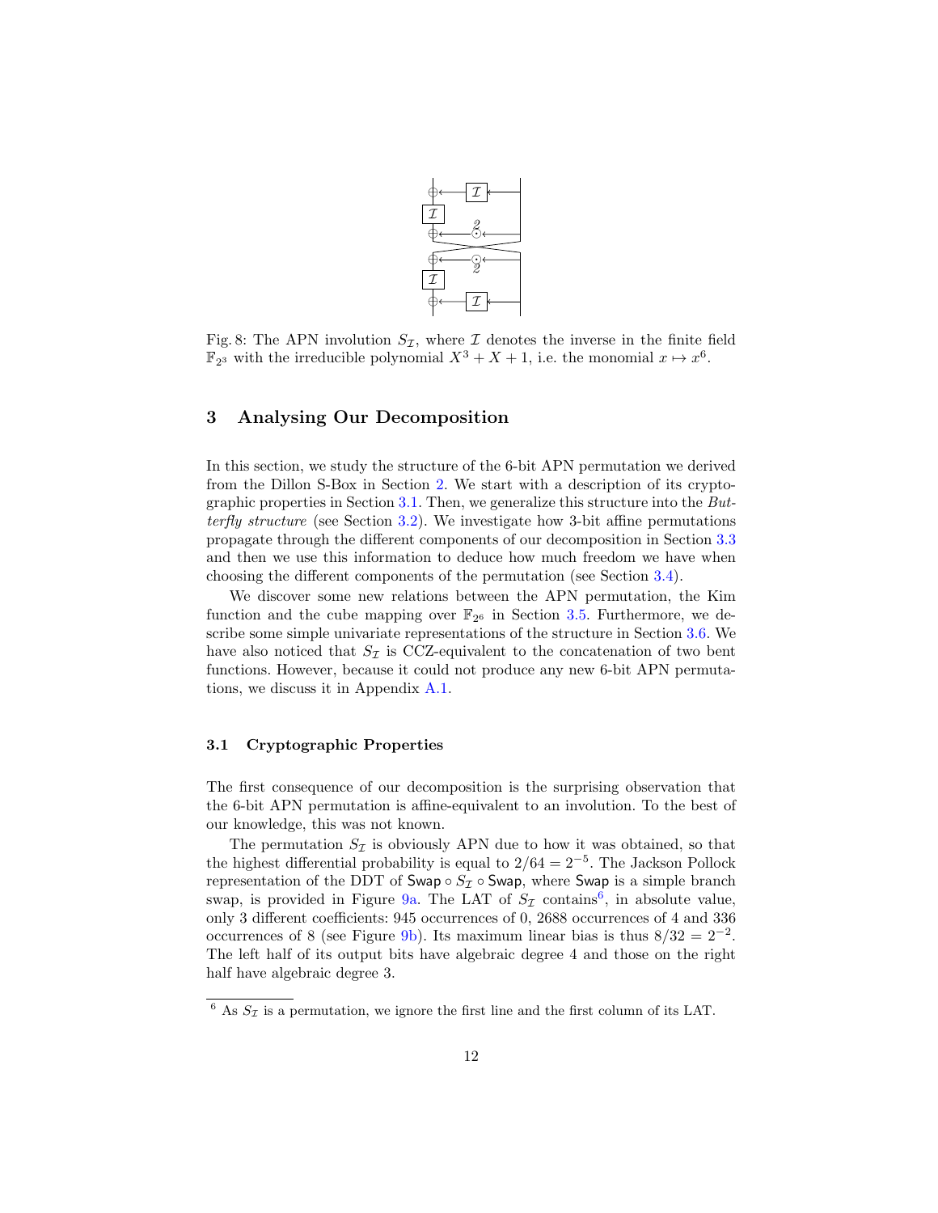Fig. 8: The APN involution $S_{\mathcal{I}}$, where $\mathcal{I}$ denotes the inverse in the finite field $\mathbb{F}_{2^3}$ with the irreducible polynomial $X^3 + X + 1$, i.e. the monomial $x \mapsto x^6$.

## 3 Analysing Our Decomposition

In this section, we study the structure of the 6-bit APN permutation we derived from the Dillon S-Box in Section 2. We start with a description of its cryptographic properties in Section 3.1. Then, we generalize this structure into the *Butterfly structure* (see Section 3.2). We investigate how 3-bit affine permutations propagate through the different components of our decomposition in Section 3.3 and then we use this information to deduce how much freedom we have when choosing the different components of the permutation (see Section 3.4).

We discover some new relations between the APN permutation, the Kim function and the cube mapping over $\mathbb{F}_{2^6}$ in Section 3.5. Furthermore, we describe some simple univariate representations of the structure in Section 3.6. We have also noticed that $S_{\mathcal{I}}$ is CCZ-equivalent to the concatenation of two bent functions. However, because it could not produce any new 6-bit APN permutations, we discuss it in Appendix A.1.

### 3.1 Cryptographic Properties

The first consequence of our decomposition is the surprising observation that the 6-bit APN permutation is affine-equivalent to an involution. To the best of our knowledge, this was not known.

The permutation $S_{\mathcal{I}}$ is obviously APN due to how it was obtained, so that the highest differential probability is equal to $2/64 = 2^{-5}$. The Jackson Pollock representation of the DDT of $\mathsf{Swap} \circ S_{\mathcal{I}} \circ \mathsf{Swap}$, where $\mathsf{Swap}$ is a simple branch swap, is provided in Figure 9a. The LAT of $S_{\mathcal{I}}$ contains[6], in absolute value, only 3 different coefficients: 945 occurrences of 0, 2688 occurrences of 4 and 336 occurrences of 8 (see Figure 9b). Its maximum linear bias is thus $8/32 = 2^{-2}$. The left half of its output bits have algebraic degree 4 and those on the right half have algebraic degree 3.

[6] As $S_{\mathcal{I}}$ is a permutation, we ignore the first line and the first column of its LAT.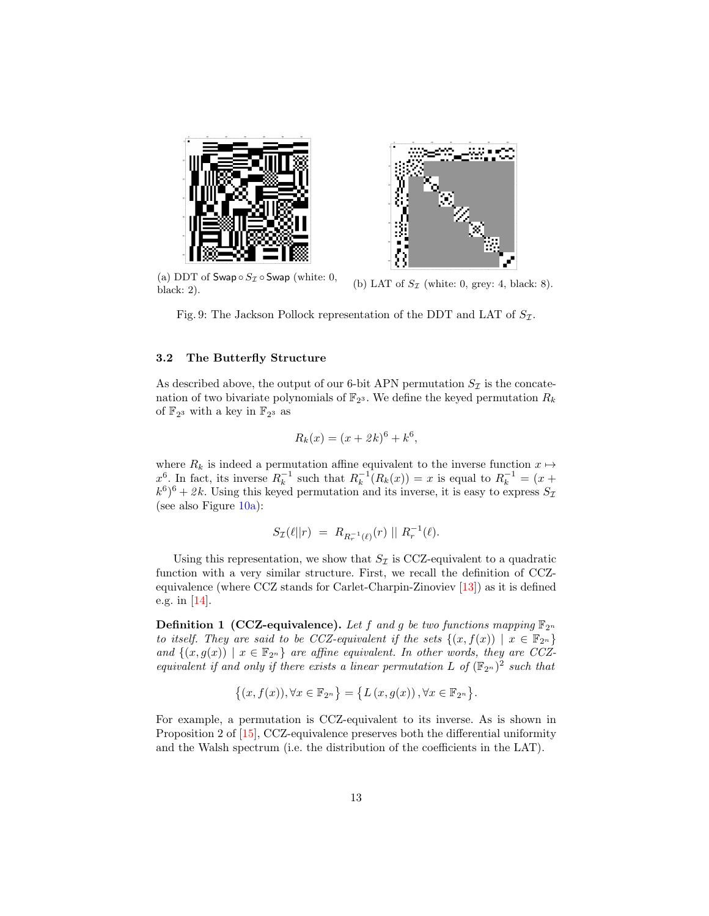(a) DDT of $\mathsf{Swap} \circ S_{\mathcal{I}} \circ \mathsf{Swap}$ (white: 0, black: 2).

(b) LAT of $S_{\mathcal{I}}$ (white: 0, grey: 4, black: 8).

Fig. 9: The Jackson Pollock representation of the DDT and LAT of $S_{\mathcal{I}}$.

### 3.2 The Butterfly Structure

As described above, the output of our 6-bit APN permutation $S_{\mathcal{I}}$ is the concatenation of two bivariate polynomials of $\mathbb{F}_{2^3}$. We define the keyed permutation $R_k$ of $\mathbb{F}_{2^3}$ with a key in $\mathbb{F}_{2^3}$ as

$$R_k(x) = (x + 2k)^6 + k^6,$$

where $R_k$ is indeed a permutation affine equivalent to the inverse function $x \mapsto x^6$. In fact, its inverse $R_k^{-1}$ such that $R_k^{-1}(R_k(x)) = x$ is equal to $R_k^{-1} = (x + k^6)^6 + 2k$. Using this keyed permutation and its inverse, it is easy to express $S_{\mathcal{I}}$ (see also Figure 10a):

$$S_{\mathcal{I}}(\ell || r) \ = \ R_{R_r^{-1}(\ell)}(r) \ || \ R_r^{-1}(\ell).$$

Using this representation, we show that $S_{\mathcal{I}}$ is CCZ-equivalent to a quadratic function with a very similar structure. First, we recall the definition of CCZ-equivalence (where CCZ stands for Carlet-Charpin-Zinoviev [13]) as it is defined e.g. in [14].

**Definition 1 (CCZ-equivalence).** *Let $f$ and $g$ be two functions mapping $\mathbb{F}_{2^n}$ to itself. They are said to be CCZ-equivalent if the sets $\{(x, f(x)) \mid x \in \mathbb{F}_{2^n}\}$ and $\{(x, g(x)) \mid x \in \mathbb{F}_{2^n}\}$ are affine equivalent. In other words, they are CCZ-equivalent if and only if there exists a linear permutation $L$ of $(\mathbb{F}_{2^n})^2$ such that*

$$\big\{(x, f(x)), \forall x \in \mathbb{F}_{2^n}\big\} = \big\{L\,(x, g(x))\,, \forall x \in \mathbb{F}_{2^n}\big\}.$$

For example, a permutation is CCZ-equivalent to its inverse. As is shown in Proposition 2 of [15], CCZ-equivalence preserves both the differential uniformity and the Walsh spectrum (i.e. the distribution of the coefficients in the LAT).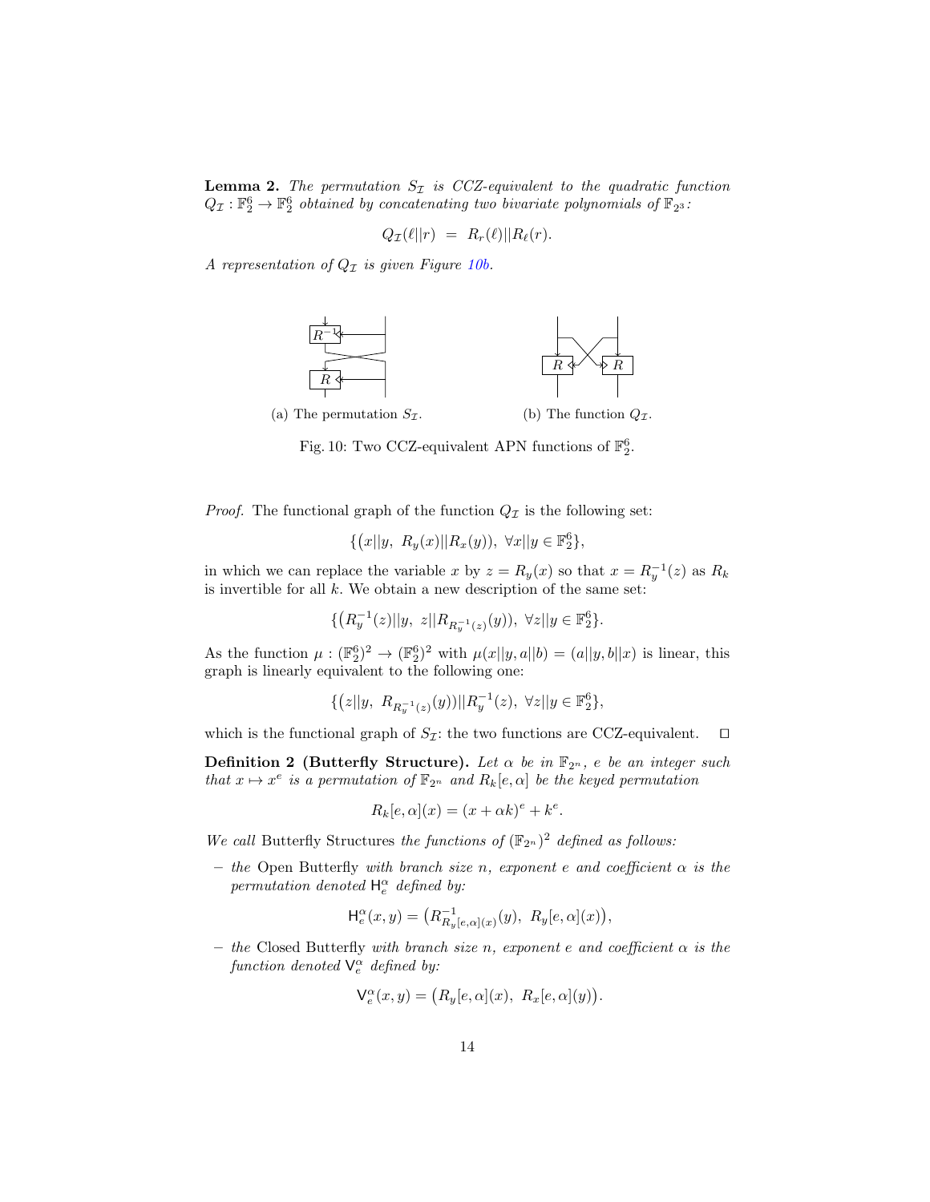**Lemma 2.** *The permutation $S_{\mathcal{I}}$ is CCZ-equivalent to the quadratic function $Q_{\mathcal{I}} : \mathbb{F}_2^6 \to \mathbb{F}_2^6$ obtained by concatenating two bivariate polynomials of $\mathbb{F}_{2^3}$:*

$$Q_{\mathcal{I}}(\ell || r) \;=\; R_r(\ell) || R_\ell(r).$$

*A representation of $Q_{\mathcal{I}}$ is given Figure 10b.*

(a) The permutation $S_{\mathcal{I}}$.

(b) The function $Q_{\mathcal{I}}$.

Fig. 10: Two CCZ-equivalent APN functions of $\mathbb{F}_2^6$.

*Proof.* The functional graph of the function $Q_{\mathcal{I}}$ is the following set:

$$\{\big(x||y,\ R_y(x)||R_x(y)\big),\ \forall x||y \in \mathbb{F}_2^6\},$$

in which we can replace the variable $x$ by $z = R_y(x)$ so that $x = R_y^{-1}(z)$ as $R_k$ is invertible for all $k$. We obtain a new description of the same set:

$$\{\big(R_y^{-1}(z)||y,\ z||R_{R_y^{-1}(z)}(y)\big),\ \forall z||y \in \mathbb{F}_2^6\}.$$

As the function $\mu : (\mathbb{F}_2^6)^2 \to (\mathbb{F}_2^6)^2$ with $\mu(x||y, a||b) = (a||y, b||x)$ is linear, this graph is linearly equivalent to the following one:

$$\{\big(z||y,\ R_{R_y^{-1}(z)}(y)\big)||R_y^{-1}(z),\ \forall z||y \in \mathbb{F}_2^6\},$$

which is the functional graph of $S_{\mathcal{I}}$: the two functions are CCZ-equivalent. $\square$

**Definition 2 (Butterfly Structure).** *Let $\alpha$ be in $\mathbb{F}_{2^n}$, $e$ be an integer such that $x \mapsto x^e$ is a permutation of $\mathbb{F}_{2^n}$ and $R_k[e, \alpha]$ be the keyed permutation*

$$R_k[e, \alpha](x) = (x + \alpha k)^e + k^e.$$

*We call* Butterfly Structures *the functions of $(\mathbb{F}_{2^n})^2$ defined as follows:*

- *the* Open Butterfly *with branch size $n$, exponent $e$ and coefficient $\alpha$ is the permutation denoted $\mathsf{H}_e^\alpha$ defined by:*

$$\mathsf{H}_e^\alpha(x, y) = \big(R^{-1}_{R_y[e,\alpha](x)}(y),\ R_y[e, \alpha](x)\big),$$

- *the* Closed Butterfly *with branch size $n$, exponent $e$ and coefficient $\alpha$ is the function denoted $\mathsf{V}_e^\alpha$ defined by:*

$$\mathsf{V}_e^\alpha(x, y) = \big(R_y[e, \alpha](x),\ R_x[e, \alpha](y)\big).$$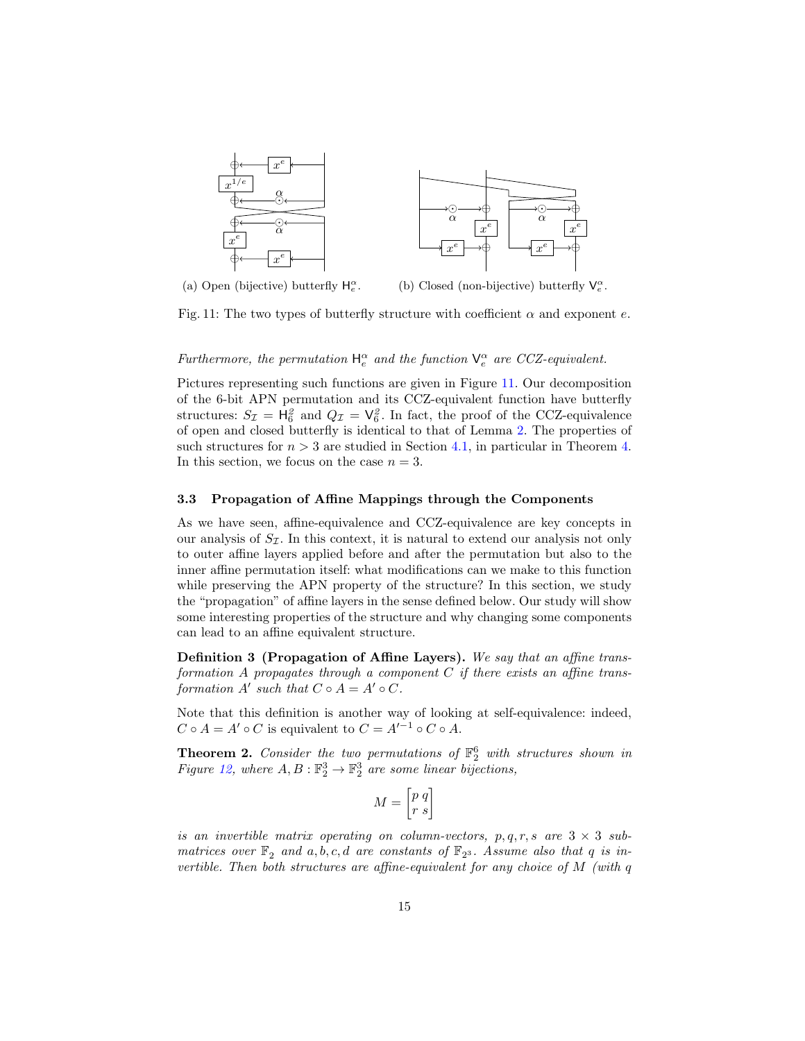(a) Open (bijective) butterfly $\mathsf{H}_e^\alpha$.

(b) Closed (non-bijective) butterfly $\mathsf{V}_e^\alpha$.

Fig. 11: The two types of butterfly structure with coefficient $\alpha$ and exponent $e$.

*Furthermore, the permutation $\mathsf{H}_e^\alpha$ and the function $\mathsf{V}_e^\alpha$ are CCZ-equivalent.*

Pictures representing such functions are given in Figure 11. Our decomposition of the 6-bit APN permutation and its CCZ-equivalent function have butterfly structures: $S_\mathcal{I} = \mathsf{H}_6^g$ and $Q_\mathcal{I} = \mathsf{V}_6^g$. In fact, the proof of the CCZ-equivalence of open and closed butterfly is identical to that of Lemma 2. The properties of such structures for $n > 3$ are studied in Section 4.1, in particular in Theorem 4. In this section, we focus on the case $n = 3$.

### 3.3 Propagation of Affine Mappings through the Components

As we have seen, affine-equivalence and CCZ-equivalence are key concepts in our analysis of $S_\mathcal{I}$. In this context, it is natural to extend our analysis not only to outer affine layers applied before and after the permutation but also to the inner affine permutation itself: what modifications can we make to this function while preserving the APN property of the structure? In this section, we study the "propagation" of affine layers in the sense defined below. Our study will show some interesting properties of the structure and why changing some components can lead to an affine equivalent structure.

**Definition 3 (Propagation of Affine Layers).** *We say that an affine transformation $A$ propagates through a component $C$ if there exists an affine transformation $A'$ such that $C \circ A = A' \circ C$.*

Note that this definition is another way of looking at self-equivalence: indeed, $C \circ A = A' \circ C$ is equivalent to $C = A'^{-1} \circ C \circ A$.

**Theorem 2.** *Consider the two permutations of $\mathbb{F}_2^6$ with structures shown in Figure 12, where $A, B : \mathbb{F}_2^3 \to \mathbb{F}_2^3$ are some linear bijections,*

$$M = \begin{bmatrix} p & q \\ r & s \end{bmatrix}$$

*is an invertible matrix operating on column-vectors, $p, q, r, s$ are $3 \times 3$ submatrices over $\mathbb{F}_2$ and $a, b, c, d$ are constants of $\mathbb{F}_{2^3}$. Assume also that $q$ is invertible. Then both structures are affine-equivalent for any choice of $M$ (with $q$*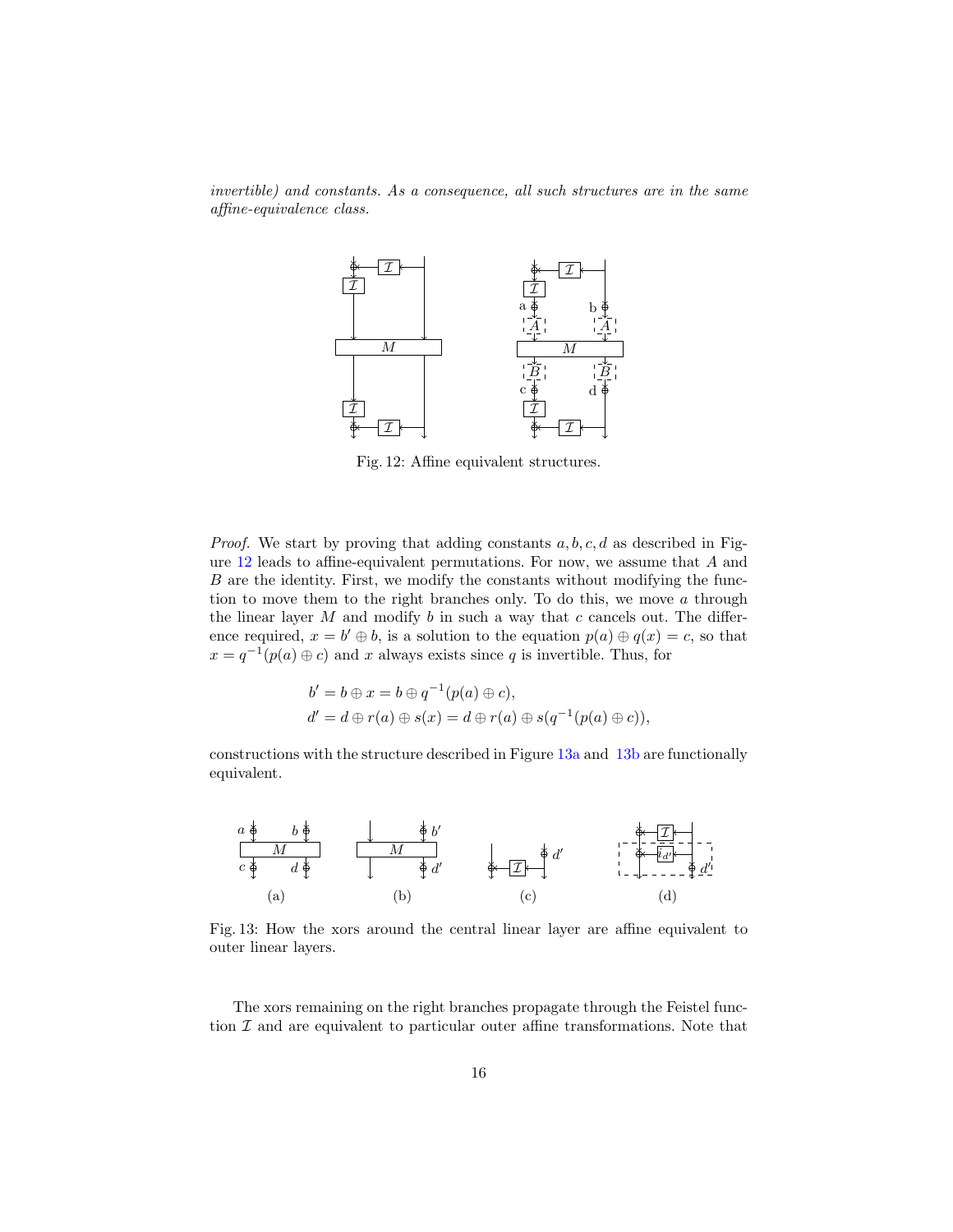*invertible) and constants. As a consequence, all such structures are in the same affine-equivalence class.*

Fig. 12: Affine equivalent structures.

*Proof.* We start by proving that adding constants $a, b, c, d$ as described in Figure 12 leads to affine-equivalent permutations. For now, we assume that $A$ and $B$ are the identity. First, we modify the constants without modifying the function to move them to the right branches only. To do this, we move $a$ through the linear layer $M$ and modify $b$ in such a way that $c$ cancels out. The difference required, $x = b' \oplus b$, is a solution to the equation $p(a) \oplus q(x) = c$, so that $x = q^{-1}(p(a) \oplus c)$ and $x$ always exists since $q$ is invertible. Thus, for

$$b' = b \oplus x = b \oplus q^{-1}(p(a) \oplus c),$$
$$d' = d \oplus r(a) \oplus s(x) = d \oplus r(a) \oplus s(q^{-1}(p(a) \oplus c)),$$

constructions with the structure described in Figure 13a and 13b are functionally equivalent.

(a) (b) (c) (d)

Fig. 13: How the xors around the central linear layer are affine equivalent to outer linear layers.

The xors remaining on the right branches propagate through the Feistel function $\mathcal{I}$ and are equivalent to particular outer affine transformations. Note that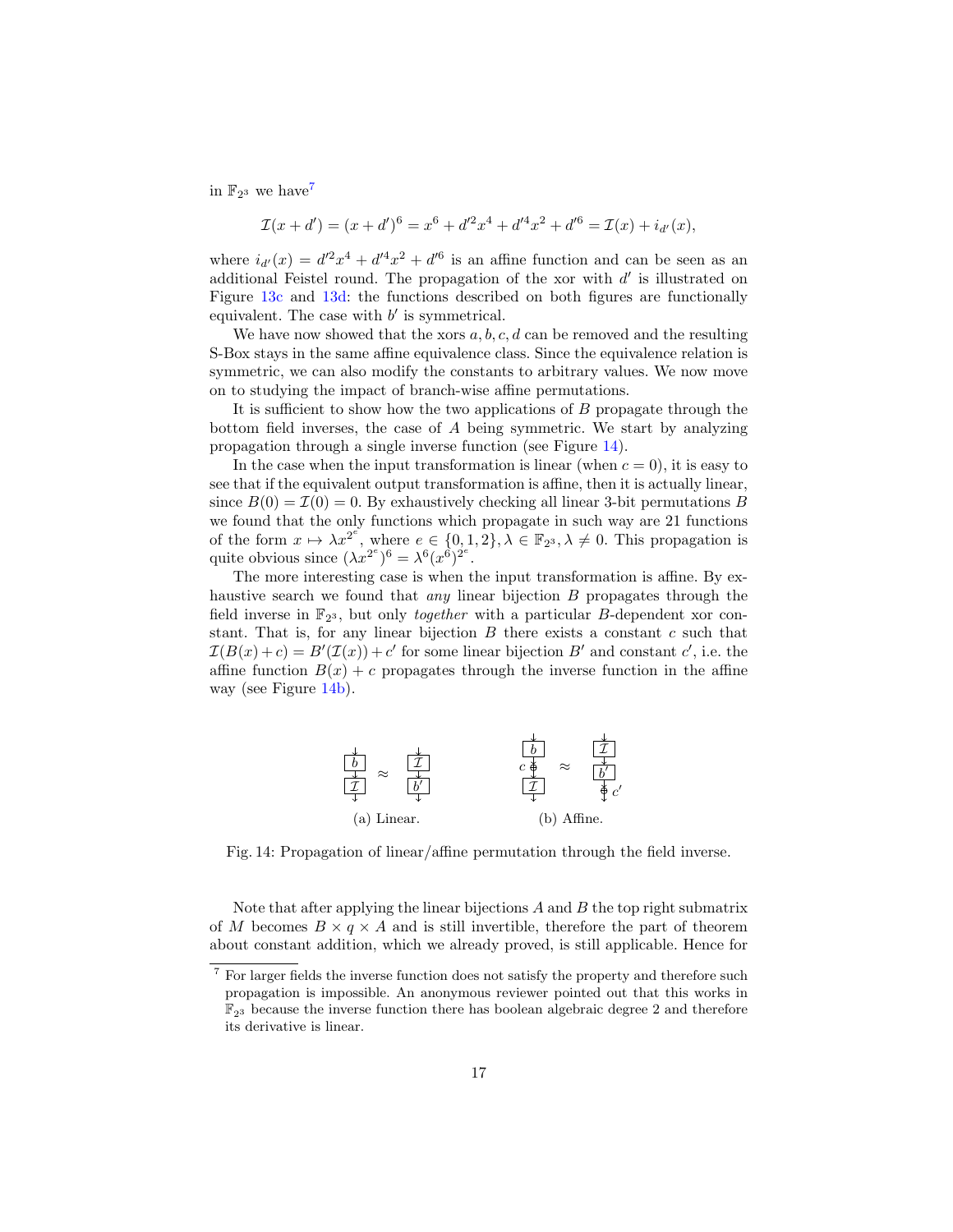in $\mathbb{F}_{2^3}$ we have[7]

$$\mathcal{I}(x + d') = (x + d')^6 = x^6 + d'^2x^4 + d'^4x^2 + d'^6 = \mathcal{I}(x) + i_{d'}(x),$$

where $i_{d'}(x) = d'^2x^4 + d'^4x^2 + d'^6$ is an affine function and can be seen as an additional Feistel round. The propagation of the xor with $d'$ is illustrated on Figure 13c and 13d: the functions described on both figures are functionally equivalent. The case with $b'$ is symmetrical.

We have now showed that the xors $a, b, c, d$ can be removed and the resulting S-Box stays in the same affine equivalence class. Since the equivalence relation is symmetric, we can also modify the constants to arbitrary values. We now move on to studying the impact of branch-wise affine permutations.

It is sufficient to show how the two applications of $B$ propagate through the bottom field inverses, the case of $A$ being symmetric. We start by analyzing propagation through a single inverse function (see Figure 14).

In the case when the input transformation is linear (when $c = 0$), it is easy to see that if the equivalent output transformation is affine, then it is actually linear, since $B(0) = \mathcal{I}(0) = 0$. By exhaustively checking all linear 3-bit permutations $B$ we found that the only functions which propagate in such way are 21 functions of the form $x \mapsto \lambda x^{2^e}$, where $e \in \{0, 1, 2\}, \lambda \in \mathbb{F}_{2^3}, \lambda \neq 0$. This propagation is quite obvious since $(\lambda x^{2^e})^6 = \lambda^6 (x^6)^{2^e}$.

The more interesting case is when the input transformation is affine. By exhaustive search we found that *any* linear bijection $B$ propagates through the field inverse in $\mathbb{F}_{2^3}$, but only *together* with a particular $B$-dependent xor constant. That is, for any linear bijection $B$ there exists a constant $c$ such that $\mathcal{I}(B(x) + c) = B'(\mathcal{I}(x)) + c'$ for some linear bijection $B'$ and constant $c'$, i.e. the affine function $B(x) + c$ propagates through the inverse function in the affine way (see Figure 14b).

(a) Linear. (b) Affine.

Fig. 14: Propagation of linear/affine permutation through the field inverse.

Note that after applying the linear bijections $A$ and $B$ the top right submatrix of $M$ becomes $B \times q \times A$ and is still invertible, therefore the part of theorem about constant addition, which we already proved, is still applicable. Hence for

[7] For larger fields the inverse function does not satisfy the property and therefore such propagation is impossible. An anonymous reviewer pointed out that this works in $\mathbb{F}_{2^3}$ because the inverse function there has boolean algebraic degree 2 and therefore its derivative is linear.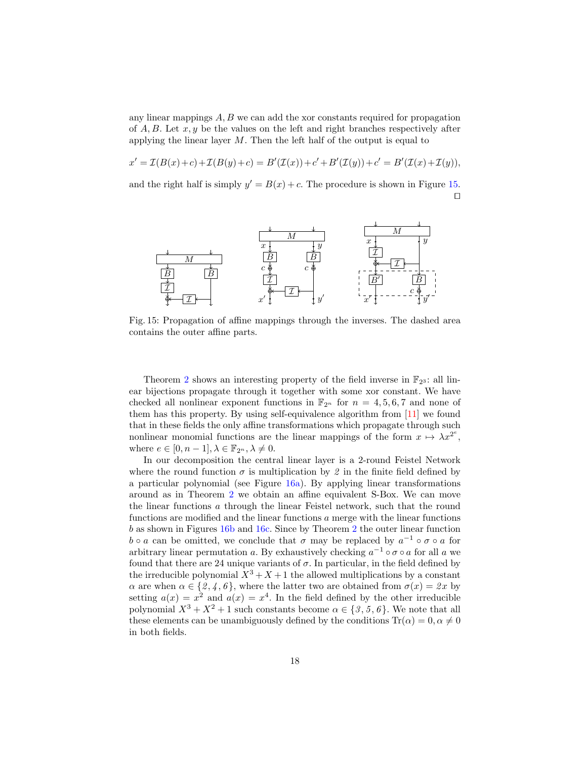any linear mappings $A, B$ we can add the xor constants required for propagation of $A, B$. Let $x, y$ be the values on the left and right branches respectively after applying the linear layer $M$. Then the left half of the output is equal to

$$x' = \mathcal{I}(B(x)+c)+\mathcal{I}(B(y)+c) = B'(\mathcal{I}(x))+c'+B'(\mathcal{I}(y))+c' = B'(\mathcal{I}(x)+\mathcal{I}(y)),$$

and the right half is simply $y' = B(x) + c$. The procedure is shown in Figure 15. ◻

Fig. 15: Propagation of affine mappings through the inverses. The dashed area contains the outer affine parts.

Theorem 2 shows an interesting property of the field inverse in $\mathbb{F}_{2^3}$: all linear bijections propagate through it together with some xor constant. We have checked all nonlinear exponent functions in $\mathbb{F}_{2^n}$ for $n = 4, 5, 6, 7$ and none of them has this property. By using self-equivalence algorithm from [11] we found that in these fields the only affine transformations which propagate through such nonlinear monomial functions are the linear mappings of the form $x \mapsto \lambda x^{2^e}$, where $e \in [0, n-1], \lambda \in \mathbb{F}_{2^n}, \lambda \neq 0$.

In our decomposition the central linear layer is a 2-round Feistel Network where the round function $\sigma$ is multiplication by $2$ in the finite field defined by a particular polynomial (see Figure 16a). By applying linear transformations around as in Theorem 2 we obtain an affine equivalent S-Box. We can move the linear functions $a$ through the linear Feistel network, such that the round functions are modified and the linear functions $a$ merge with the linear functions $b$ as shown in Figures 16b and 16c. Since by Theorem 2 the outer linear function $b \circ a$ can be omitted, we conclude that $\sigma$ may be replaced by $a^{-1} \circ \sigma \circ a$ for arbitrary linear permutation $a$. By exhaustively checking $a^{-1} \circ \sigma \circ a$ for all $a$ we found that there are 24 unique variants of $\sigma$. In particular, in the field defined by the irreducible polynomial $X^3 + X + 1$ the allowed multiplications by a constant $\alpha$ are when $\alpha \in \{2, 4, 6\}$, where the latter two are obtained from $\sigma(x) = 2x$ by setting $a(x) = x^2$ and $a(x) = x^4$. In the field defined by the other irreducible polynomial $X^3 + X^2 + 1$ such constants become $\alpha \in \{3, 5, 6\}$. We note that all these elements can be unambiguously defined by the conditions $\mathrm{Tr}(\alpha) = 0, \alpha \neq 0$ in both fields.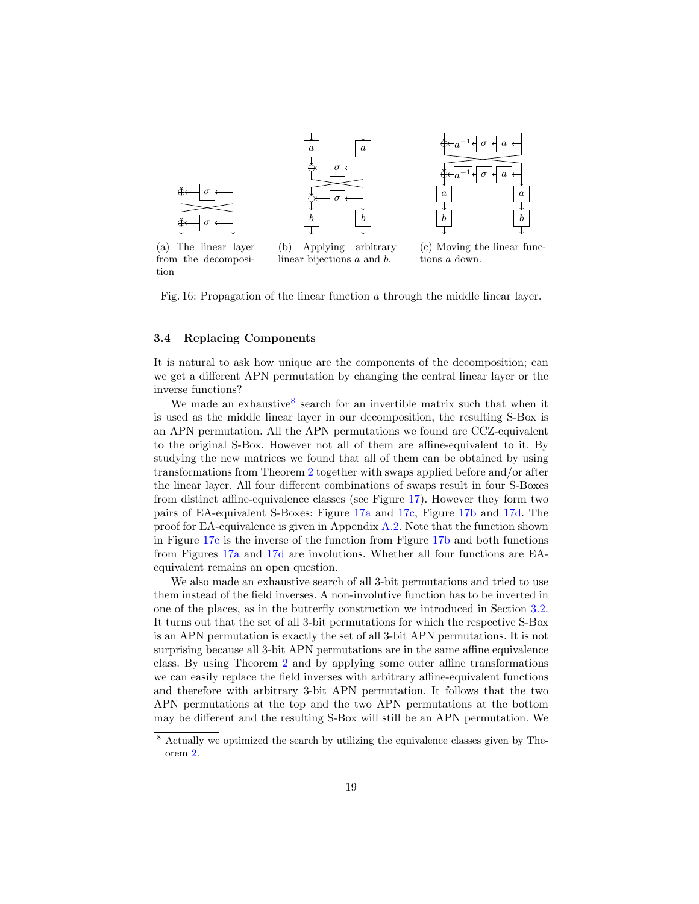(a) The linear layer from the decomposition

(b) Applying arbitrary linear bijections $a$ and $b$.

(c) Moving the linear functions $a$ down.

Fig. 16: Propagation of the linear function $a$ through the middle linear layer.

### 3.4 Replacing Components

It is natural to ask how unique are the components of the decomposition; can we get a different APN permutation by changing the central linear layer or the inverse functions?

We made an exhaustive[8] search for an invertible matrix such that when it is used as the middle linear layer in our decomposition, the resulting S-Box is an APN permutation. All the APN permutations we found are CCZ-equivalent to the original S-Box. However not all of them are affine-equivalent to it. By studying the new matrices we found that all of them can be obtained by using transformations from Theorem 2 together with swaps applied before and/or after the linear layer. All four different combinations of swaps result in four S-Boxes from distinct affine-equivalence classes (see Figure 17). However they form two pairs of EA-equivalent S-Boxes: Figure 17a and 17c, Figure 17b and 17d. The proof for EA-equivalence is given in Appendix A.2. Note that the function shown in Figure 17c is the inverse of the function from Figure 17b and both functions from Figures 17a and 17d are involutions. Whether all four functions are EA-equivalent remains an open question.

We also made an exhaustive search of all 3-bit permutations and tried to use them instead of the field inverses. A non-involutive function has to be inverted in one of the places, as in the butterfly construction we introduced in Section 3.2. It turns out that the set of all 3-bit permutations for which the respective S-Box is an APN permutation is exactly the set of all 3-bit APN permutations. It is not surprising because all 3-bit APN permutations are in the same affine equivalence class. By using Theorem 2 and by applying some outer affine transformations we can easily replace the field inverses with arbitrary affine-equivalent functions and therefore with arbitrary 3-bit APN permutation. It follows that the two APN permutations at the top and the two APN permutations at the bottom may be different and the resulting S-Box will still be an APN permutation. We

[8] Actually we optimized the search by utilizing the equivalence classes given by Theorem 2.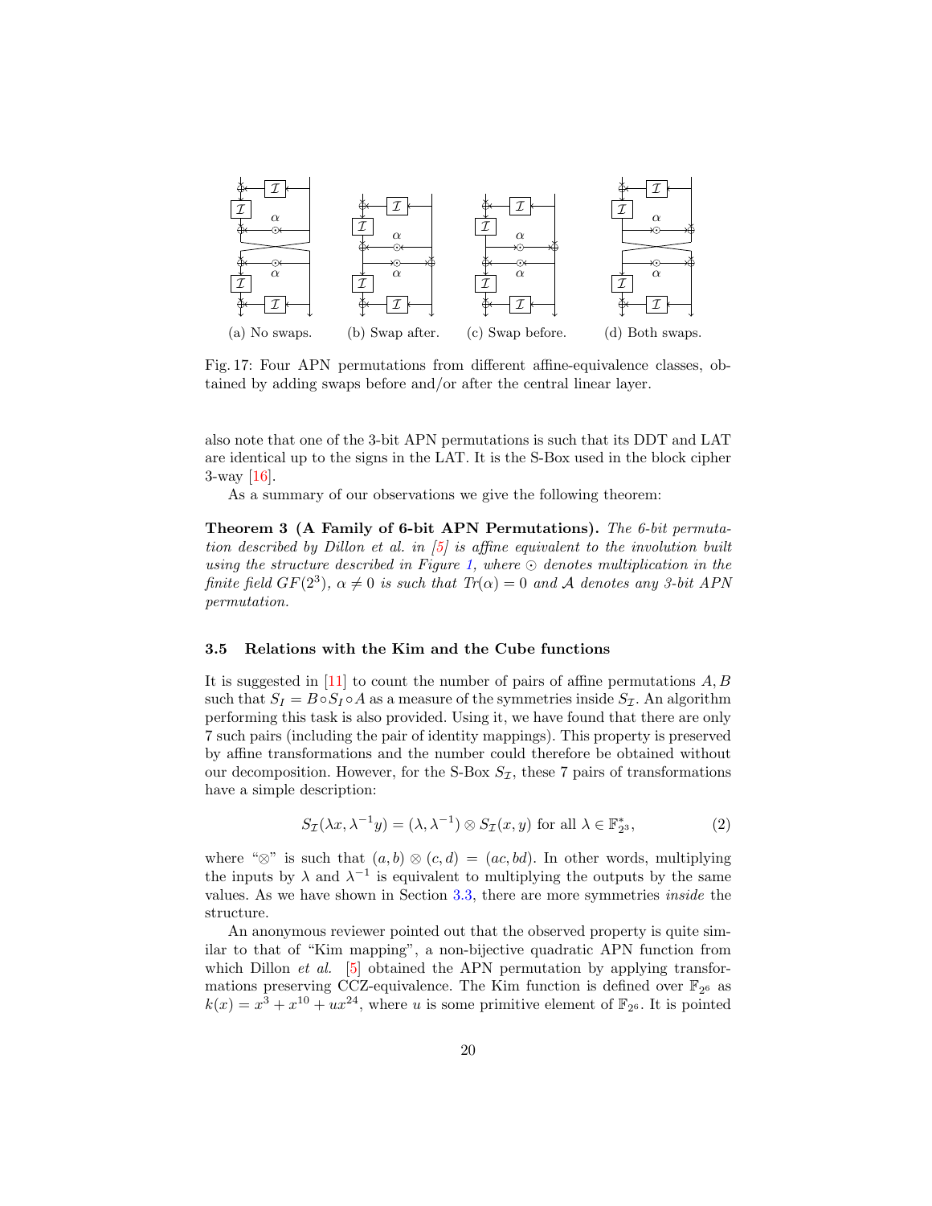(a) No swaps. (b) Swap after. (c) Swap before. (d) Both swaps.

Fig. 17: Four APN permutations from different affine-equivalence classes, obtained by adding swaps before and/or after the central linear layer.

also note that one of the 3-bit APN permutations is such that its DDT and LAT are identical up to the signs in the LAT. It is the S-Box used in the block cipher 3-way [16].

As a summary of our observations we give the following theorem:

**Theorem 3 (A Family of 6-bit APN Permutations).** *The 6-bit permutation described by Dillon et al. in [5] is affine equivalent to the involution built using the structure described in Figure 1, where $\odot$ denotes multiplication in the finite field $GF(2^3)$, $\alpha \neq 0$ is such that $Tr(\alpha) = 0$ and $\mathcal{A}$ denotes any 3-bit APN permutation.*

### 3.5 Relations with the Kim and the Cube functions

It is suggested in [11] to count the number of pairs of affine permutations $A, B$ such that $S_I = B \circ S_I \circ A$ as a measure of the symmetries inside $S_{\mathcal{I}}$. An algorithm performing this task is also provided. Using it, we have found that there are only 7 such pairs (including the pair of identity mappings). This property is preserved by affine transformations and the number could therefore be obtained without our decomposition. However, for the S-Box $S_{\mathcal{I}}$, these 7 pairs of transformations have a simple description:

$$S_{\mathcal{I}}(\lambda x, \lambda^{-1} y) = (\lambda, \lambda^{-1}) \otimes S_{\mathcal{I}}(x, y) \text{ for all } \lambda \in \mathbb{F}_{2^3}^*, \tag{2}$$

where "$\otimes$" is such that $(a, b) \otimes (c, d) = (ac, bd)$. In other words, multiplying the inputs by $\lambda$ and $\lambda^{-1}$ is equivalent to multiplying the outputs by the same values. As we have shown in Section 3.3, there are more symmetries *inside* the structure.

An anonymous reviewer pointed out that the observed property is quite similar to that of "Kim mapping", a non-bijective quadratic APN function from which Dillon *et al.* [5] obtained the APN permutation by applying transformations preserving CCZ-equivalence. The Kim function is defined over $\mathbb{F}_{2^6}$ as $k(x) = x^3 + x^{10} + ux^{24}$, where $u$ is some primitive element of $\mathbb{F}_{2^6}$. It is pointed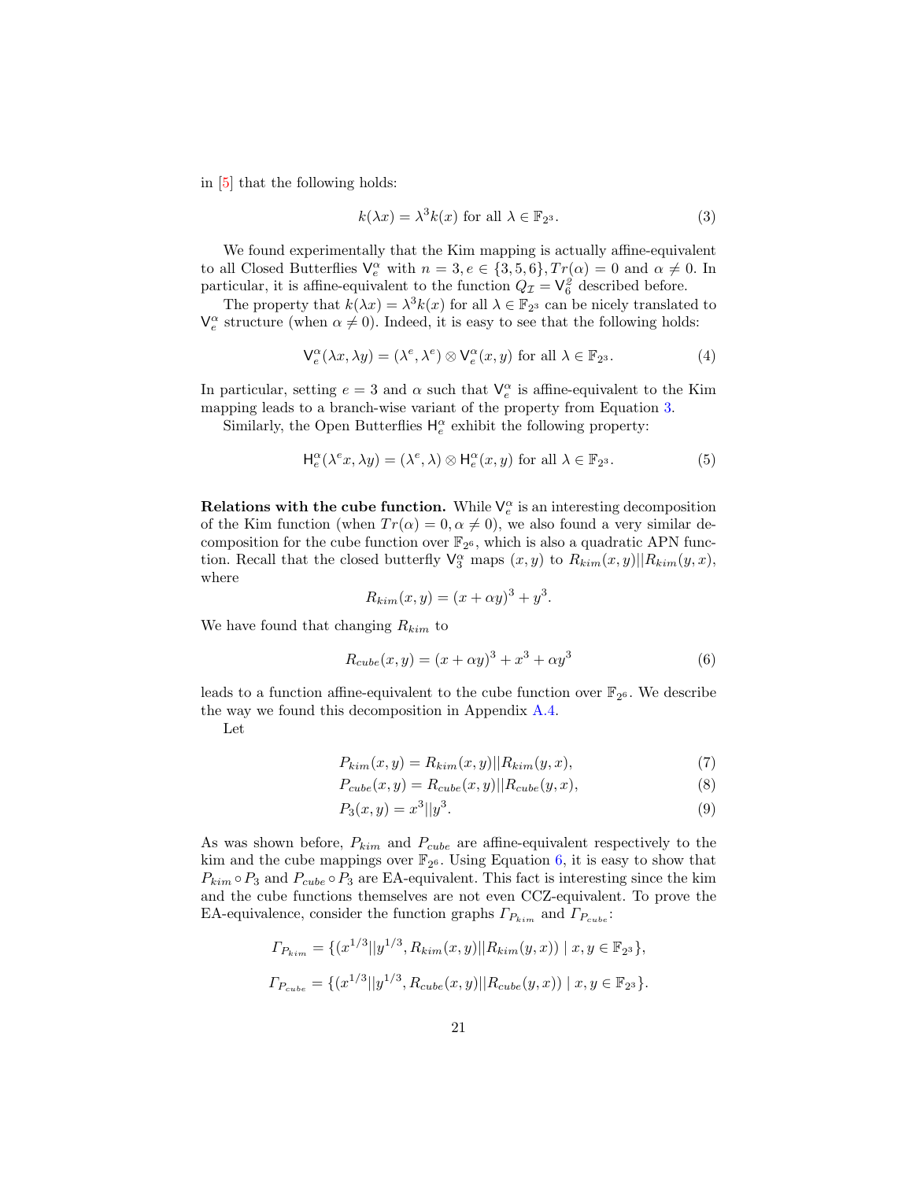in [5] that the following holds:

$$k(\lambda x) = \lambda^3 k(x) \text{ for all } \lambda \in \mathbb{F}_{2^3}. \tag{3}$$

We found experimentally that the Kim mapping is actually affine-equivalent to all Closed Butterflies $\mathsf{V}_e^\alpha$ with $n = 3, e \in \{3, 5, 6\}, Tr(\alpha) = 0$ and $\alpha \neq 0$. In particular, it is affine-equivalent to the function $Q_{\mathcal{I}} = \mathsf{V}_6^\beta$ described before.

The property that $k(\lambda x) = \lambda^3 k(x)$ for all $\lambda \in \mathbb{F}_{2^3}$ can be nicely translated to $\mathsf{V}_e^\alpha$ structure (when $\alpha \neq 0$). Indeed, it is easy to see that the following holds:

$$\mathsf{V}_e^\alpha(\lambda x, \lambda y) = (\lambda^e, \lambda^e) \otimes \mathsf{V}_e^\alpha(x, y) \text{ for all } \lambda \in \mathbb{F}_{2^3}. \tag{4}$$

In particular, setting $e = 3$ and $\alpha$ such that $\mathsf{V}_e^\alpha$ is affine-equivalent to the Kim mapping leads to a branch-wise variant of the property from Equation 3.

Similarly, the Open Butterflies $\mathsf{H}_e^\alpha$ exhibit the following property:

$$\mathsf{H}_e^\alpha(\lambda^e x, \lambda y) = (\lambda^e, \lambda) \otimes \mathsf{H}_e^\alpha(x, y) \text{ for all } \lambda \in \mathbb{F}_{2^3}. \tag{5}$$

**Relations with the cube function.** While $\mathsf{V}_e^\alpha$ is an interesting decomposition of the Kim function (when $Tr(\alpha) = 0, \alpha \neq 0$), we also found a very similar decomposition for the cube function over $\mathbb{F}_{2^6}$, which is also a quadratic APN function. Recall that the closed butterfly $\mathsf{V}_3^\alpha$ maps $(x, y)$ to $R_{kim}(x, y) || R_{kim}(y, x)$, where

$$R_{kim}(x, y) = (x + \alpha y)^3 + y^3.$$

We have found that changing $R_{kim}$ to

$$R_{cube}(x, y) = (x + \alpha y)^3 + x^3 + \alpha y^3 \tag{6}$$

leads to a function affine-equivalent to the cube function over $\mathbb{F}_{2^6}$. We describe the way we found this decomposition in Appendix A.4.

Let

$$P_{kim}(x, y) = R_{kim}(x, y) || R_{kim}(y, x), \tag{7}$$

$$P_{cube}(x, y) = R_{cube}(x, y) || R_{cube}(y, x), \tag{8}$$

$$P_3(x, y) = x^3 || y^3. \tag{9}$$

As was shown before, $P_{kim}$ and $P_{cube}$ are affine-equivalent respectively to the kim and the cube mappings over $\mathbb{F}_{2^6}$. Using Equation 6, it is easy to show that $P_{kim} \circ P_3$ and $P_{cube} \circ P_3$ are EA-equivalent. This fact is interesting since the kim and the cube functions themselves are not even CCZ-equivalent. To prove the EA-equivalence, consider the function graphs $\Gamma_{P_{kim}}$ and $\Gamma_{P_{cube}}$:

$$\Gamma_{P_{kim}} = \{(x^{1/3} || y^{1/3}, R_{kim}(x, y) || R_{kim}(y, x)) \mid x, y \in \mathbb{F}_{2^3}\},$$

$$\Gamma_{P_{cube}} = \{(x^{1/3} || y^{1/3}, R_{cube}(x, y) || R_{cube}(y, x)) \mid x, y \in \mathbb{F}_{2^3}\}.$$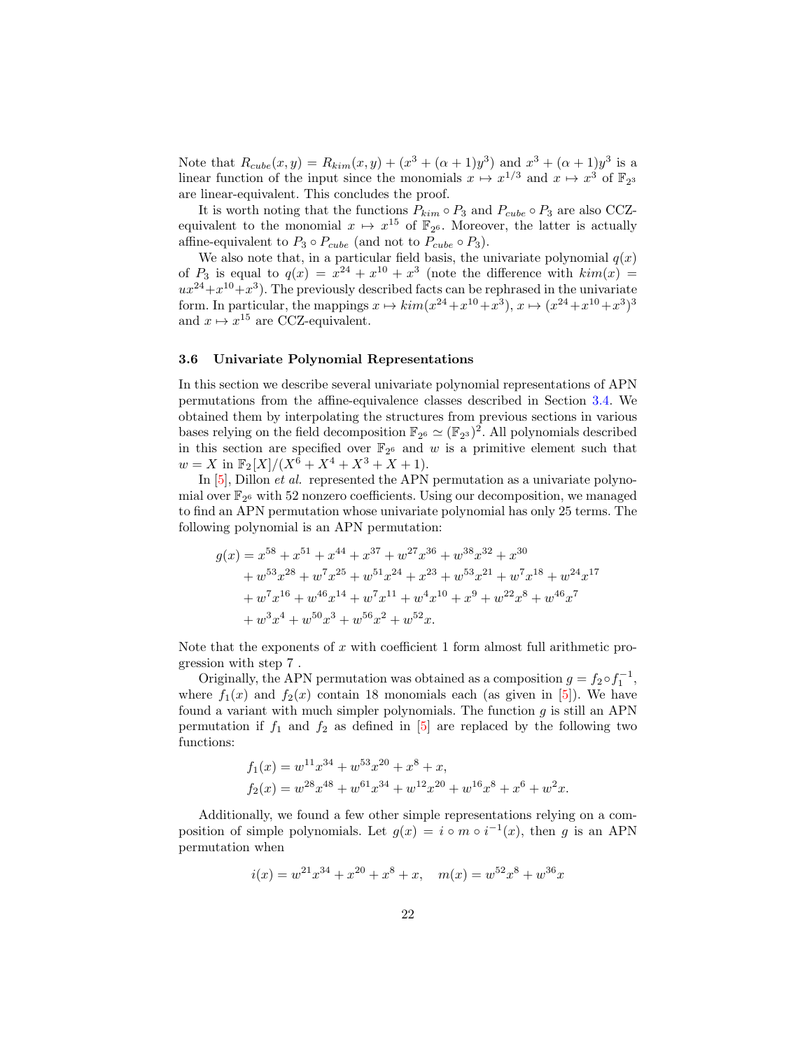Note that $R_{cube}(x,y) = R_{kim}(x,y) + (x^3 + (\alpha+1)y^3)$ and $x^3 + (\alpha+1)y^3$ is a linear function of the input since the monomials $x \mapsto x^{1/3}$ and $x \mapsto x^3$ of $\mathbb{F}_{2^3}$ are linear-equivalent. This concludes the proof.

It is worth noting that the functions $P_{kim} \circ P_3$ and $P_{cube} \circ P_3$ are also CCZ-equivalent to the monomial $x \mapsto x^{15}$ of $\mathbb{F}_{2^6}$. Moreover, the latter is actually affine-equivalent to $P_3 \circ P_{cube}$ (and not to $P_{cube} \circ P_3$).

We also note that, in a particular field basis, the univariate polynomial $q(x)$ of $P_3$ is equal to $q(x) = x^{24} + x^{10} + x^3$ (note the difference with $kim(x) = ux^{24} + x^{10} + x^3$). The previously described facts can be rephrased in the univariate form. In particular, the mappings $x \mapsto kim(x^{24} + x^{10} + x^3)$, $x \mapsto (x^{24} + x^{10} + x^3)^3$ and $x \mapsto x^{15}$ are CCZ-equivalent.

### 3.6 Univariate Polynomial Representations

In this section we describe several univariate polynomial representations of APN permutations from the affine-equivalence classes described in Section 3.4. We obtained them by interpolating the structures from previous sections in various bases relying on the field decomposition $\mathbb{F}_{2^6} \simeq (\mathbb{F}_{2^3})^2$. All polynomials described in this section are specified over $\mathbb{F}_{2^6}$ and $w$ is a primitive element such that $w = X$ in $\mathbb{F}_2[X]/(X^6 + X^4 + X^3 + X + 1)$.

In [5], Dillon *et al.* represented the APN permutation as a univariate polynomial over $\mathbb{F}_{2^6}$ with 52 nonzero coefficients. Using our decomposition, we managed to find an APN permutation whose univariate polynomial has only 25 terms. The following polynomial is an APN permutation:

$$\begin{aligned}
g(x) = {} & x^{58} + x^{51} + x^{44} + x^{37} + w^{27}x^{36} + w^{38}x^{32} + x^{30} \\
& + w^{53}x^{28} + w^{7}x^{25} + w^{51}x^{24} + x^{23} + w^{53}x^{21} + w^{7}x^{18} + w^{24}x^{17} \\
& + w^{7}x^{16} + w^{46}x^{14} + w^{7}x^{11} + w^{4}x^{10} + x^{9} + w^{22}x^{8} + w^{46}x^{7} \\
& + w^{3}x^{4} + w^{50}x^{3} + w^{56}x^{2} + w^{52}x.
\end{aligned}$$

Note that the exponents of $x$ with coefficient 1 form almost full arithmetic progression with step 7 .

Originally, the APN permutation was obtained as a composition $g = f_2 \circ f_1^{-1}$, where $f_1(x)$ and $f_2(x)$ contain 18 monomials each (as given in [5]). We have found a variant with much simpler polynomials. The function $g$ is still an APN permutation if $f_1$ and $f_2$ as defined in [5] are replaced by the following two functions:

$$\begin{aligned}
f_1(x) &= w^{11}x^{34} + w^{53}x^{20} + x^8 + x, \\
f_2(x) &= w^{28}x^{48} + w^{61}x^{34} + w^{12}x^{20} + w^{16}x^8 + x^6 + w^2x.
\end{aligned}$$

Additionally, we found a few other simple representations relying on a composition of simple polynomials. Let $g(x) = i \circ m \circ i^{-1}(x)$, then $g$ is an APN permutation when

$$i(x) = w^{21}x^{34} + x^{20} + x^8 + x, \quad m(x) = w^{52}x^8 + w^{36}x$$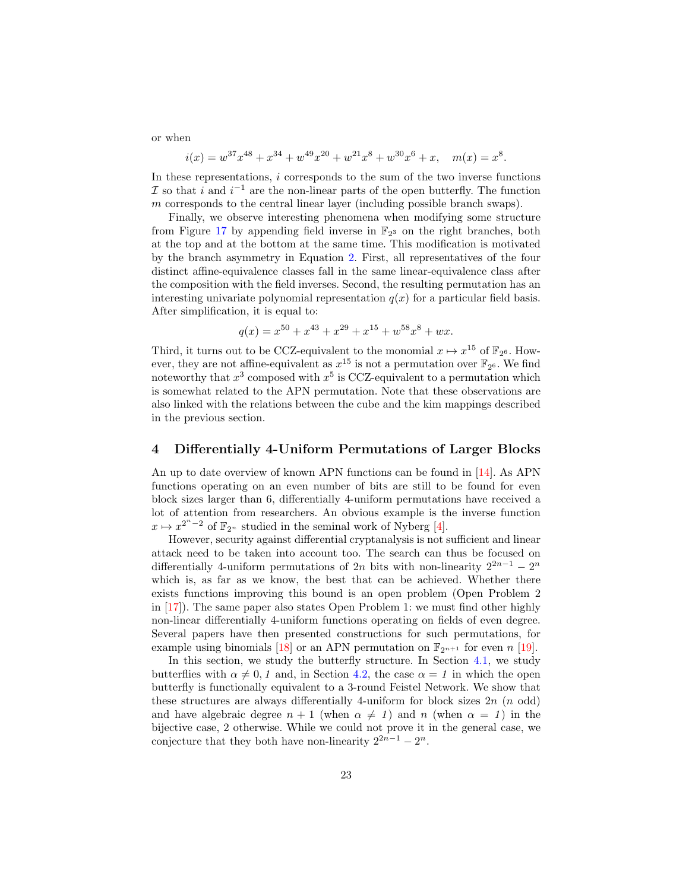or when

$$i(x) = w^{37}x^{48} + x^{34} + w^{49}x^{20} + w^{21}x^{8} + w^{30}x^{6} + x, \quad m(x) = x^{8}.$$

In these representations, $i$ corresponds to the sum of the two inverse functions $\mathcal{I}$ so that $i$ and $i^{-1}$ are the non-linear parts of the open butterfly. The function $m$ corresponds to the central linear layer (including possible branch swaps).

Finally, we observe interesting phenomena when modifying some structure from Figure 17 by appending field inverse in $\mathbb{F}_{2^3}$ on the right branches, both at the top and at the bottom at the same time. This modification is motivated by the branch asymmetry in Equation 2. First, all representatives of the four distinct affine-equivalence classes fall in the same linear-equivalence class after the composition with the field inverses. Second, the resulting permutation has an interesting univariate polynomial representation $q(x)$ for a particular field basis. After simplification, it is equal to:

$$q(x) = x^{50} + x^{43} + x^{29} + x^{15} + w^{58}x^{8} + wx.$$

Third, it turns out to be CCZ-equivalent to the monomial $x \mapsto x^{15}$ of $\mathbb{F}_{2^6}$. However, they are not affine-equivalent as $x^{15}$ is not a permutation over $\mathbb{F}_{2^6}$. We find noteworthy that $x^3$ composed with $x^5$ is CCZ-equivalent to a permutation which is somewhat related to the APN permutation. Note that these observations are also linked with the relations between the cube and the kim mappings described in the previous section.

## 4 Differentially 4-Uniform Permutations of Larger Blocks

An up to date overview of known APN functions can be found in [14]. As APN functions operating on an even number of bits are still to be found for even block sizes larger than 6, differentially 4-uniform permutations have received a lot of attention from researchers. An obvious example is the inverse function $x \mapsto x^{2^n-2}$ of $\mathbb{F}_{2^n}$ studied in the seminal work of Nyberg [4].

However, security against differential cryptanalysis is not sufficient and linear attack need to be taken into account too. The search can thus be focused on differentially 4-uniform permutations of $2n$ bits with non-linearity $2^{2n-1} - 2^n$ which is, as far as we know, the best that can be achieved. Whether there exists functions improving this bound is an open problem (Open Problem 2 in [17]). The same paper also states Open Problem 1: we must find other highly non-linear differentially 4-uniform functions operating on fields of even degree. Several papers have then presented constructions for such permutations, for example using binomials [18] or an APN permutation on $\mathbb{F}_{2^{n+1}}$ for even $n$ [19].

In this section, we study the butterfly structure. In Section 4.1, we study butterflies with $\alpha \neq 0, 1$ and, in Section 4.2, the case $\alpha = 1$ in which the open butterfly is functionally equivalent to a 3-round Feistel Network. We show that these structures are always differentially 4-uniform for block sizes $2n$ ($n$ odd) and have algebraic degree $n + 1$ (when $\alpha \neq 1$) and $n$ (when $\alpha = 1$) in the bijective case, 2 otherwise. While we could not prove it in the general case, we conjecture that they both have non-linearity $2^{2n-1} - 2^n$.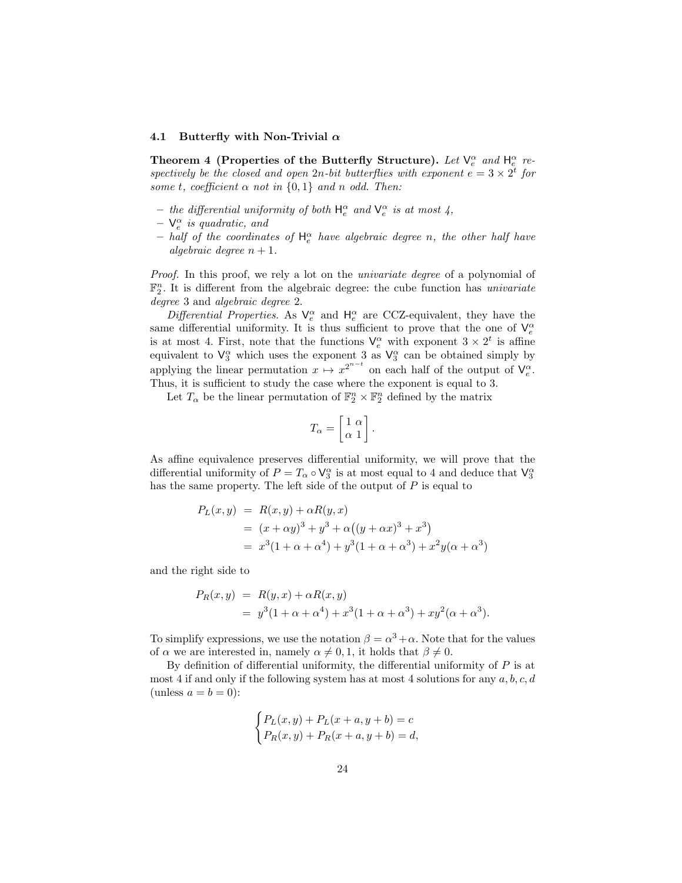### 4.1 Butterfly with Non-Trivial $\alpha$

**Theorem 4 (Properties of the Butterfly Structure).** *Let $\mathsf{V}_e^\alpha$ and $\mathsf{H}_e^\alpha$ respectively be the closed and open $2n$-bit butterflies with exponent $e = 3 \times 2^t$ for some $t$, coefficient $\alpha$ not in $\{0, 1\}$ and $n$ odd. Then:*

- *the differential uniformity of both $\mathsf{H}_e^\alpha$ and $\mathsf{V}_e^\alpha$ is at most 4,*
- *$\mathsf{V}_e^\alpha$ is quadratic, and*
- *half of the coordinates of $\mathsf{H}_e^\alpha$ have algebraic degree $n$, the other half have algebraic degree $n + 1$.*

*Proof.* In this proof, we rely a lot on the *univariate degree* of a polynomial of $\mathbb{F}_2^n$. It is different from the algebraic degree: the cube function has *univariate degree* 3 and *algebraic degree* 2.

*Differential Properties.* As $\mathsf{V}_e^\alpha$ and $\mathsf{H}_e^\alpha$ are CCZ-equivalent, they have the same differential uniformity. It is thus sufficient to prove that the one of $\mathsf{V}_e^\alpha$ is at most 4. First, note that the functions $\mathsf{V}_e^\alpha$ with exponent $3 \times 2^t$ is affine equivalent to $\mathsf{V}_3^\alpha$ which uses the exponent 3 as $\mathsf{V}_3^\alpha$ can be obtained simply by applying the linear permutation $x \mapsto x^{2^{n-t}}$ on each half of the output of $\mathsf{V}_e^\alpha$. Thus, it is sufficient to study the case where the exponent is equal to 3.

Let $T_\alpha$ be the linear permutation of $\mathbb{F}_2^n \times \mathbb{F}_2^n$ defined by the matrix

$$T_\alpha = \begin{bmatrix} 1 & \alpha \\ \alpha & 1 \end{bmatrix}.$$

As affine equivalence preserves differential uniformity, we will prove that the differential uniformity of $P = T_\alpha \circ \mathsf{V}_3^\alpha$ is at most equal to 4 and deduce that $\mathsf{V}_3^\alpha$ has the same property. The left side of the output of $P$ is equal to

$$\begin{aligned}
P_L(x, y) &= R(x, y) + \alpha R(y, x) \\
&= (x + \alpha y)^3 + y^3 + \alpha\big((y + \alpha x)^3 + x^3\big) \\
&= x^3(1 + \alpha + \alpha^4) + y^3(1 + \alpha + \alpha^3) + x^2 y(\alpha + \alpha^3)
\end{aligned}$$

and the right side to

$$\begin{aligned}
P_R(x, y) &= R(y, x) + \alpha R(x, y) \\
&= y^3(1 + \alpha + \alpha^4) + x^3(1 + \alpha + \alpha^3) + xy^2(\alpha + \alpha^3).
\end{aligned}$$

To simplify expressions, we use the notation $\beta = \alpha^3 + \alpha$. Note that for the values of $\alpha$ we are interested in, namely $\alpha \neq 0, 1$, it holds that $\beta \neq 0$.

By definition of differential uniformity, the differential uniformity of $P$ is at most 4 if and only if the following system has at most 4 solutions for any $a, b, c, d$ (unless $a = b = 0$):

$$\begin{cases} P_L(x, y) + P_L(x + a, y + b) = c \\ P_R(x, y) + P_R(x + a, y + b) = d, \end{cases}$$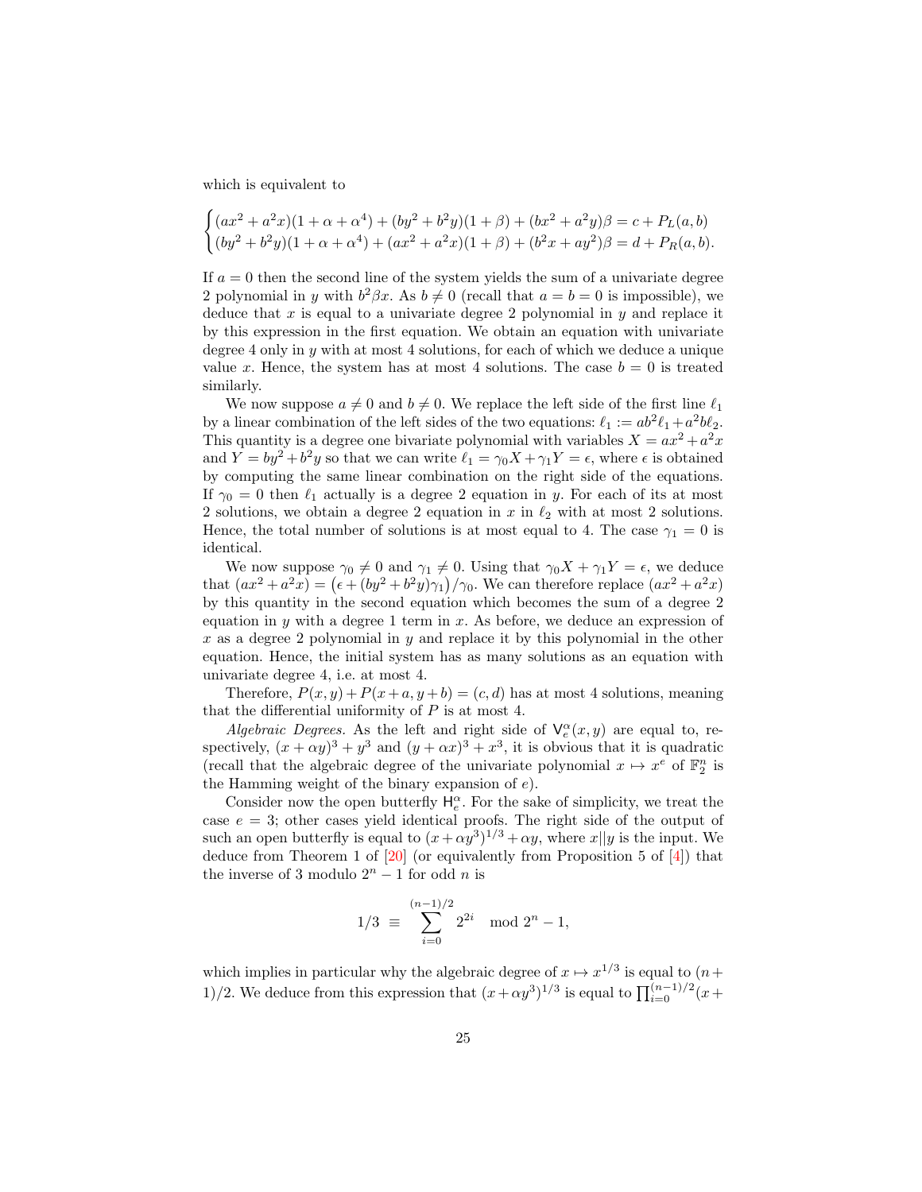which is equivalent to

$$\begin{cases} (ax^2+a^2x)(1+\alpha+\alpha^4)+(by^2+b^2y)(1+\beta)+(bx^2+a^2y)\beta = c+P_L(a,b) \\ (by^2+b^2y)(1+\alpha+\alpha^4)+(ax^2+a^2x)(1+\beta)+(b^2x+ay^2)\beta = d+P_R(a,b). \end{cases}$$

If $a=0$ then the second line of the system yields the sum of a univariate degree 2 polynomial in $y$ with $b^2\beta x$. As $b \neq 0$ (recall that $a=b=0$ is impossible), we deduce that $x$ is equal to a univariate degree 2 polynomial in $y$ and replace it by this expression in the first equation. We obtain an equation with univariate degree 4 only in $y$ with at most 4 solutions, for each of which we deduce a unique value $x$. Hence, the system has at most 4 solutions. The case $b=0$ is treated similarly.

We now suppose $a \neq 0$ and $b \neq 0$. We replace the left side of the first line $\ell_1$ by a linear combination of the left sides of the two equations: $\ell_1 := ab^2\ell_1 + a^2b\ell_2$. This quantity is a degree one bivariate polynomial with variables $X = ax^2+a^2x$ and $Y = by^2+b^2y$ so that we can write $\ell_1 = \gamma_0 X + \gamma_1 Y = \epsilon$, where $\epsilon$ is obtained by computing the same linear combination on the right side of the equations. If $\gamma_0 = 0$ then $\ell_1$ actually is a degree 2 equation in $y$. For each of its at most 2 solutions, we obtain a degree 2 equation in $x$ in $\ell_2$ with at most 2 solutions. Hence, the total number of solutions is at most equal to 4. The case $\gamma_1 = 0$ is identical.

We now suppose $\gamma_0 \neq 0$ and $\gamma_1 \neq 0$. Using that $\gamma_0 X + \gamma_1 Y = \epsilon$, we deduce that $(ax^2+a^2x) = \big(\epsilon + (by^2+b^2y)\gamma_1\big)/\gamma_0$. We can therefore replace $(ax^2+a^2x)$ by this quantity in the second equation which becomes the sum of a degree 2 equation in $y$ with a degree 1 term in $x$. As before, we deduce an expression of $x$ as a degree 2 polynomial in $y$ and replace it by this polynomial in the other equation. Hence, the initial system has as many solutions as an equation with univariate degree 4, i.e. at most 4.

Therefore, $P(x,y)+P(x+a,y+b)=(c,d)$ has at most 4 solutions, meaning that the differential uniformity of $P$ is at most 4.

*Algebraic Degrees.* As the left and right side of $\mathsf{V}_e^\alpha(x,y)$ are equal to, respectively, $(x+\alpha y)^3+y^3$ and $(y+\alpha x)^3+x^3$, it is obvious that it is quadratic (recall that the algebraic degree of the univariate polynomial $x \mapsto x^e$ of $\mathbb{F}_2^n$ is the Hamming weight of the binary expansion of $e$).

Consider now the open butterfly $\mathsf{H}_e^\alpha$. For the sake of simplicity, we treat the case $e=3$; other cases yield identical proofs. The right side of the output of such an open butterfly is equal to $(x+\alpha y^3)^{1/3}+\alpha y$, where $x||y$ is the input. We deduce from Theorem 1 of [20] (or equivalently from Proposition 5 of [4]) that the inverse of 3 modulo $2^n-1$ for odd $n$ is

$$1/3 \;\equiv\; \sum_{i=0}^{(n-1)/2} 2^{2i} \mod 2^n-1,$$

which implies in particular why the algebraic degree of $x \mapsto x^{1/3}$ is equal to $(n+1)/2$. We deduce from this expression that $(x+\alpha y^3)^{1/3}$ is equal to $\prod_{i=0}^{(n-1)/2}(x+$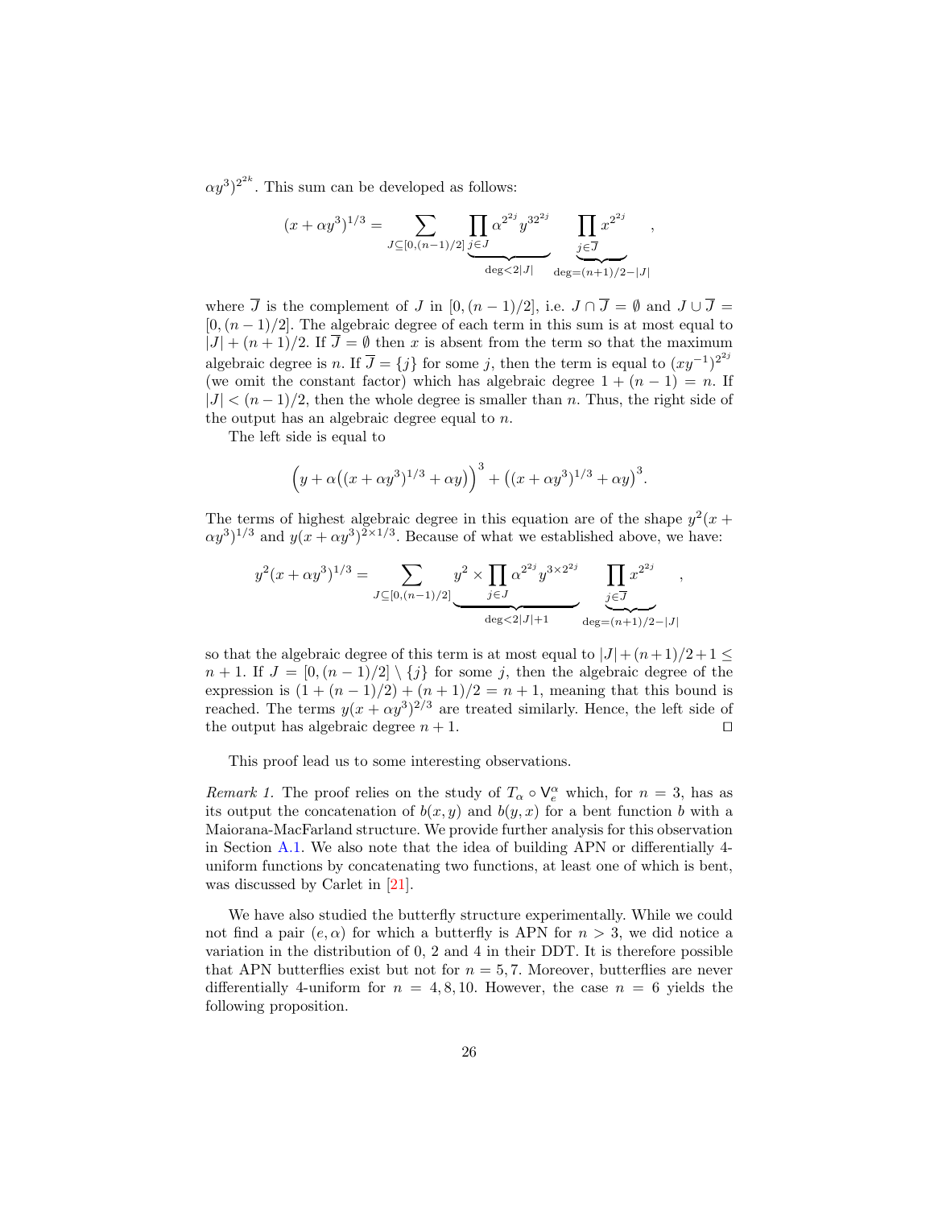$\alpha y^3)^{2^{2k}}$. This sum can be developed as follows:

$$(x + \alpha y^3)^{1/3} = \sum_{J \subseteq [0,(n-1)/2]} \underbrace{\prod_{j \in J} \alpha^{2^{2j}} y^{3 2^{2j}}}_{\deg < 2|J|} \underbrace{\prod_{j \in \overline{J}} x^{2^{2j}}}_{\deg = (n+1)/2 - |J|},$$

where $\overline{J}$ is the complement of $J$ in $[0,(n-1)/2]$, i.e. $J \cap \overline{J} = \emptyset$ and $J \cup \overline{J} = [0,(n-1)/2]$. The algebraic degree of each term in this sum is at most equal to $|J| + (n+1)/2$. If $\overline{J} = \emptyset$ then $x$ is absent from the term so that the maximum algebraic degree is $n$. If $\overline{J} = \{j\}$ for some $j$, then the term is equal to $(xy^{-1})^{2^{2j}}$ (we omit the constant factor) which has algebraic degree $1 + (n-1) = n$. If $|J| < (n-1)/2$, then the whole degree is smaller than $n$. Thus, the right side of the output has an algebraic degree equal to $n$.

The left side is equal to

$$\Big(y + \alpha\big((x + \alpha y^3)^{1/3} + \alpha y\big)\Big)^3 + \big((x + \alpha y^3)^{1/3} + \alpha y\big)^3.$$

The terms of highest algebraic degree in this equation are of the shape $y^2(x + \alpha y^3)^{1/3}$ and $y(x + \alpha y^3)^{2 \times 1/3}$. Because of what we established above, we have:

$$y^2(x + \alpha y^3)^{1/3} = \sum_{J \subseteq [0,(n-1)/2]} \underbrace{y^2 \times \prod_{j \in J} \alpha^{2^{2j}} y^{3 \times 2^{2j}}}_{\deg < 2|J|+1} \underbrace{\prod_{j \in \overline{J}} x^{2^{2j}}}_{\deg = (n+1)/2 - |J|},$$

so that the algebraic degree of this term is at most equal to $|J| + (n+1)/2 + 1 \leq n + 1$. If $J = [0,(n-1)/2] \setminus \{j\}$ for some $j$, then the algebraic degree of the expression is $(1 + (n-1)/2) + (n+1)/2 = n + 1$, meaning that this bound is reached. The terms $y(x + \alpha y^3)^{2/3}$ are treated similarly. Hence, the left side of the output has algebraic degree $n + 1$. $\square$

This proof lead us to some interesting observations.

*Remark 1.* The proof relies on the study of $T_\alpha \circ \mathsf{V}_e^\alpha$ which, for $n = 3$, has as its output the concatenation of $b(x, y)$ and $b(y, x)$ for a bent function $b$ with a Maiorana-MacFarland structure. We provide further analysis for this observation in Section A.1. We also note that the idea of building APN or differentially 4-uniform functions by concatenating two functions, at least one of which is bent, was discussed by Carlet in [21].

We have also studied the butterfly structure experimentally. While we could not find a pair $(e, \alpha)$ for which a butterfly is APN for $n > 3$, we did notice a variation in the distribution of 0, 2 and 4 in their DDT. It is therefore possible that APN butterflies exist but not for $n = 5, 7$. Moreover, butterflies are never differentially 4-uniform for $n = 4, 8, 10$. However, the case $n = 6$ yields the following proposition.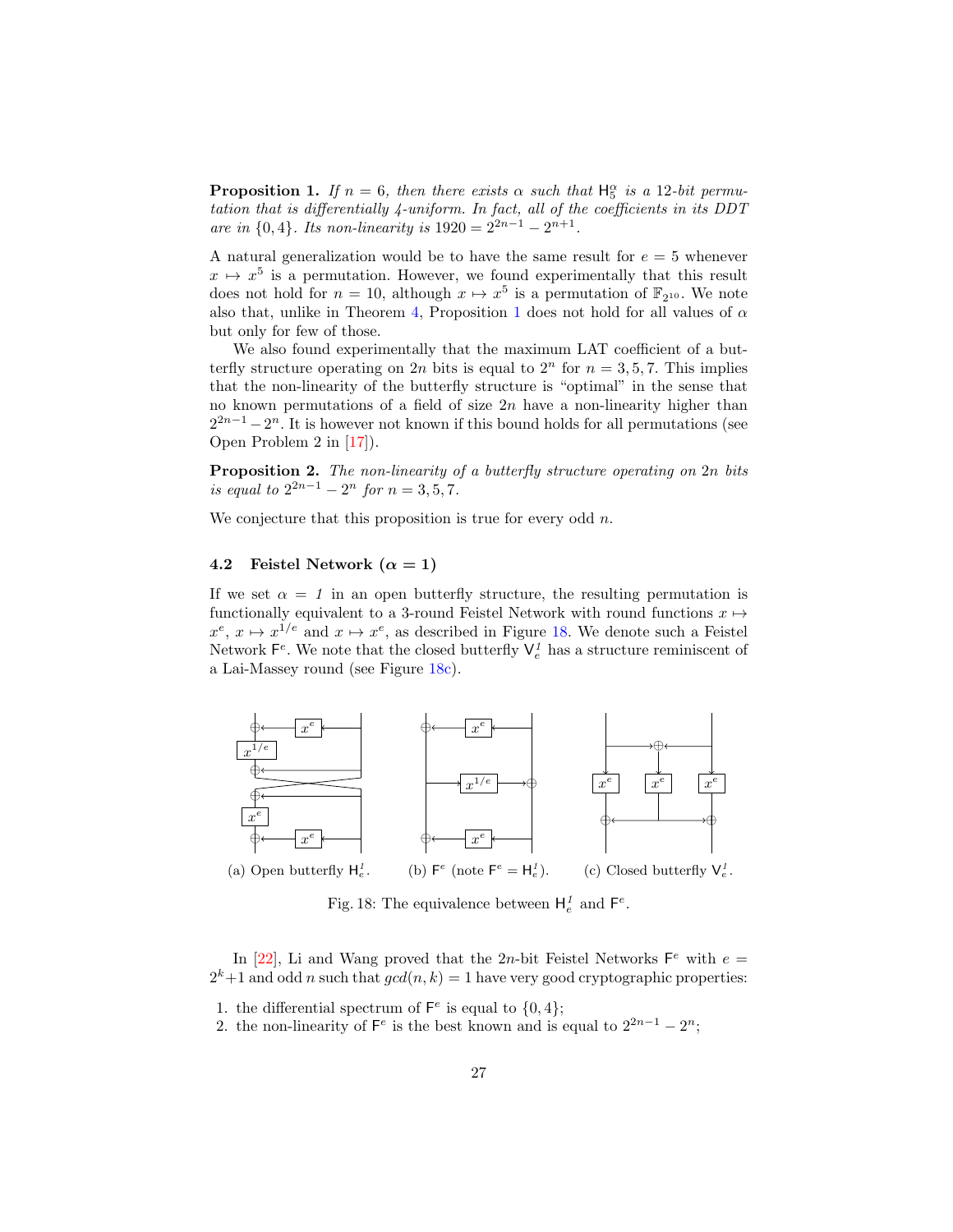**Proposition 1.** *If $n = 6$, then there exists $\alpha$ such that $\mathsf{H}_5^\alpha$ is a 12-bit permutation that is differentially 4-uniform. In fact, all of the coefficients in its DDT are in $\{0, 4\}$. Its non-linearity is $1920 = 2^{2n-1} - 2^{n+1}$.*

A natural generalization would be to have the same result for $e = 5$ whenever $x \mapsto x^5$ is a permutation. However, we found experimentally that this result does not hold for $n = 10$, although $x \mapsto x^5$ is a permutation of $\mathbb{F}_{2^{10}}$. We note also that, unlike in Theorem 4, Proposition 1 does not hold for all values of $\alpha$ but only for few of those.

We also found experimentally that the maximum LAT coefficient of a butterfly structure operating on $2n$ bits is equal to $2^n$ for $n = 3, 5, 7$. This implies that the non-linearity of the butterfly structure is "optimal" in the sense that no known permutations of a field of size $2n$ have a non-linearity higher than $2^{2n-1} - 2^n$. It is however not known if this bound holds for all permutations (see Open Problem 2 in [17]).

**Proposition 2.** *The non-linearity of a butterfly structure operating on $2n$ bits is equal to $2^{2n-1} - 2^n$ for $n = 3, 5, 7$.*

We conjecture that this proposition is true for every odd $n$.

### 4.2 Feistel Network ($\alpha = 1$)

If we set $\alpha = 1$ in an open butterfly structure, the resulting permutation is functionally equivalent to a 3-round Feistel Network with round functions $x \mapsto x^e$, $x \mapsto x^{1/e}$ and $x \mapsto x^e$, as described in Figure 18. We denote such a Feistel Network $\mathsf{F}^e$. We note that the closed butterfly $\mathsf{V}_e^1$ has a structure reminiscent of a Lai-Massey round (see Figure 18c).

(a) Open butterfly $\mathsf{H}_e^1$. (b) $\mathsf{F}^e$ (note $\mathsf{F}^e = \mathsf{H}_e^1$). (c) Closed butterfly $\mathsf{V}_e^1$.

Fig. 18: The equivalence between $\mathsf{H}_e^1$ and $\mathsf{F}^e$.

In [22], Li and Wang proved that the $2n$-bit Feistel Networks $\mathsf{F}^e$ with $e = 2^k+1$ and odd $n$ such that $gcd(n, k) = 1$ have very good cryptographic properties:

1. the differential spectrum of $\mathsf{F}^e$ is equal to $\{0, 4\}$;
2. the non-linearity of $\mathsf{F}^e$ is the best known and is equal to $2^{2n-1} - 2^n$;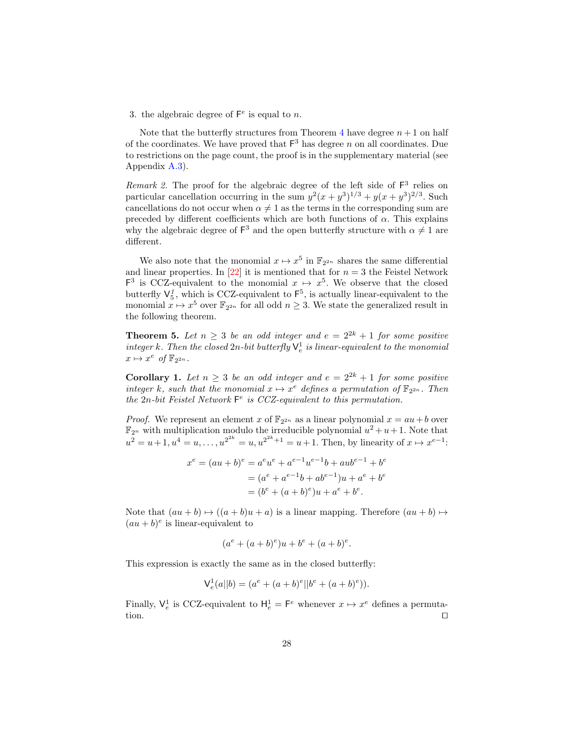3. the algebraic degree of $\mathsf{F}^e$ is equal to $n$.

Note that the butterfly structures from Theorem 4 have degree $n+1$ on half of the coordinates. We have proved that $\mathsf{F}^3$ has degree $n$ on all coordinates. Due to restrictions on the page count, the proof is in the supplementary material (see Appendix A.3).

*Remark 2.* The proof for the algebraic degree of the left side of $\mathsf{F}^3$ relies on particular cancellation occurring in the sum $y^2(x+y^3)^{1/3} + y(x+y^3)^{2/3}$. Such cancellations do not occur when $\alpha \neq 1$ as the terms in the corresponding sum are preceded by different coefficients which are both functions of $\alpha$. This explains why the algebraic degree of $\mathsf{F}^3$ and the open butterfly structure with $\alpha \neq 1$ are different.

We also note that the monomial $x \mapsto x^5$ in $\mathbb{F}_{2^{2n}}$ shares the same differential and linear properties. In [22] it is mentioned that for $n = 3$ the Feistel Network $\mathsf{F}^3$ is CCZ-equivalent to the monomial $x \mapsto x^5$. We observe that the closed butterfly $\mathsf{V}_5^I$, which is CCZ-equivalent to $\mathsf{F}^5$, is actually linear-equivalent to the monomial $x \mapsto x^5$ over $\mathbb{F}_{2^{2n}}$ for all odd $n \geq 3$. We state the generalized result in the following theorem.

**Theorem 5.** *Let $n \geq 3$ be an odd integer and $e = 2^{2k}+1$ for some positive integer $k$. Then the closed $2n$-bit butterfly $\mathsf{V}_e^1$ is linear-equivalent to the monomial $x \mapsto x^e$ of $\mathbb{F}_{2^{2n}}$.*

**Corollary 1.** *Let $n \geq 3$ be an odd integer and $e = 2^{2k}+1$ for some positive integer $k$, such that the monomial $x \mapsto x^e$ defines a permutation of $\mathbb{F}_{2^{2n}}$. Then the $2n$-bit Feistel Network $\mathsf{F}^e$ is CCZ-equivalent to this permutation.*

*Proof.* We represent an element $x$ of $\mathbb{F}_{2^{2n}}$ as a linear polynomial $x = au+b$ over $\mathbb{F}_{2^n}$ with multiplication modulo the irreducible polynomial $u^2+u+1$. Note that $u^2 = u+1, u^4 = u, \ldots, u^{2^{2k}} = u, u^{2^{2k}+1} = u+1$. Then, by linearity of $x \mapsto x^{e-1}$:

$$
\begin{aligned}
x^e = (au+b)^e &= a^e u^e + a^{e-1}u^{e-1}b + aub^{e-1} + b^e \\
&= (a^e + a^{e-1}b + ab^{e-1})u + a^e + b^e \\
&= (b^e + (a+b)^e)u + a^e + b^e.
\end{aligned}
$$

Note that $(au+b) \mapsto ((a+b)u+a)$ is a linear mapping. Therefore $(au+b) \mapsto (au+b)^e$ is linear-equivalent to

$$
(a^e + (a+b)^e)u + b^e + (a+b)^e.
$$

This expression is exactly the same as in the closed butterfly:

$$
\mathsf{V}_e^1(a||b) = (a^e + (a+b)^e || b^e + (a+b)^e)).
$$

Finally, $\mathsf{V}_e^1$ is CCZ-equivalent to $\mathsf{H}_e^1 = \mathsf{F}^e$ whenever $x \mapsto x^e$ defines a permutation. $\square$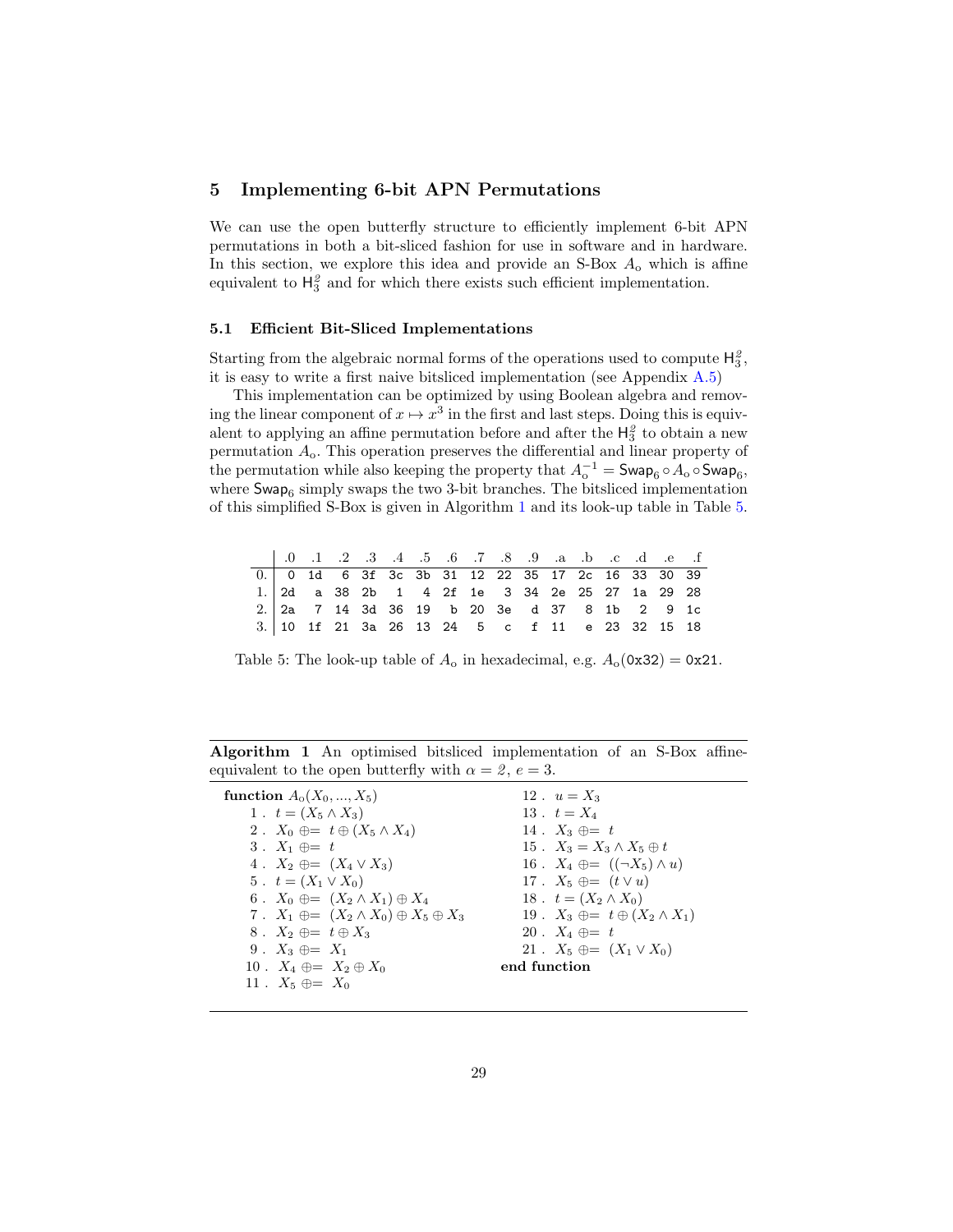## 5 Implementing 6-bit APN Permutations

We can use the open butterfly structure to efficiently implement 6-bit APN permutations in both a bit-sliced fashion for use in software and in hardware. In this section, we explore this idea and provide an S-Box $A_\text{o}$ which is affine equivalent to $\mathsf{H}_3^2$ and for which there exists such efficient implementation.

### 5.1 Efficient Bit-Sliced Implementations

Starting from the algebraic normal forms of the operations used to compute $\mathsf{H}_3^2$, it is easy to write a first naive bitsliced implementation (see Appendix A.5)

This implementation can be optimized by using Boolean algebra and removing the linear component of $x \mapsto x^3$ in the first and last steps. Doing this is equivalent to applying an affine permutation before and after the $\mathsf{H}_3^2$ to obtain a new permutation $A_\text{o}$. This operation preserves the differential and linear property of the permutation while also keeping the property that $A_\text{o}^{-1} = \mathsf{Swap}_6 \circ A_\text{o} \circ \mathsf{Swap}_6$, where $\mathsf{Swap}_6$ simply swaps the two 3-bit branches. The bitsliced implementation of this simplified S-Box is given in Algorithm 1 and its look-up table in Table 5.

| | .0 | .1 | .2 | .3 | .4 | .5 | .6 | .7 | .8 | .9 | .a | .b | .c | .d | .e | .f |
|---|---|---|---|---|---|---|---|---|---|---|---|---|---|---|---|---|
| 0. | 0 | 1d | 6 | 3f | 3c | 3b | 31 | 12 | 22 | 35 | 17 | 2c | 16 | 33 | 30 | 39 |
| 1. | 2d | a | 38 | 2b | 1 | 4 | 2f | 1e | 3 | 34 | 2e | 25 | 27 | 1a | 29 | 28 |
| 2. | 2a | 7 | 14 | 3d | 36 | 19 | b | 20 | 3e | d | 37 | 8 | 1b | 2 | 9 | 1c |
| 3. | 10 | 1f | 21 | 3a | 26 | 13 | 24 | 5 | c | f | 11 | e | 23 | 32 | 15 | 18 |

Table 5: The look-up table of $A_\text{o}$ in hexadecimal, e.g. $A_\text{o}(\texttt{0x32}) = \texttt{0x21}$.

**Algorithm 1** An optimised bitsliced implementation of an S-Box affine-equivalent to the open butterfly with $\alpha = 2$, $e = 3$.

**function** $A_\text{o}(X_0, ..., X_5)$

1. $t = (X_5 \wedge X_3)$
2. $X_0 \mathrel{\oplus}= t \oplus (X_5 \wedge X_4)$
3. $X_1 \mathrel{\oplus}= t$
4. $X_2 \mathrel{\oplus}= (X_4 \vee X_3)$
5. $t = (X_1 \vee X_0)$
6. $X_0 \mathrel{\oplus}= (X_2 \wedge X_1) \oplus X_4$
7. $X_1 \mathrel{\oplus}= (X_2 \wedge X_0) \oplus X_5 \oplus X_3$
8. $X_2 \mathrel{\oplus}= t \oplus X_3$
9. $X_3 \mathrel{\oplus}= X_1$
10. $X_4 \mathrel{\oplus}= X_2 \oplus X_0$
11. $X_5 \mathrel{\oplus}= X_0$
12. $u = X_3$
13. $t = X_4$
14. $X_3 \mathrel{\oplus}= t$
15. $X_3 = X_3 \wedge X_5 \oplus t$
16. $X_4 \mathrel{\oplus}= ((\neg X_5) \wedge u)$
17. $X_5 \mathrel{\oplus}= (t \vee u)$
18. $t = (X_2 \wedge X_0)$
19. $X_3 \mathrel{\oplus}= t \oplus (X_2 \wedge X_1)$
20. $X_4 \mathrel{\oplus}= t$
21. $X_5 \mathrel{\oplus}= (X_1 \vee X_0)$

**end function**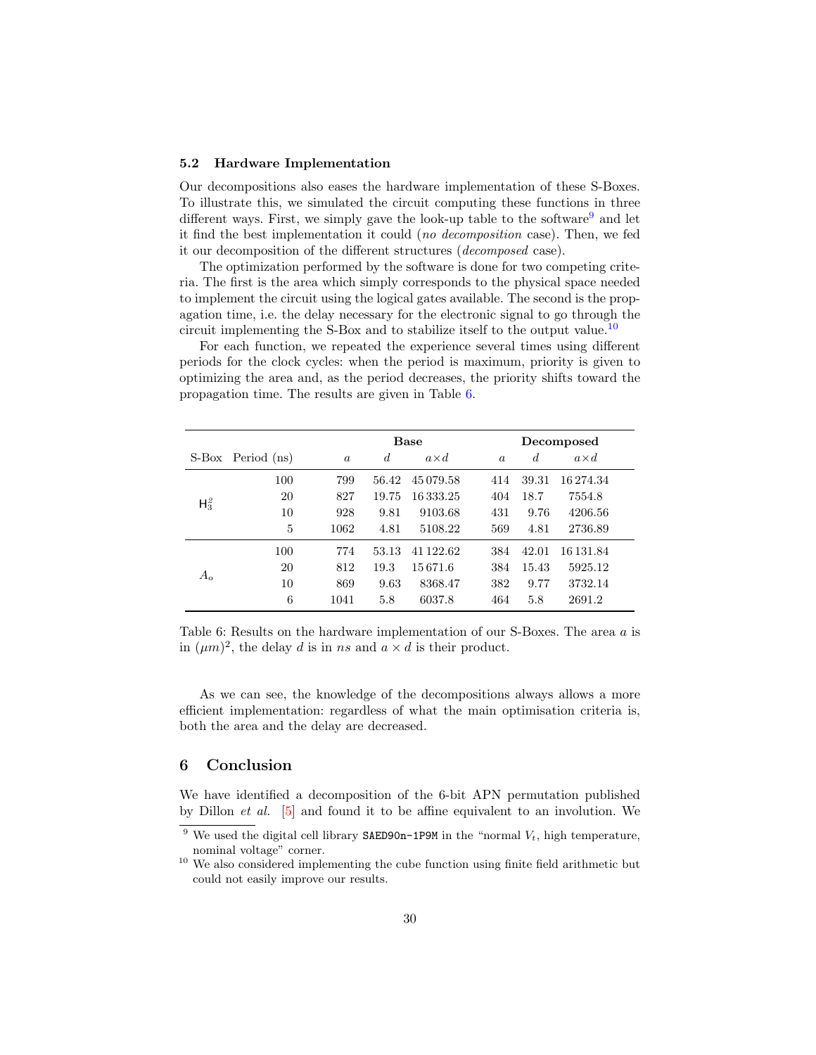### 5.2 Hardware Implementation

Our decompositions also eases the hardware implementation of these S-Boxes. To illustrate this, we simulated the circuit computing these functions in three different ways. First, we simply gave the look-up table to the software[9] and let it find the best implementation it could (*no decomposition* case). Then, we fed it our decomposition of the different structures (*decomposed* case).

The optimization performed by the software is done for two competing criteria. The first is the area which simply corresponds to the physical space needed to implement the circuit using the logical gates available. The second is the propagation time, i.e. the delay necessary for the electronic signal to go through the circuit implementing the S-Box and to stabilize itself to the output value.[10]

For each function, we repeated the experience several times using different periods for the clock cycles: when the period is maximum, priority is given to optimizing the area and, as the period decreases, the priority shifts toward the propagation time. The results are given in Table 6.

| S-Box | Period (ns) | **Base** | | | **Decomposed** | | |
|---|---|---|---|---|---|---|---|
| | | $a$ | $d$ | $a\times d$ | $a$ | $d$ | $a\times d$ |
| $\mathsf{H}_3^2$ | 100 | 799 | 56.42 | 45 079.58 | 414 | 39.31 | 16 274.34 |
| | 20 | 827 | 19.75 | 16 333.25 | 404 | 18.7 | 7554.8 |
| | 10 | 928 | 9.81 | 9103.68 | 431 | 9.76 | 4206.56 |
| | 5 | 1062 | 4.81 | 5108.22 | 569 | 4.81 | 2736.89 |
| $A_\circ$ | 100 | 774 | 53.13 | 41 122.62 | 384 | 42.01 | 16 131.84 |
| | 20 | 812 | 19.3 | 15 671.6 | 384 | 15.43 | 5925.12 |
| | 10 | 869 | 9.63 | 8368.47 | 382 | 9.77 | 3732.14 |
| | 6 | 1041 | 5.8 | 6037.8 | 464 | 5.8 | 2691.2 |

Table 6: Results on the hardware implementation of our S-Boxes. The area $a$ is in $(\mu m)^2$, the delay $d$ is in $ns$ and $a \times d$ is their product.

As we can see, the knowledge of the decompositions always allows a more efficient implementation: regardless of what the main optimisation criteria is, both the area and the delay are decreased.

## 6 Conclusion

We have identified a decomposition of the 6-bit APN permutation published by Dillon *et al.* [5] and found it to be affine equivalent to an involution. We

[9] We used the digital cell library `SAED90n-1P9M` in the "normal $V_t$, high temperature, nominal voltage" corner.

[10] We also considered implementing the cube function using finite field arithmetic but could not easily improve our results.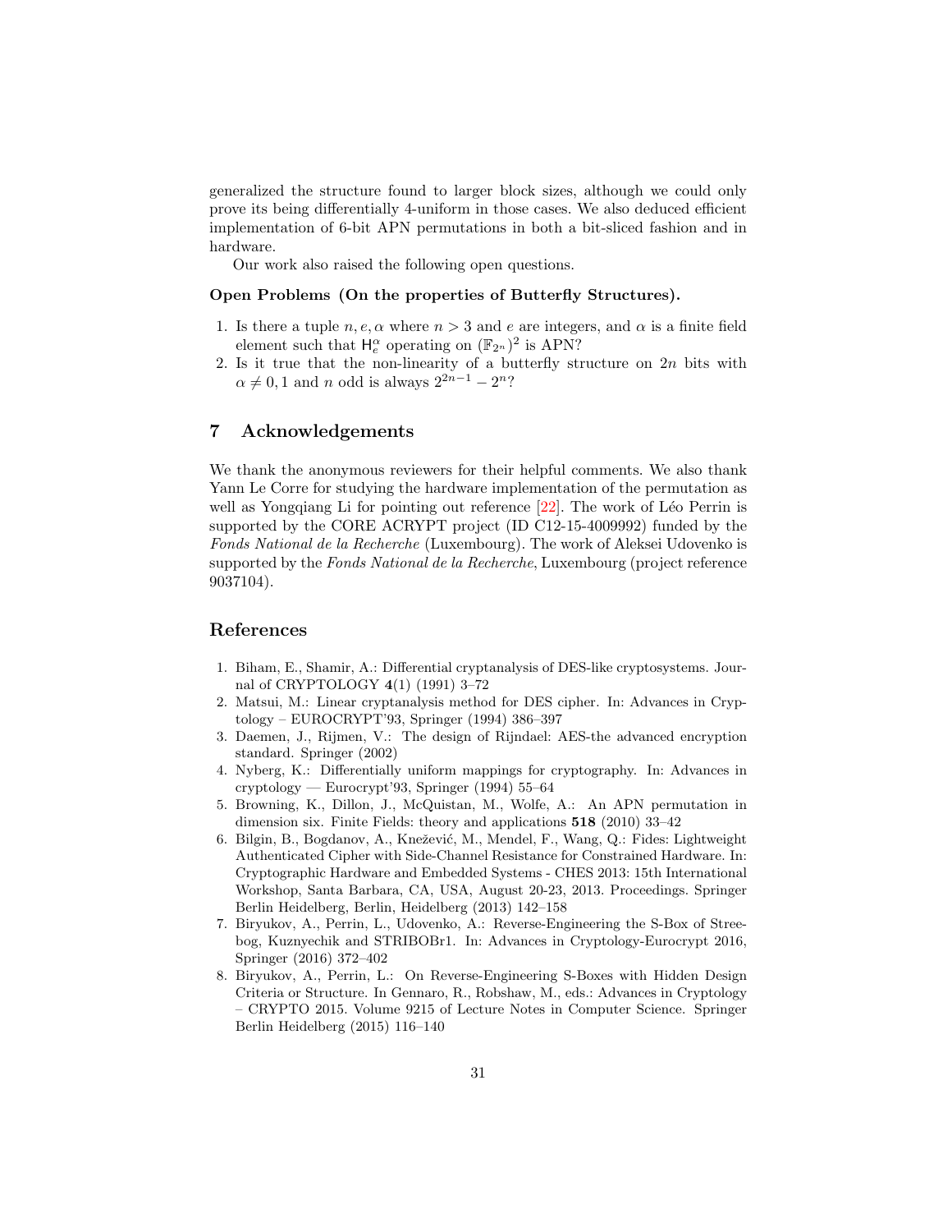generalized the structure found to larger block sizes, although we could only prove its being differentially 4-uniform in those cases. We also deduced efficient implementation of 6-bit APN permutations in both a bit-sliced fashion and in hardware.

Our work also raised the following open questions.

**Open Problems (On the properties of Butterfly Structures).**

1. Is there a tuple $n, e, \alpha$ where $n > 3$ and $e$ are integers, and $\alpha$ is a finite field element such that $\mathsf{H}_e^\alpha$ operating on $(\mathbb{F}_{2^n})^2$ is APN?
2. Is it true that the non-linearity of a butterfly structure on $2n$ bits with $\alpha \neq 0, 1$ and $n$ odd is always $2^{2n-1} - 2^n$?

## 7 Acknowledgements

We thank the anonymous reviewers for their helpful comments. We also thank Yann Le Corre for studying the hardware implementation of the permutation as well as Yongqiang Li for pointing out reference [22]. The work of Léo Perrin is supported by the CORE ACRYPT project (ID C12-15-4009992) funded by the *Fonds National de la Recherche* (Luxembourg). The work of Aleksei Udovenko is supported by the *Fonds National de la Recherche*, Luxembourg (project reference 9037104).

## References

1. Biham, E., Shamir, A.: Differential cryptanalysis of DES-like cryptosystems. Journal of CRYPTOLOGY **4**(1) (1991) 3–72
2. Matsui, M.: Linear cryptanalysis method for DES cipher. In: Advances in Cryptology – EUROCRYPT'93, Springer (1994) 386–397
3. Daemen, J., Rijmen, V.: The design of Rijndael: AES-the advanced encryption standard. Springer (2002)
4. Nyberg, K.: Differentially uniform mappings for cryptography. In: Advances in cryptology — Eurocrypt'93, Springer (1994) 55–64
5. Browning, K., Dillon, J., McQuistan, M., Wolfe, A.: An APN permutation in dimension six. Finite Fields: theory and applications **518** (2010) 33–42
6. Bilgin, B., Bogdanov, A., Knežević, M., Mendel, F., Wang, Q.: Fides: Lightweight Authenticated Cipher with Side-Channel Resistance for Constrained Hardware. In: Cryptographic Hardware and Embedded Systems - CHES 2013: 15th International Workshop, Santa Barbara, CA, USA, August 20-23, 2013. Proceedings. Springer Berlin Heidelberg, Berlin, Heidelberg (2013) 142–158
7. Biryukov, A., Perrin, L., Udovenko, A.: Reverse-Engineering the S-Box of Streebog, Kuznyechik and STRIBOBr1. In: Advances in Cryptology-Eurocrypt 2016, Springer (2016) 372–402
8. Biryukov, A., Perrin, L.: On Reverse-Engineering S-Boxes with Hidden Design Criteria or Structure. In Gennaro, R., Robshaw, M., eds.: Advances in Cryptology – CRYPTO 2015. Volume 9215 of Lecture Notes in Computer Science. Springer Berlin Heidelberg (2015) 116–140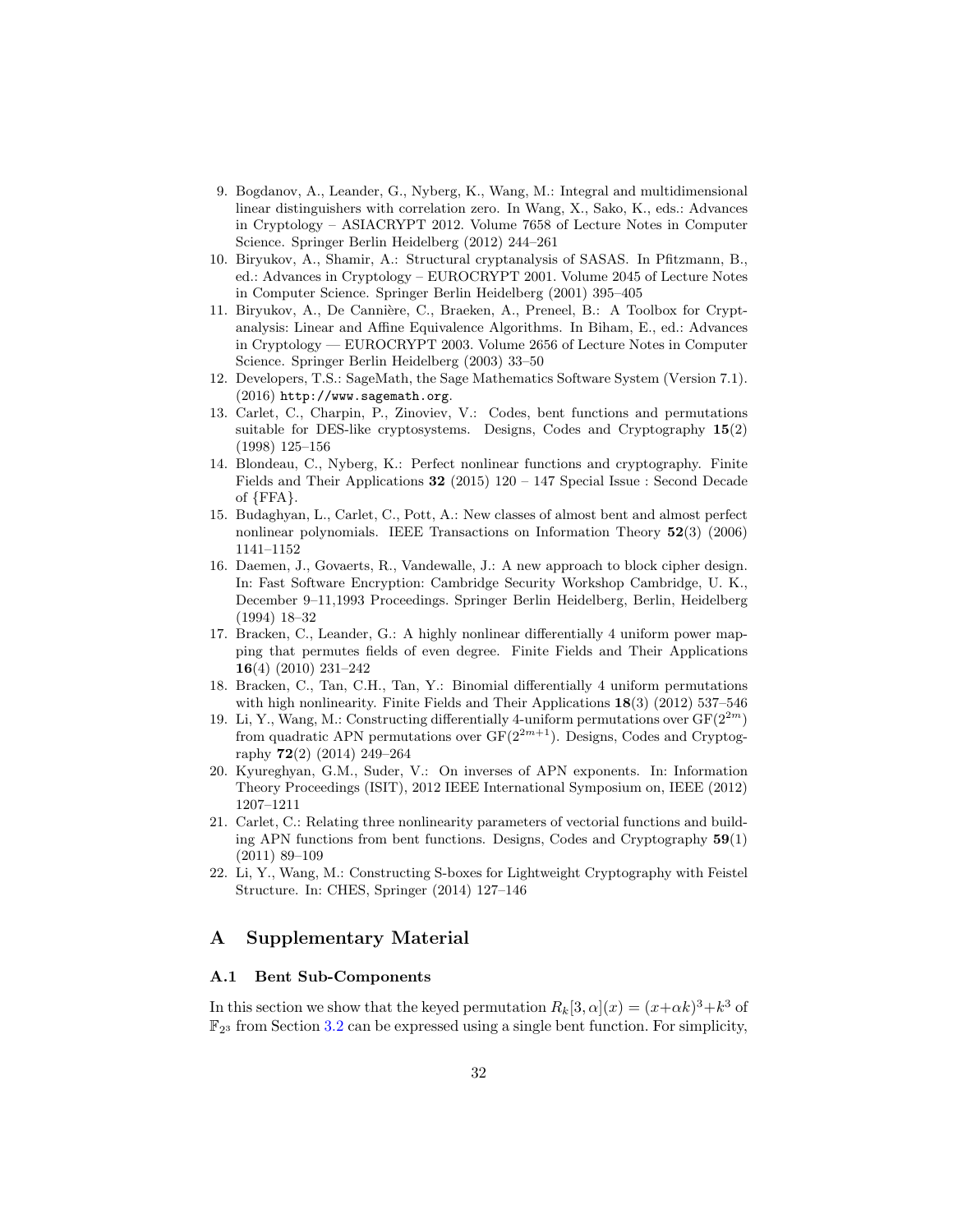9. Bogdanov, A., Leander, G., Nyberg, K., Wang, M.: Integral and multidimensional linear distinguishers with correlation zero. In Wang, X., Sako, K., eds.: Advances in Cryptology – ASIACRYPT 2012. Volume 7658 of Lecture Notes in Computer Science. Springer Berlin Heidelberg (2012) 244–261
10. Biryukov, A., Shamir, A.: Structural cryptanalysis of SASAS. In Pfitzmann, B., ed.: Advances in Cryptology – EUROCRYPT 2001. Volume 2045 of Lecture Notes in Computer Science. Springer Berlin Heidelberg (2001) 395–405
11. Biryukov, A., De Cannière, C., Braeken, A., Preneel, B.: A Toolbox for Cryptanalysis: Linear and Affine Equivalence Algorithms. In Biham, E., ed.: Advances in Cryptology — EUROCRYPT 2003. Volume 2656 of Lecture Notes in Computer Science. Springer Berlin Heidelberg (2003) 33–50
12. Developers, T.S.: SageMath, the Sage Mathematics Software System (Version 7.1). (2016) `http://www.sagemath.org`.
13. Carlet, C., Charpin, P., Zinoviev, V.: Codes, bent functions and permutations suitable for DES-like cryptosystems. Designs, Codes and Cryptography **15**(2) (1998) 125–156
14. Blondeau, C., Nyberg, K.: Perfect nonlinear functions and cryptography. Finite Fields and Their Applications **32** (2015) 120 – 147 Special Issue : Second Decade of {FFA}.
15. Budaghyan, L., Carlet, C., Pott, A.: New classes of almost bent and almost perfect nonlinear polynomials. IEEE Transactions on Information Theory **52**(3) (2006) 1141–1152
16. Daemen, J., Govaerts, R., Vandewalle, J.: A new approach to block cipher design. In: Fast Software Encryption: Cambridge Security Workshop Cambridge, U. K., December 9–11,1993 Proceedings. Springer Berlin Heidelberg, Berlin, Heidelberg (1994) 18–32
17. Bracken, C., Leander, G.: A highly nonlinear differentially 4 uniform power mapping that permutes fields of even degree. Finite Fields and Their Applications **16**(4) (2010) 231–242
18. Bracken, C., Tan, C.H., Tan, Y.: Binomial differentially 4 uniform permutations with high nonlinearity. Finite Fields and Their Applications **18**(3) (2012) 537–546
19. Li, Y., Wang, M.: Constructing differentially 4-uniform permutations over $\mathrm{GF}(2^{2m})$ from quadratic APN permutations over $\mathrm{GF}(2^{2m+1})$. Designs, Codes and Cryptography **72**(2) (2014) 249–264
20. Kyureghyan, G.M., Suder, V.: On inverses of APN exponents. In: Information Theory Proceedings (ISIT), 2012 IEEE International Symposium on, IEEE (2012) 1207–1211
21. Carlet, C.: Relating three nonlinearity parameters of vectorial functions and building APN functions from bent functions. Designs, Codes and Cryptography **59**(1) (2011) 89–109
22. Li, Y., Wang, M.: Constructing S-boxes for Lightweight Cryptography with Feistel Structure. In: CHES, Springer (2014) 127–146

# A Supplementary Material

## A.1 Bent Sub-Components

In this section we show that the keyed permutation $R_k[3, \alpha](x) = (x+\alpha k)^3+k^3$ of $\mathbb{F}_{2^3}$ from Section 3.2 can be expressed using a single bent function. For simplicity,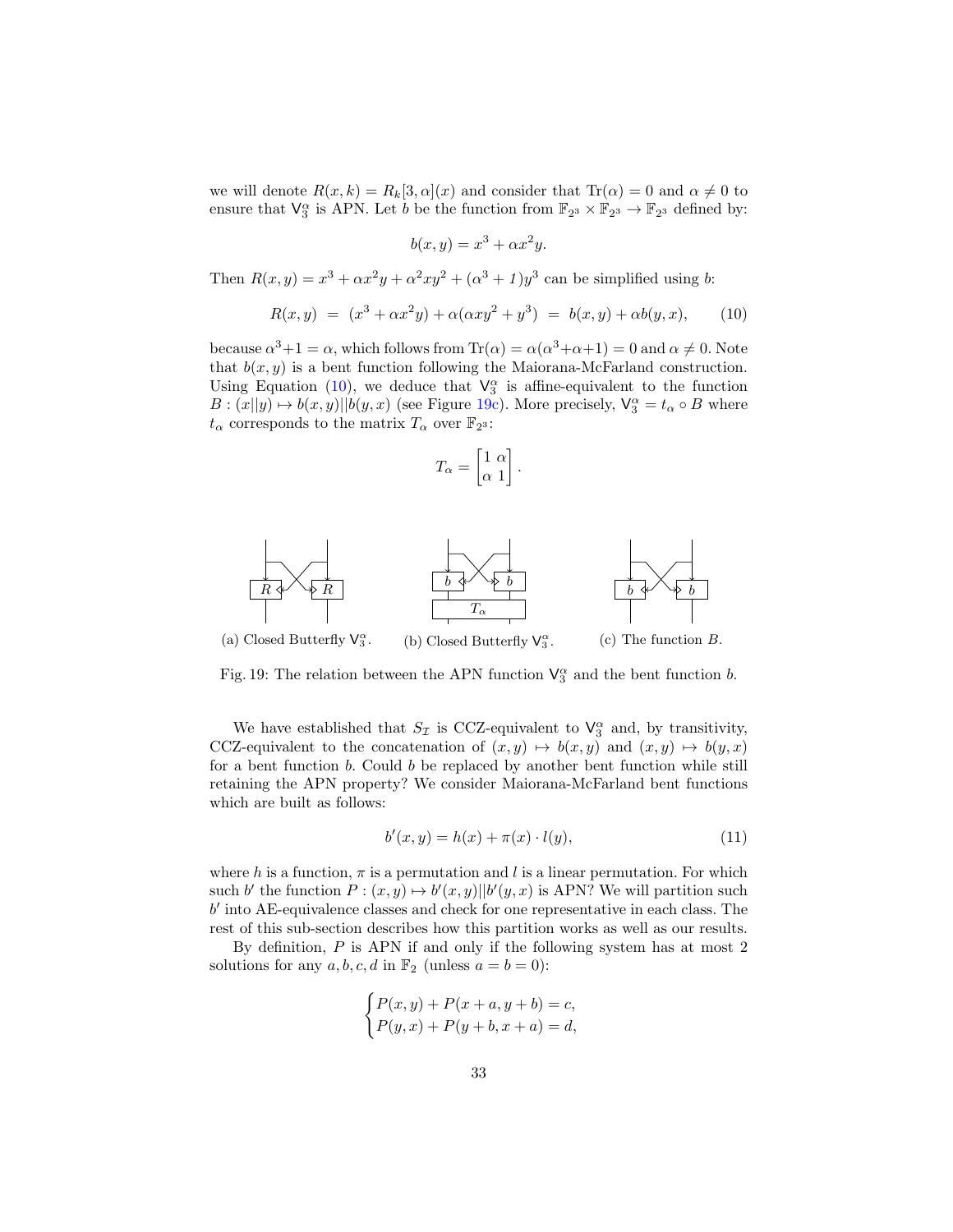we will denote $R(x,k) = R_k[3,\alpha](x)$ and consider that $\mathrm{Tr}(\alpha) = 0$ and $\alpha \neq 0$ to ensure that $\mathsf{V}_3^\alpha$ is APN. Let $b$ be the function from $\mathbb{F}_{2^3} \times \mathbb{F}_{2^3} \to \mathbb{F}_{2^3}$ defined by:

$$b(x,y) = x^3 + \alpha x^2 y.$$

Then $R(x,y) = x^3 + \alpha x^2 y + \alpha^2 xy^2 + (\alpha^3 + 1)y^3$ can be simplified using $b$:

$$R(x,y) \;=\; (x^3 + \alpha x^2 y) + \alpha(\alpha x y^2 + y^3) \;=\; b(x,y) + \alpha b(y,x), \qquad (10)$$

because $\alpha^3 + 1 = \alpha$, which follows from $\mathrm{Tr}(\alpha) = \alpha(\alpha^3 + \alpha + 1) = 0$ and $\alpha \neq 0$. Note that $b(x,y)$ is a bent function following the Maiorana-McFarland construction. Using Equation (10), we deduce that $\mathsf{V}_3^\alpha$ is affine-equivalent to the function $B : (x||y) \mapsto b(x,y)||b(y,x)$ (see Figure 19c). More precisely, $\mathsf{V}_3^\alpha = t_\alpha \circ B$ where $t_\alpha$ corresponds to the matrix $T_\alpha$ over $\mathbb{F}_{2^3}$:

$$T_\alpha = \begin{bmatrix} 1 & \alpha \\ \alpha & 1 \end{bmatrix}.$$

(a) Closed Butterfly $\mathsf{V}_3^\alpha$. (b) Closed Butterfly $\mathsf{V}_3^\alpha$. (c) The function $B$.

Fig. 19: The relation between the APN function $\mathsf{V}_3^\alpha$ and the bent function $b$.

We have established that $S_{\mathcal{I}}$ is CCZ-equivalent to $\mathsf{V}_3^\alpha$ and, by transitivity, CCZ-equivalent to the concatenation of $(x,y) \mapsto b(x,y)$ and $(x,y) \mapsto b(y,x)$ for a bent function $b$. Could $b$ be replaced by another bent function while still retaining the APN property? We consider Maiorana-McFarland bent functions which are built as follows:

$$b'(x,y) = h(x) + \pi(x) \cdot l(y), \qquad (11)$$

where $h$ is a function, $\pi$ is a permutation and $l$ is a linear permutation. For which such $b'$ the function $P : (x,y) \mapsto b'(x,y)||b'(y,x)$ is APN? We will partition such $b'$ into AE-equivalence classes and check for one representative in each class. The rest of this sub-section describes how this partition works as well as our results.

By definition, $P$ is APN if and only if the following system has at most 2 solutions for any $a, b, c, d$ in $\mathbb{F}_2$ (unless $a = b = 0$):

$$\begin{cases} P(x,y) + P(x+a, y+b) = c, \\ P(y,x) + P(y+b, x+a) = d, \end{cases}$$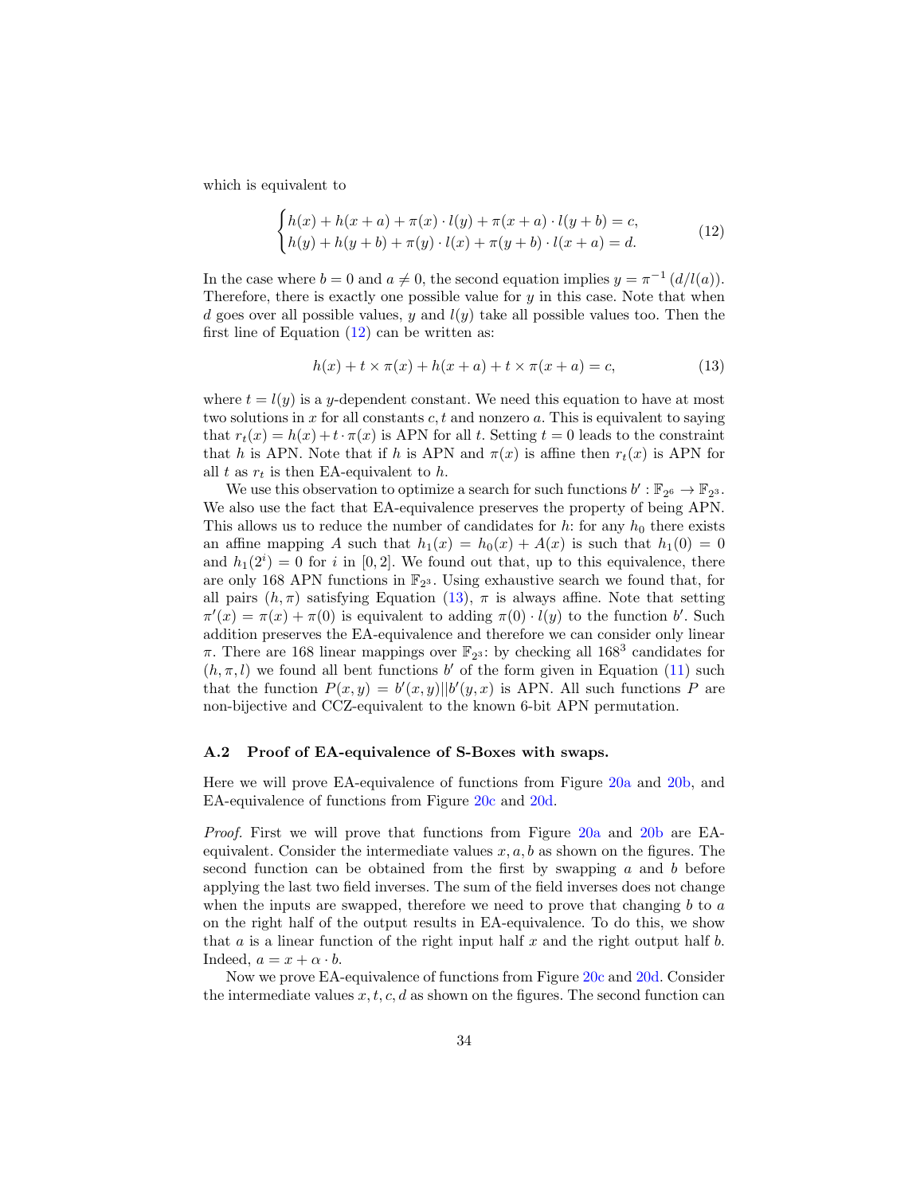which is equivalent to

$$
\begin{cases} h(x) + h(x+a) + \pi(x) \cdot l(y) + \pi(x+a) \cdot l(y+b) = c, \\ h(y) + h(y+b) + \pi(y) \cdot l(x) + \pi(y+b) \cdot l(x+a) = d. \end{cases} \tag{12}
$$

In the case where $b = 0$ and $a \neq 0$, the second equation implies $y = \pi^{-1}\left(d/l(a)\right)$. Therefore, there is exactly one possible value for $y$ in this case. Note that when $d$ goes over all possible values, $y$ and $l(y)$ take all possible values too. Then the first line of Equation (12) can be written as:

$$
h(x) + t \times \pi(x) + h(x+a) + t \times \pi(x+a) = c, \tag{13}
$$

where $t = l(y)$ is a $y$-dependent constant. We need this equation to have at most two solutions in $x$ for all constants $c, t$ and nonzero $a$. This is equivalent to saying that $r_t(x) = h(x) + t \cdot \pi(x)$ is APN for all $t$. Setting $t = 0$ leads to the constraint that $h$ is APN. Note that if $h$ is APN and $\pi(x)$ is affine then $r_t(x)$ is APN for all $t$ as $r_t$ is then EA-equivalent to $h$.

We use this observation to optimize a search for such functions $b' : \mathbb{F}_{2^6} \to \mathbb{F}_{2^3}$. We also use the fact that EA-equivalence preserves the property of being APN. This allows us to reduce the number of candidates for $h$: for any $h_0$ there exists an affine mapping $A$ such that $h_1(x) = h_0(x) + A(x)$ is such that $h_1(0) = 0$ and $h_1(2^i) = 0$ for $i$ in $[0, 2]$. We found out that, up to this equivalence, there are only 168 APN functions in $\mathbb{F}_{2^3}$. Using exhaustive search we found that, for all pairs $(h, \pi)$ satisfying Equation (13), $\pi$ is always affine. Note that setting $\pi'(x) = \pi(x) + \pi(0)$ is equivalent to adding $\pi(0) \cdot l(y)$ to the function $b'$. Such addition preserves the EA-equivalence and therefore we can consider only linear $\pi$. There are 168 linear mappings over $\mathbb{F}_{2^3}$: by checking all $168^3$ candidates for $(h, \pi, l)$ we found all bent functions $b'$ of the form given in Equation (11) such that the function $P(x, y) = b'(x, y) || b'(y, x)$ is APN. All such functions $P$ are non-bijective and CCZ-equivalent to the known 6-bit APN permutation.

### A.2 Proof of EA-equivalence of S-Boxes with swaps.

Here we will prove EA-equivalence of functions from Figure 20a and 20b, and EA-equivalence of functions from Figure 20c and 20d.

*Proof.* First we will prove that functions from Figure 20a and 20b are EA-equivalent. Consider the intermediate values $x, a, b$ as shown on the figures. The second function can be obtained from the first by swapping $a$ and $b$ before applying the last two field inverses. The sum of the field inverses does not change when the inputs are swapped, therefore we need to prove that changing $b$ to $a$ on the right half of the output results in EA-equivalence. To do this, we show that $a$ is a linear function of the right input half $x$ and the right output half $b$. Indeed, $a = x + \alpha \cdot b$.

Now we prove EA-equivalence of functions from Figure 20c and 20d. Consider the intermediate values $x, t, c, d$ as shown on the figures. The second function can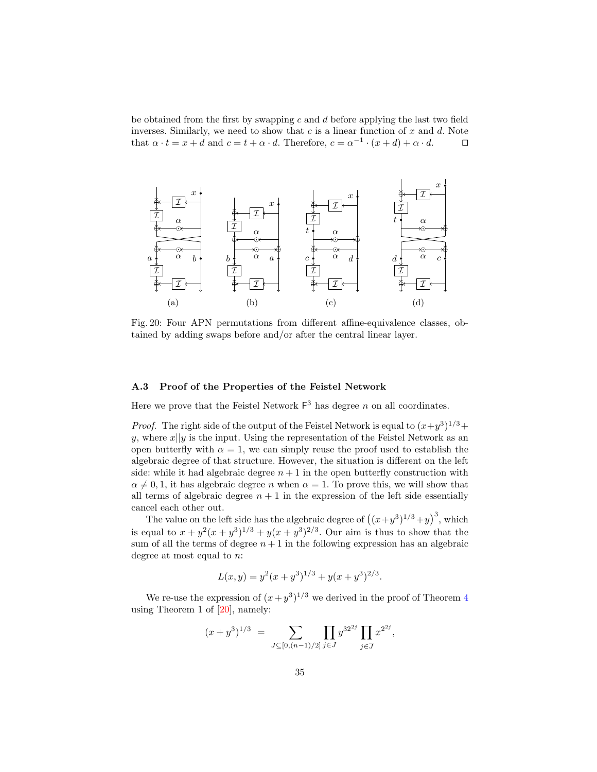be obtained from the first by swapping $c$ and $d$ before applying the last two field inverses. Similarly, we need to show that $c$ is a linear function of $x$ and $d$. Note that $\alpha \cdot t = x + d$ and $c = t + \alpha \cdot d$. Therefore, $c = \alpha^{-1} \cdot (x + d) + \alpha \cdot d$. □

Fig. 20: Four APN permutations from different affine-equivalence classes, obtained by adding swaps before and/or after the central linear layer.

### A.3 Proof of the Properties of the Feistel Network

Here we prove that the Feistel Network $\mathsf{F}^3$ has degree $n$ on all coordinates.

*Proof.* The right side of the output of the Feistel Network is equal to $(x+y^3)^{1/3} + y$, where $x||y$ is the input. Using the representation of the Feistel Network as an open butterfly with $\alpha = 1$, we can simply reuse the proof used to establish the algebraic degree of that structure. However, the situation is different on the left side: while it had algebraic degree $n+1$ in the open butterfly construction with $\alpha \neq 0, 1$, it has algebraic degree $n$ when $\alpha = 1$. To prove this, we will show that all terms of algebraic degree $n+1$ in the expression of the left side essentially cancel each other out.

The value on the left side has the algebraic degree of $\left((x+y^3)^{1/3}+y\right)^3$, which is equal to $x + y^2(x+y^3)^{1/3} + y(x+y^3)^{2/3}$. Our aim is thus to show that the sum of all the terms of degree $n+1$ in the following expression has an algebraic degree at most equal to $n$:

$$L(x, y) = y^2(x+y^3)^{1/3} + y(x+y^3)^{2/3}.$$

We re-use the expression of $(x+y^3)^{1/3}$ we derived in the proof of Theorem 4 using Theorem 1 of [20], namely:

$$(x+y^3)^{1/3} \ = \sum_{J \subseteq [0,(n-1)/2]} \prod_{j \in J} y^{3 2^{2j}} \prod_{j \in \overline{J}} x^{2^{2j}},$$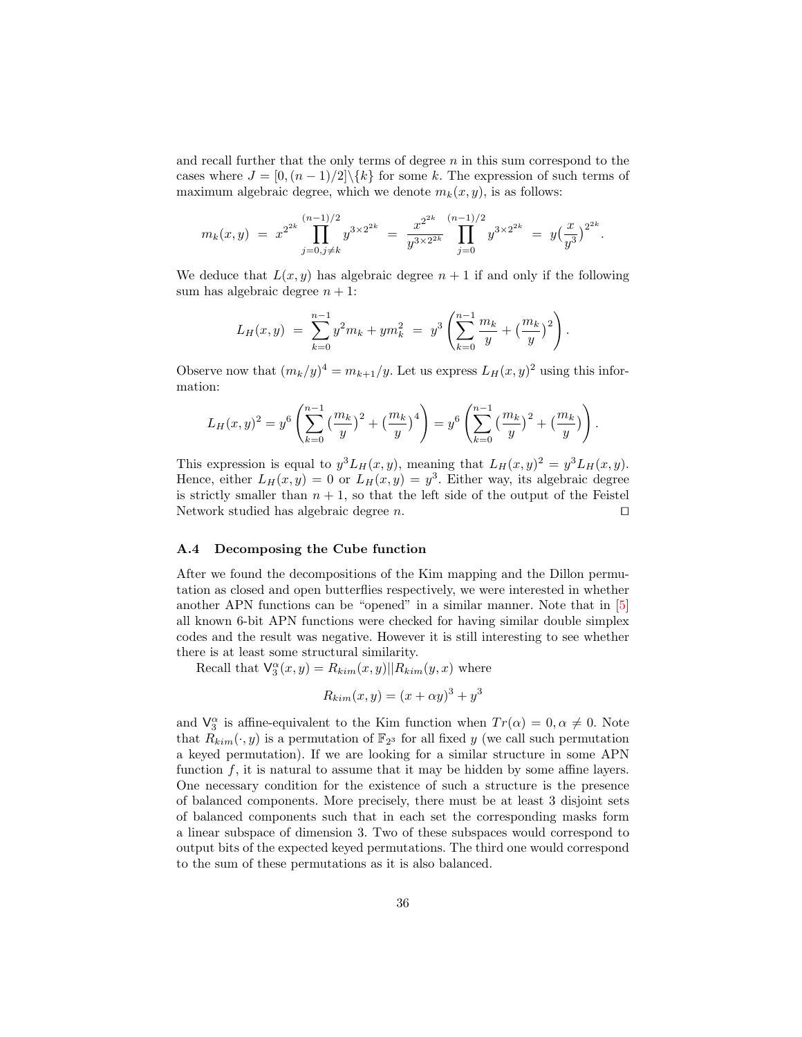and recall further that the only terms of degree $n$ in this sum correspond to the cases where $J = [0,(n-1)/2]\backslash\{k\}$ for some $k$. The expression of such terms of maximum algebraic degree, which we denote $m_k(x,y)$, is as follows:

$$m_k(x,y) \ = \ x^{2^{2k}} \prod_{j=0, j\neq k}^{(n-1)/2} y^{3\times 2^{2k}} \ = \ \frac{x^{2^{2k}}}{y^{3\times 2^{2k}}} \prod_{j=0}^{(n-1)/2} y^{3\times 2^{2k}} \ = \ y\big(\frac{x}{y^3}\big)^{2^{2k}}.$$

We deduce that $L(x,y)$ has algebraic degree $n+1$ if and only if the following sum has algebraic degree $n+1$:

$$L_H(x,y) \ = \ \sum_{k=0}^{n-1} y^2 m_k + y m_k^2 \ = \ y^3 \left( \sum_{k=0}^{n-1} \frac{m_k}{y} + \big(\frac{m_k}{y}\big)^2 \right).$$

Observe now that $(m_k/y)^4 = m_{k+1}/y$. Let us express $L_H(x,y)^2$ using this information:

$$L_H(x,y)^2 = y^6 \left( \sum_{k=0}^{n-1} \big(\frac{m_k}{y}\big)^2 + \big(\frac{m_k}{y}\big)^4 \right) = y^6 \left( \sum_{k=0}^{n-1} \big(\frac{m_k}{y}\big)^2 + \big(\frac{m_k}{y}\big) \right).$$

This expression is equal to $y^3 L_H(x,y)$, meaning that $L_H(x,y)^2 = y^3 L_H(x,y)$. Hence, either $L_H(x,y) = 0$ or $L_H(x,y) = y^3$. Either way, its algebraic degree is strictly smaller than $n+1$, so that the left side of the output of the Feistel Network studied has algebraic degree $n$. $\square$

### A.4 Decomposing the Cube function

After we found the decompositions of the Kim mapping and the Dillon permutation as closed and open butterflies respectively, we were interested in whether another APN functions can be "opened" in a similar manner. Note that in [5] all known 6-bit APN functions were checked for having similar double simplex codes and the result was negative. However it is still interesting to see whether there is at least some structural similarity.

Recall that $\mathsf{V}_3^\alpha(x,y) = R_{kim}(x,y)||R_{kim}(y,x)$ where

$$R_{kim}(x,y) = (x+\alpha y)^3 + y^3$$

and $\mathsf{V}_3^\alpha$ is affine-equivalent to the Kim function when $Tr(\alpha) = 0, \alpha \neq 0$. Note that $R_{kim}(\cdot, y)$ is a permutation of $\mathbb{F}_{2^3}$ for all fixed $y$ (we call such permutation a keyed permutation). If we are looking for a similar structure in some APN function $f$, it is natural to assume that it may be hidden by some affine layers. One necessary condition for the existence of such a structure is the presence of balanced components. More precisely, there must be at least 3 disjoint sets of balanced components such that in each set the corresponding masks form a linear subspace of dimension 3. Two of these subspaces would correspond to output bits of the expected keyed permutations. The third one would correspond to the sum of these permutations as it is also balanced.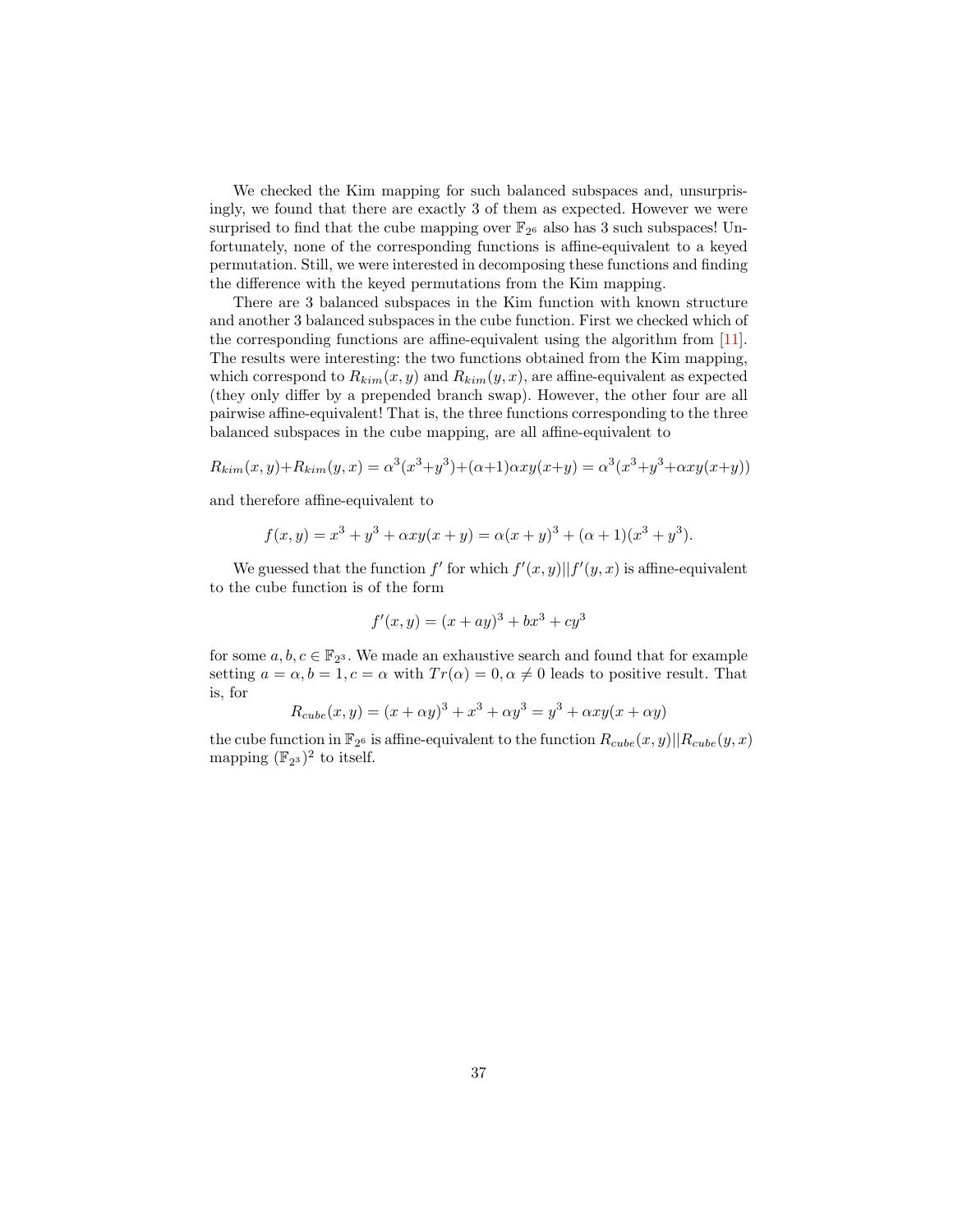We checked the Kim mapping for such balanced subspaces and, unsurprisingly, we found that there are exactly 3 of them as expected. However we were surprised to find that the cube mapping over $\mathbb{F}_{2^6}$ also has 3 such subspaces! Unfortunately, none of the corresponding functions is affine-equivalent to a keyed permutation. Still, we were interested in decomposing these functions and finding the difference with the keyed permutations from the Kim mapping.

There are 3 balanced subspaces in the Kim function with known structure and another 3 balanced subspaces in the cube function. First we checked which of the corresponding functions are affine-equivalent using the algorithm from [11]. The results were interesting: the two functions obtained from the Kim mapping, which correspond to $R_{kim}(x,y)$ and $R_{kim}(y,x)$, are affine-equivalent as expected (they only differ by a prepended branch swap). However, the other four are all pairwise affine-equivalent! That is, the three functions corresponding to the three balanced subspaces in the cube mapping, are all affine-equivalent to

$$R_{kim}(x,y)+R_{kim}(y,x) = \alpha^3(x^3+y^3)+(\alpha+1)\alpha xy(x+y) = \alpha^3(x^3+y^3+\alpha xy(x+y))$$

and therefore affine-equivalent to

$$f(x,y) = x^3 + y^3 + \alpha xy(x+y) = \alpha(x+y)^3 + (\alpha+1)(x^3+y^3).$$

We guessed that the function $f'$ for which $f'(x,y)||f'(y,x)$ is affine-equivalent to the cube function is of the form

$$f'(x,y) = (x+ay)^3 + bx^3 + cy^3$$

for some $a, b, c \in \mathbb{F}_{2^3}$. We made an exhaustive search and found that for example setting $a = \alpha, b = 1, c = \alpha$ with $Tr(\alpha) = 0, \alpha \neq 0$ leads to positive result. That is, for

$$R_{cube}(x,y) = (x+\alpha y)^3 + x^3 + \alpha y^3 = y^3 + \alpha xy(x+\alpha y)$$

the cube function in $\mathbb{F}_{2^6}$ is affine-equivalent to the function $R_{cube}(x,y)||R_{cube}(y,x)$ mapping $(\mathbb{F}_{2^3})^2$ to itself.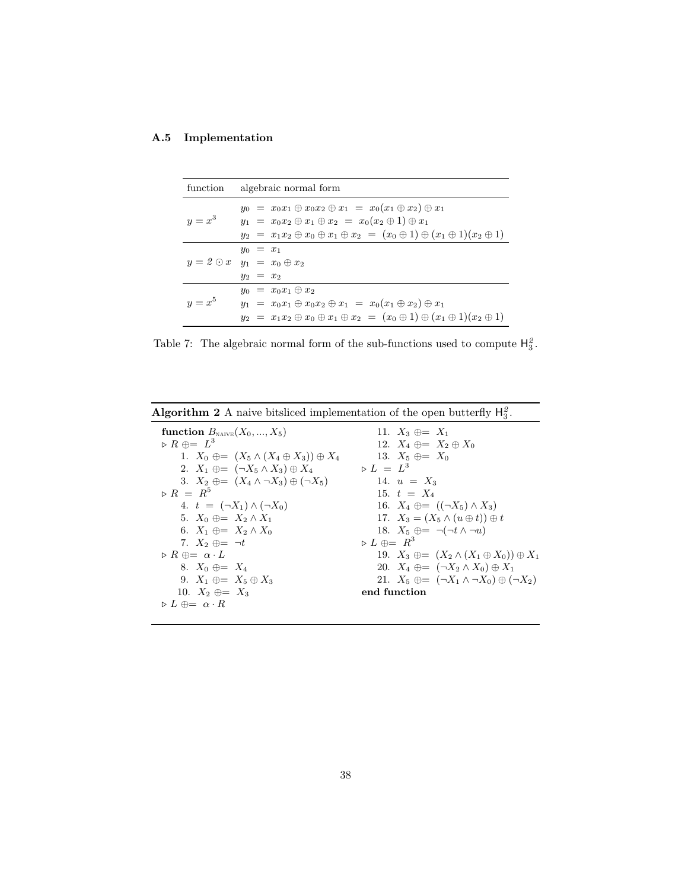### A.5 Implementation

| function | algebraic normal form |
|---|---|
| $y = x^3$ | $y_0 = x_0x_1 \oplus x_0x_2 \oplus x_1 = x_0(x_1 \oplus x_2) \oplus x_1$ |
| | $y_1 = x_0x_2 \oplus x_1 \oplus x_2 = x_0(x_2 \oplus 1) \oplus x_1$ |
| | $y_2 = x_1x_2 \oplus x_0 \oplus x_1 \oplus x_2 = (x_0 \oplus 1) \oplus (x_1 \oplus 1)(x_2 \oplus 1)$ |
| $y = 2 \odot x$ | $y_0 = x_1$ |
| | $y_1 = x_0 \oplus x_2$ |
| | $y_2 = x_2$ |
| $y = x^5$ | $y_0 = x_0x_1 \oplus x_2$ |
| | $y_1 = x_0x_1 \oplus x_0x_2 \oplus x_1 = x_0(x_1 \oplus x_2) \oplus x_1$ |
| | $y_2 = x_1x_2 \oplus x_0 \oplus x_1 \oplus x_2 = (x_0 \oplus 1) \oplus (x_1 \oplus 1)(x_2 \oplus 1)$ |

Table 7: The algebraic normal form of the sub-functions used to compute $\mathsf{H}_3^2$.

**Algorithm 2** A naive bitsliced implementation of the open butterfly $\mathsf{H}_3^2$.

**function** $B_{\text{NAIVE}}(X_0, ..., X_5)$

$\triangleright\ R \mathrel{\oplus}= L^3$

1. $X_0 \mathrel{\oplus}= (X_5 \wedge (X_4 \oplus X_3)) \oplus X_4$
2. $X_1 \mathrel{\oplus}= (\neg X_5 \wedge X_3) \oplus X_4$
3. $X_2 \mathrel{\oplus}= (X_4 \wedge \neg X_3) \oplus (\neg X_5)$

$\triangleright\ R = R^5$

4. $t = (\neg X_1) \wedge (\neg X_0)$
5. $X_0 \mathrel{\oplus}= X_2 \wedge X_1$
6. $X_1 \mathrel{\oplus}= X_2 \wedge X_0$
7. $X_2 \mathrel{\oplus}= \neg t$

$\triangleright\ R \mathrel{\oplus}= \alpha \cdot L$

8. $X_0 \mathrel{\oplus}= X_4$
9. $X_1 \mathrel{\oplus}= X_5 \oplus X_3$
10. $X_2 \mathrel{\oplus}= X_3$

$\triangleright\ L \mathrel{\oplus}= \alpha \cdot R$

11. $X_3 \mathrel{\oplus}= X_1$
12. $X_4 \mathrel{\oplus}= X_2 \oplus X_0$
13. $X_5 \mathrel{\oplus}= X_0$

$\triangleright\ L = L^3$

14. $u = X_3$
15. $t = X_4$
16. $X_4 \mathrel{\oplus}= ((\neg X_5) \wedge X_3)$
17. $X_3 = (X_5 \wedge (u \oplus t)) \oplus t$
18. $X_5 \mathrel{\oplus}= \neg(\neg t \wedge \neg u)$

$\triangleright\ L \mathrel{\oplus}= R^3$

19. $X_3 \mathrel{\oplus}= (X_2 \wedge (X_1 \oplus X_0)) \oplus X_1$
20. $X_4 \mathrel{\oplus}= (\neg X_2 \wedge X_0) \oplus X_1$
21. $X_5 \mathrel{\oplus}= (\neg X_1 \wedge \neg X_0) \oplus (\neg X_2)$

**end function**